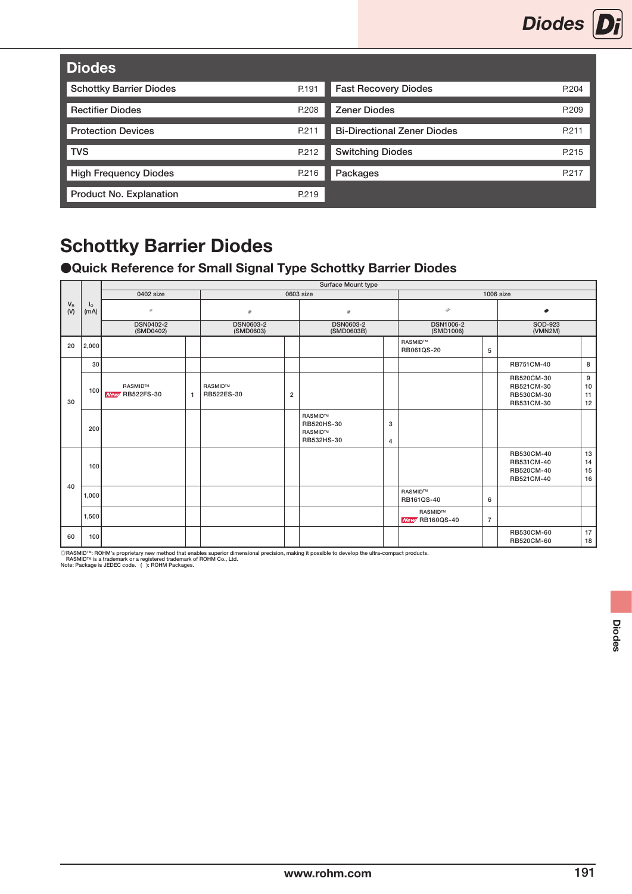# Diodes

| Diodes | | | |
|---|---|---|---|
| Schottky Barrier Diodes | P.191 | Fast Recovery Diodes | P.204 |
| Rectifier Diodes | P.208 | Zener Diodes | P.209 |
| Protection Devices | P.211 | Bi-Directional Zener Diodes | P.211 |
| TVS | P.212 | Switching Diodes | P.215 |
| High Frequency Diodes | P.216 | Packages | P.217 |
| Product No. Explanation | P.219 | | |

# Schottky Barrier Diodes

## ●Quick Reference for Small Signal Type Schottky Barrier Diodes

| $V_R$ (V) | $I_O$ (mA) | Surface Mount type | | | | | | | | | |
|---|---|---|---|---|---|---|---|---|---|---|---|
| | | 0402 size | | 0603 size | | | | 1006 size | | | |
| | | DSN0402-2 (SMD0402) | | DSN0603-2 (SMD0603) | | DSN0603-2 (SMD0603B) | | DSN1006-2 (SMD1006) | | SOD-923 (VMN2M) | |
| 20 | 2,000 | | | | | | | RASMID™ RB061QS-20 | 5 | | |
| 30 | 30 | | | | | | | | | RB751CM-40 | 8 |
| | 100 | RASMID™ New RB522FS-30 | 1 | RASMID™ RB522ES-30 | 2 | | | | | RB520CM-30<br>RB521CM-30<br>RB530CM-30<br>RB531CM-30 | 9<br>10<br>11<br>12 |
| | 200 | | | | | RASMID™ RB520HS-30<br>RASMID™ RB532HS-30 | 3<br>4 | | | | |
| 40 | 100 | | | | | | | | | RB530CM-40<br>RB531CM-40<br>RB520CM-40<br>RB521CM-40 | 13<br>14<br>15<br>16 |
| | 1,000 | | | | | | | RASMID™ RB161QS-40 | 6 | | |
| | 1,500 | | | | | | | RASMID™ New RB160QS-40 | 7 | | |
| 60 | 100 | | | | | | | | | RB530CM-60<br>RB520CM-60 | 17<br>18 |

◎RASMID™: ROHM's proprietary new method that enables superior dimensional precision, making it possible to develop the ultra-compact products.
RASMID™ is a trademark or a registered trademark of ROHM Co., Ltd.
Note: Package is JEDEC code. ( ): ROHM Packages.

www.rohm.com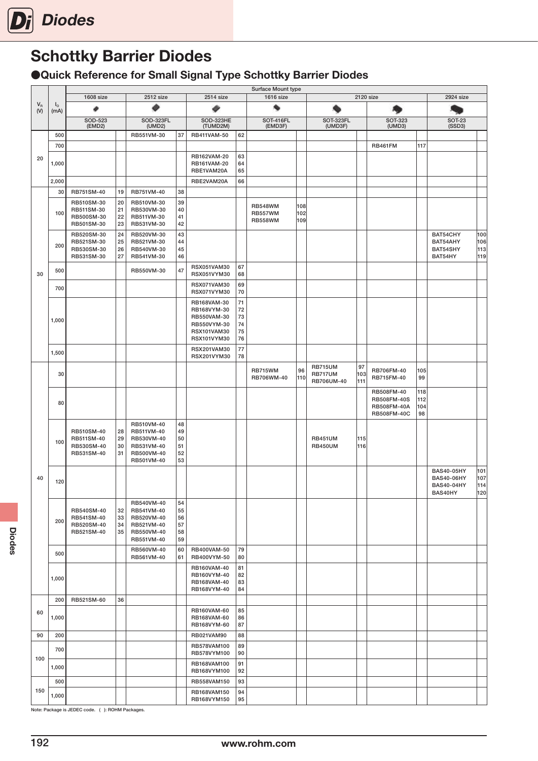# Schottky Barrier Diodes

## ●Quick Reference for Small Signal Type Schottky Barrier Diodes

| $V_R$ (V) | $I_O$ (mA) | Surface Mount type | | | | | | | | | | | | | |
|---|---|---|---|---|---|---|---|---|---|---|---|---|---|---|---|
| | | 1608 size | | 2512 size | | 2514 size | | 1616 size | | 2120 size | | | | 2924 size | |
| | | SOD-523 (EMD2) | | SOD-323FL (UMD2) | | SOD-323HE (TUMD2M) | | SOT-416FL (EMD3F) | | SOT-323FL (UMD3F) | | SOT-323 (UMD3) | | SOT-23 (SSD3) | |
| 20 | 500 | | | RB551VM-30 | 37 | RB411VAM-50 | 62 | | | | | | | | |
| | 700 | | | | | | | | | | | RB461FM | 117 | | |
| | 1,000 | | | | | RB162VAM-20<br>RB161VAM-20<br>RBE1VAM20A | 63<br>64<br>65 | | | | | | | | |
| | 2,000 | | | | | RBE2VAM20A | 66 | | | | | | | | |
| 30 | 30 | RB751SM-40 | 19 | RB751VM-40 | 38 | | | | | | | | | | |
| | 100 | RB510SM-30<br>RB511SM-30<br>RB500SM-30<br>RB501SM-30 | 20<br>21<br>22<br>23 | RB510VM-30<br>RB530VM-30<br>RB511VM-30<br>RB531VM-30 | 39<br>40<br>41<br>42 | | | RB548WM<br>RB557WM<br>RB558WM | 108<br>102<br>109 | | | | | | |
| | 200 | RB520SM-30<br>RB521SM-30<br>RB530SM-30<br>RB531SM-30 | 24<br>25<br>26<br>27 | RB520VM-30<br>RB521VM-30<br>RB540VM-30<br>RB541VM-30 | 43<br>44<br>45<br>46 | | | | | | | | | BAT54CHY<br>BAT54AHY<br>BAT54SHY<br>BAT54HY | 100<br>106<br>113<br>119 |
| | 500 | | | RB550VM-30 | 47 | RSX051VAM30<br>RSX051VYM30 | 67<br>68 | | | | | | | | |
| | 700 | | | | | RSX071VAM30<br>RSX071VYM30 | 69<br>70 | | | | | | | | |
| | 1,000 | | | | | RB168VAM-30<br>RB168VYM-30<br>RB550VAM-30<br>RB550VYM-30<br>RSX101VAM30<br>RSX101VYM30 | 71<br>72<br>73<br>74<br>75<br>76 | | | | | | | | |
| | 1,500 | | | | | RSX201VAM30<br>RSX201VYM30 | 77<br>78 | | | | | | | | |
| 40 | 30 | | | | | | | RB715WM<br>RB706WM-40 | 96<br>110 | RB715UM<br>RB717UM<br>RB706UM-40 | 97<br>103<br>111 | RB706FM-40<br>RB715FM-40 | 105<br>99 | | |
| | 80 | | | | | | | | | | | RB508FM-40<br>RB508FM-40S<br>RB508FM-40A<br>RB508FM-40C | 118<br>112<br>104<br>98 | | |
| | 100 | RB510SM-40<br>RB511SM-40<br>RB530SM-40<br>RB531SM-40 | 28<br>29<br>30<br>31 | RB510VM-40<br>RB511VM-40<br>RB530VM-40<br>RB531VM-40<br>RB500VM-40<br>RB501VM-40 | 48<br>49<br>50<br>51<br>52<br>53 | | | | | RB451UM<br>RB450UM | 115<br>116 | | | | |
| | 120 | | | | | | | | | | | | | BAS40-05HY<br>BAS40-06HY<br>BAS40-04HY<br>BAS40HY | 101<br>107<br>114<br>120 |
| | 200 | RB540SM-40<br>RB541SM-40<br>RB520SM-40<br>RB521SM-40 | 32<br>33<br>34<br>35 | RB540VM-40<br>RB541VM-40<br>RB520VM-40<br>RB521VM-40<br>RB550VM-40<br>RB551VM-40 | 54<br>55<br>56<br>57<br>58<br>59 | | | | | | | | | | |
| | 500 | | | RB560VM-40<br>RB561VM-40 | 60<br>61 | RB400VAM-50<br>RB400VYM-50 | 79<br>80 | | | | | | | | |
| | 1,000 | | | | | RB160VAM-40<br>RB160VYM-40<br>RB168VAM-40<br>RB168VYM-40 | 81<br>82<br>83<br>84 | | | | | | | | |
| 60 | 200 | RB521SM-60 | 36 | | | | | | | | | | | | |
| | 1,000 | | | | | RB160VAM-60<br>RB168VAM-60<br>RB168VYM-60 | 85<br>86<br>87 | | | | | | | | |
| 90 | 200 | | | | | RB021VAM90 | 88 | | | | | | | | |
| 100 | 700 | | | | | RB578VAM100<br>RB578VYM100 | 89<br>90 | | | | | | | | |
| | 1,000 | | | | | RB168VAM100<br>RB168VYM100 | 91<br>92 | | | | | | | | |
| 150 | 500 | | | | | RB558VAM150 | 93 | | | | | | | | |
| | 1,000 | | | | | RB168VAM150<br>RB168VYM150 | 94<br>95 | | | | | | | | |

Note: Package is JEDEC code. ( ): ROHM Packages.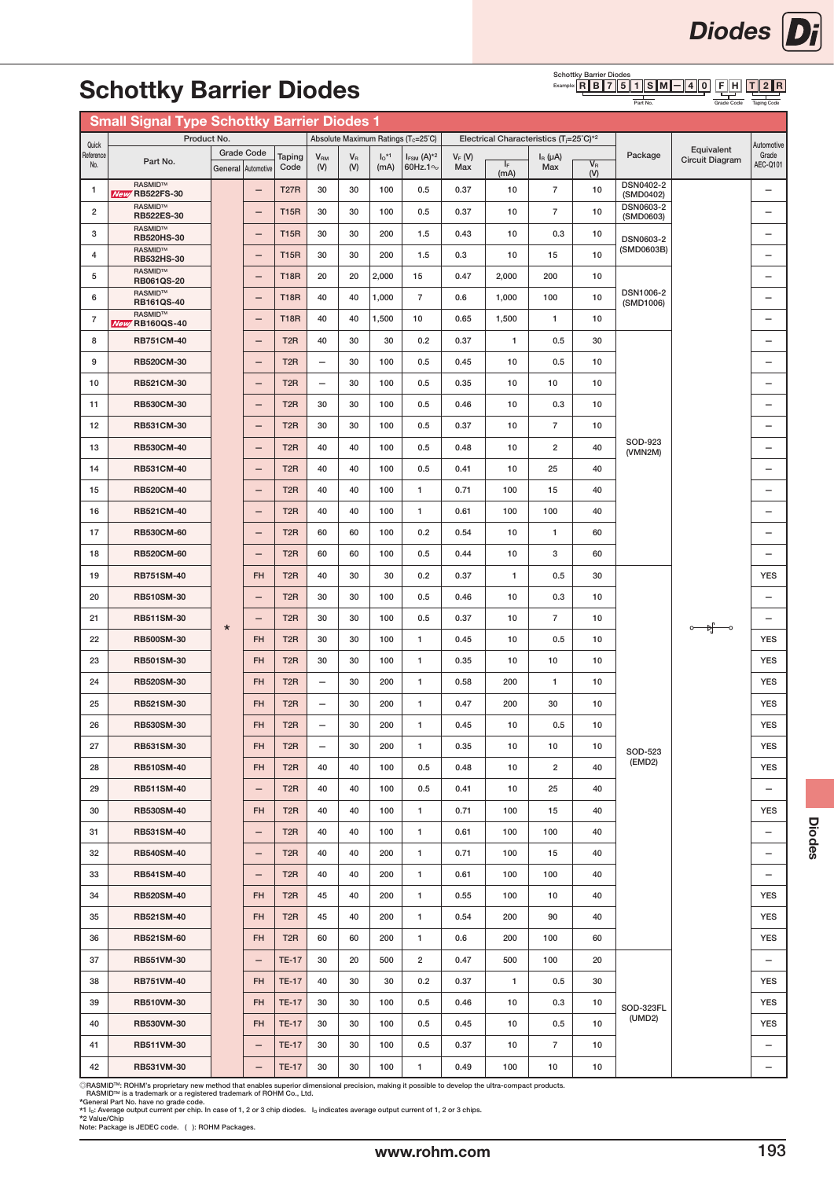# Schottky Barrier Diodes

Schottky Barrier Diodes
Example: R B 7 5 1 S M — 4 0 F H T 2 R
(Part No. / Grade Code / Taping Code)

## Small Signal Type Schottky Barrier Diodes 1

| Quick Reference No. | Part No. | Grade Code General | Grade Code Automotive | Taping Code | $V_{RM}$ (V) | $V_R$ (V) | $I_O$*1 (mA) | $I_{FSM}$ (A)*2 60Hz.1∿ | $V_F$ (V) Max | $I_F$ (mA) | $I_R$ (μA) Max | $V_R$ (V) | Package | Equivalent Circuit Diagram | Automotive Grade AEC-Q101 |
|---|---|---|---|---|---|---|---|---|---|---|---|---|---|---|---|
| | | | | | Absolute Maximum Ratings ($T_C$=25℃) | | | | Electrical Characteristics ($T_j$=25℃)*2 | | | | | | |
| 1 | RASMID™ New RB522FS-30 | * | — | T27R | 30 | 30 | 100 | 0.5 | 0.37 | 10 | 7 | 10 | DSN0402-2 (SMD0402) | | — |
| 2 | RASMID™ RB522ES-30 | * | — | T15R | 30 | 30 | 100 | 0.5 | 0.37 | 10 | 7 | 10 | DSN0603-2 (SMD0603) | | — |
| 3 | RASMID™ RB520HS-30 | * | — | T15R | 30 | 30 | 200 | 1.5 | 0.43 | 10 | 0.3 | 10 | DSN0603-2 (SMD0603B) | | — |
| 4 | RASMID™ RB532HS-30 | * | — | T15R | 30 | 30 | 200 | 1.5 | 0.3 | 10 | 15 | 10 | DSN0603-2 (SMD0603B) | | — |
| 5 | RASMID™ RB061QS-20 | * | — | T18R | 20 | 20 | 2,000 | 15 | 0.47 | 2,000 | 200 | 10 | DSN1006-2 (SMD1006) | | — |
| 6 | RASMID™ RB161QS-40 | * | — | T18R | 40 | 40 | 1,000 | 7 | 0.6 | 1,000 | 100 | 10 | DSN1006-2 (SMD1006) | | — |
| 7 | RASMID™ New RB160QS-40 | * | — | T18R | 40 | 40 | 1,500 | 10 | 0.65 | 1,500 | 1 | 10 | DSN1006-2 (SMD1006) | | — |
| 8 | RB751CM-40 | * | — | T2R | 40 | 30 | 30 | 0.2 | 0.37 | 1 | 0.5 | 30 | SOD-923 (VMN2M) | | — |
| 9 | RB520CM-30 | * | — | T2R | — | 30 | 100 | 0.5 | 0.45 | 10 | 0.5 | 10 | SOD-923 (VMN2M) | | — |
| 10 | RB521CM-30 | * | — | T2R | — | 30 | 100 | 0.5 | 0.35 | 10 | 10 | 10 | SOD-923 (VMN2M) | | — |
| 11 | RB530CM-30 | * | — | T2R | 30 | 30 | 100 | 0.5 | 0.46 | 10 | 0.3 | 10 | SOD-923 (VMN2M) | | — |
| 12 | RB531CM-30 | * | — | T2R | 30 | 30 | 100 | 0.5 | 0.37 | 10 | 7 | 10 | SOD-923 (VMN2M) | | — |
| 13 | RB530CM-40 | * | — | T2R | 40 | 40 | 100 | 0.5 | 0.48 | 10 | 2 | 40 | SOD-923 (VMN2M) | | — |
| 14 | RB531CM-40 | * | — | T2R | 40 | 40 | 100 | 0.5 | 0.41 | 10 | 25 | 40 | SOD-923 (VMN2M) | | — |
| 15 | RB520CM-40 | * | — | T2R | 40 | 40 | 100 | 1 | 0.71 | 100 | 15 | 40 | SOD-923 (VMN2M) | | — |
| 16 | RB521CM-40 | * | — | T2R | 40 | 40 | 100 | 1 | 0.61 | 100 | 100 | 40 | SOD-923 (VMN2M) | | — |
| 17 | RB530CM-60 | * | — | T2R | 60 | 60 | 100 | 0.2 | 0.54 | 10 | 1 | 60 | SOD-923 (VMN2M) | | — |
| 18 | RB520CM-60 | * | — | T2R | 60 | 60 | 100 | 0.5 | 0.44 | 10 | 3 | 60 | SOD-923 (VMN2M) | | — |
| 19 | RB751SM-40 | * | FH | T2R | 40 | 30 | 30 | 0.2 | 0.37 | 1 | 0.5 | 30 | SOD-523 (EMD2) | | YES |
| 20 | RB510SM-30 | * | — | T2R | 30 | 30 | 100 | 0.5 | 0.46 | 10 | 0.3 | 10 | SOD-523 (EMD2) | | — |
| 21 | RB511SM-30 | * | — | T2R | 30 | 30 | 100 | 0.5 | 0.37 | 10 | 7 | 10 | SOD-523 (EMD2) | | — |
| 22 | RB500SM-30 | * | FH | T2R | 30 | 30 | 100 | 1 | 0.45 | 10 | 0.5 | 10 | SOD-523 (EMD2) | | YES |
| 23 | RB501SM-30 | * | FH | T2R | 30 | 30 | 100 | 1 | 0.35 | 10 | 10 | 10 | SOD-523 (EMD2) | | YES |
| 24 | RB520SM-30 | * | FH | T2R | — | 30 | 200 | 1 | 0.58 | 200 | 1 | 10 | SOD-523 (EMD2) | | YES |
| 25 | RB521SM-30 | * | FH | T2R | — | 30 | 200 | 1 | 0.47 | 200 | 30 | 10 | SOD-523 (EMD2) | | YES |
| 26 | RB530SM-30 | * | FH | T2R | — | 30 | 200 | 1 | 0.45 | 10 | 0.5 | 10 | SOD-523 (EMD2) | | YES |
| 27 | RB531SM-30 | * | FH | T2R | — | 30 | 200 | 1 | 0.35 | 10 | 10 | 10 | SOD-523 (EMD2) | | YES |
| 28 | RB510SM-40 | * | FH | T2R | 40 | 40 | 100 | 0.5 | 0.48 | 10 | 2 | 40 | SOD-523 (EMD2) | | YES |
| 29 | RB511SM-40 | * | — | T2R | 40 | 40 | 100 | 0.5 | 0.41 | 10 | 25 | 40 | SOD-523 (EMD2) | | — |
| 30 | RB530SM-40 | * | FH | T2R | 40 | 40 | 100 | 1 | 0.71 | 100 | 15 | 40 | SOD-523 (EMD2) | | YES |
| 31 | RB531SM-40 | * | — | T2R | 40 | 40 | 100 | 1 | 0.61 | 100 | 100 | 40 | SOD-523 (EMD2) | | — |
| 32 | RB540SM-40 | * | — | T2R | 40 | 40 | 200 | 1 | 0.71 | 100 | 15 | 40 | SOD-523 (EMD2) | | — |
| 33 | RB541SM-40 | * | — | T2R | 40 | 40 | 200 | 1 | 0.61 | 100 | 100 | 40 | SOD-523 (EMD2) | | — |
| 34 | RB520SM-40 | * | FH | T2R | 45 | 40 | 200 | 1 | 0.55 | 100 | 10 | 40 | SOD-523 (EMD2) | | YES |
| 35 | RB521SM-40 | * | FH | T2R | 45 | 40 | 200 | 1 | 0.54 | 200 | 90 | 40 | SOD-523 (EMD2) | | YES |
| 36 | RB521SM-60 | * | FH | T2R | 60 | 60 | 200 | 1 | 0.6 | 200 | 100 | 60 | SOD-523 (EMD2) | | YES |
| 37 | RB551VM-30 | * | — | TE-17 | 30 | 20 | 500 | 2 | 0.47 | 500 | 100 | 20 | SOD-323FL (UMD2) | | — |
| 38 | RB751VM-40 | * | FH | TE-17 | 40 | 30 | 30 | 0.2 | 0.37 | 1 | 0.5 | 30 | SOD-323FL (UMD2) | | YES |
| 39 | RB510VM-30 | * | FH | TE-17 | 30 | 30 | 100 | 0.5 | 0.46 | 10 | 0.3 | 10 | SOD-323FL (UMD2) | | YES |
| 40 | RB530VM-30 | * | FH | TE-17 | 30 | 30 | 100 | 0.5 | 0.45 | 10 | 0.5 | 10 | SOD-323FL (UMD2) | | YES |
| 41 | RB511VM-30 | * | — | TE-17 | 30 | 30 | 100 | 0.5 | 0.37 | 10 | 7 | 10 | SOD-323FL (UMD2) | | — |
| 42 | RB531VM-30 | * | — | TE-17 | 30 | 30 | 100 | 1 | 0.49 | 100 | 10 | 10 | SOD-323FL (UMD2) | | — |

◎RASMID™: ROHM's proprietary new method that enables superior dimensional precision, making it possible to develop the ultra-compact products.
RASMID™ is a trademark or a registered trademark of ROHM Co., Ltd.
*General Part No. have no grade code.
*1 $I_O$: Average output current per chip. In case of 1, 2 or 3 chip diodes. $I_O$ indicates average output current of 1, 2 or 3 chips.
*2 Value/Chip
Note: Package is JEDEC code. ( ): ROHM Packages.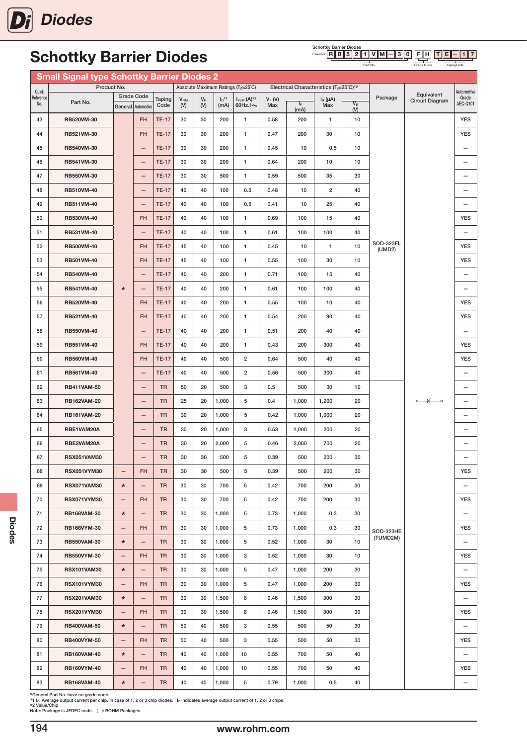# Schottky Barrier Diodes

Schottky Barrier Diodes
Example: R B 5 2 1 V M − 3 0 F H T E − 1 7
Part No. / Grade Code / Taping Code

## Small Signal type Schottky Barrier Diodes 2

| Quick Reference No. | Part No. | Grade Code General | Grade Code Automotive | Taping Code | Absolute Maximum Ratings ($T_c$=25˚C) $V_{RM}$ (V) | $V_R$ (V) | $I_O$*1 (mA) | $I_{FSM}$ (A)*2 60Hz.1∿ | Electrical Characteristics ($T_j$=25˚C)*2 $V_F$ (V) Max | $I_F$ (mA) | $I_R$ (μA) Max | $V_R$ (V) | Package | Equivalent Circuit Diagram | Automotive Grade AEC-Q101 |
|---|---|---|---|---|---|---|---|---|---|---|---|---|---|---|---|
| 43 | RB520VM-30 | ★ | FH | TE-17 | 30 | 30 | 200 | 1 | 0.58 | 200 | 1 | 10 | SOD-323FL (UMD2) | | YES |
| 44 | RB521VM-30 | ★ | FH | TE-17 | 30 | 30 | 200 | 1 | 0.47 | 200 | 30 | 10 | SOD-323FL (UMD2) | | YES |
| 45 | RB540VM-30 | ★ | – | TE-17 | 30 | 30 | 200 | 1 | 0.45 | 10 | 0.5 | 10 | SOD-323FL (UMD2) | | – |
| 46 | RB541VM-30 | ★ | – | TE-17 | 30 | 30 | 200 | 1 | 0.64 | 200 | 10 | 10 | SOD-323FL (UMD2) | | – |
| 47 | RB550VM-30 | ★ | – | TE-17 | 30 | 30 | 500 | 1 | 0.59 | 500 | 35 | 30 | SOD-323FL (UMD2) | | – |
| 48 | RB510VM-40 | ★ | – | TE-17 | 40 | 40 | 100 | 0.5 | 0.48 | 10 | 2 | 40 | SOD-323FL (UMD2) | | – |
| 49 | RB511VM-40 | ★ | – | TE-17 | 40 | 40 | 100 | 0.5 | 0.41 | 10 | 25 | 40 | SOD-323FL (UMD2) | | – |
| 50 | RB530VM-40 | ★ | FH | TE-17 | 40 | 40 | 100 | 1 | 0.69 | 100 | 15 | 40 | SOD-323FL (UMD2) | | YES |
| 51 | RB531VM-40 | ★ | – | TE-17 | 40 | 40 | 100 | 1 | 0.61 | 100 | 100 | 40 | SOD-323FL (UMD2) | | – |
| 52 | RB500VM-40 | ★ | FH | TE-17 | 45 | 40 | 100 | 1 | 0.45 | 10 | 1 | 10 | SOD-323FL (UMD2) | | YES |
| 53 | RB501VM-40 | ★ | FH | TE-17 | 45 | 40 | 100 | 1 | 0.55 | 100 | 30 | 10 | SOD-323FL (UMD2) | | YES |
| 54 | RB540VM-40 | ★ | – | TE-17 | 40 | 40 | 200 | 1 | 0.71 | 100 | 15 | 40 | SOD-323FL (UMD2) | | – |
| 55 | RB541VM-40 | ★ | – | TE-17 | 40 | 40 | 200 | 1 | 0.61 | 100 | 100 | 40 | SOD-323FL (UMD2) | | – |
| 56 | RB520VM-40 | ★ | FH | TE-17 | 40 | 40 | 200 | 1 | 0.55 | 100 | 10 | 40 | SOD-323FL (UMD2) | | YES |
| 57 | RB521VM-40 | ★ | FH | TE-17 | 40 | 40 | 200 | 1 | 0.54 | 200 | 90 | 40 | SOD-323FL (UMD2) | | YES |
| 58 | RB550VM-40 | ★ | – | TE-17 | 40 | 40 | 200 | 1 | 0.51 | 200 | 40 | 40 | SOD-323FL (UMD2) | | – |
| 59 | RB551VM-40 | ★ | FH | TE-17 | 40 | 40 | 200 | 1 | 0.43 | 200 | 300 | 40 | SOD-323FL (UMD2) | | YES |
| 60 | RB560VM-40 | ★ | FH | TE-17 | 40 | 40 | 500 | 2 | 0.64 | 500 | 40 | 40 | SOD-323FL (UMD2) | | YES |
| 61 | RB561VM-40 | ★ | – | TE-17 | 40 | 40 | 500 | 2 | 0.56 | 500 | 300 | 40 | SOD-323FL (UMD2) | | – |
| 62 | RB411VAM-50 | ★ | – | TR | 50 | 20 | 500 | 3 | 0.5 | 500 | 30 | 10 | SOD-323HE (TUMD2M) | | – |
| 63 | RB162VAM-20 | ★ | – | TR | 25 | 20 | 1,000 | 5 | 0.4 | 1,000 | 1,200 | 20 | SOD-323HE (TUMD2M) | | – |
| 64 | RB161VAM-20 | ★ | – | TR | 30 | 20 | 1,000 | 5 | 0.42 | 1,000 | 1,000 | 20 | SOD-323HE (TUMD2M) | | – |
| 65 | RBE1VAM20A | ★ | – | TR | 30 | 20 | 1,000 | 3 | 0.53 | 1,000 | 200 | 20 | SOD-323HE (TUMD2M) | | – |
| 66 | RBE2VAM20A | ★ | – | TR | 30 | 20 | 2,000 | 5 | 0.46 | 2,000 | 700 | 20 | SOD-323HE (TUMD2M) | | – |
| 67 | RSX051VAM30 | ★ | – | TR | 30 | 30 | 500 | 5 | 0.39 | 500 | 200 | 30 | SOD-323HE (TUMD2M) | | – |
| 68 | RSX051VYM30 | – | FH | TR | 30 | 30 | 500 | 5 | 0.39 | 500 | 200 | 30 | SOD-323HE (TUMD2M) | | YES |
| 69 | RSX071VAM30 | ★ | – | TR | 30 | 30 | 700 | 5 | 0.42 | 700 | 200 | 30 | SOD-323HE (TUMD2M) | | – |
| 70 | RSX071VYM30 | – | FH | TR | 30 | 30 | 700 | 5 | 0.42 | 700 | 200 | 30 | SOD-323HE (TUMD2M) | | YES |
| 71 | RB168VAM-30 | ★ | – | TR | 30 | 30 | 1,000 | 5 | 0.73 | 1,000 | 0.3 | 30 | SOD-323HE (TUMD2M) | | – |
| 72 | RB168VYM-30 | – | FH | TR | 30 | 30 | 1,000 | 5 | 0.73 | 1,000 | 0.3 | 30 | SOD-323HE (TUMD2M) | | YES |
| 73 | RB550VAM-30 | ★ | – | TR | 30 | 30 | 1,000 | 5 | 0.52 | 1,000 | 30 | 10 | SOD-323HE (TUMD2M) | | – |
| 74 | RB550VYM-30 | – | FH | TR | 30 | 30 | 1,000 | 3 | 0.52 | 1,000 | 30 | 10 | SOD-323HE (TUMD2M) | | YES |
| 75 | RSX101VAM30 | ★ | – | TR | 30 | 30 | 1,000 | 5 | 0.47 | 1,000 | 200 | 30 | SOD-323HE (TUMD2M) | | – |
| 76 | RSX101VYM30 | – | FH | TR | 30 | 30 | 1,000 | 5 | 0.47 | 1,000 | 200 | 30 | SOD-323HE (TUMD2M) | | YES |
| 77 | RSX201VAM30 | ★ | – | TR | 30 | 30 | 1,500 | 8 | 0.46 | 1,500 | 300 | 30 | SOD-323HE (TUMD2M) | | – |
| 78 | RSX201VYM30 | – | FH | TR | 30 | 30 | 1,500 | 8 | 0.46 | 1,500 | 300 | 30 | SOD-323HE (TUMD2M) | | YES |
| 79 | RB400VAM-50 | ★ | – | TR | 50 | 40 | 500 | 3 | 0.55 | 500 | 50 | 30 | SOD-323HE (TUMD2M) | | – |
| 80 | RB400VYM-50 | – | FH | TR | 50 | 40 | 500 | 3 | 0.55 | 500 | 50 | 30 | SOD-323HE (TUMD2M) | | YES |
| 81 | RB160VAM-40 | ★ | – | TR | 40 | 40 | 1,000 | 10 | 0.55 | 700 | 50 | 40 | SOD-323HE (TUMD2M) | | – |
| 82 | RB160VYM-40 | – | FH | TR | 40 | 40 | 1,000 | 10 | 0.55 | 700 | 50 | 40 | SOD-323HE (TUMD2M) | | YES |
| 83 | RB168VAM-40 | ★ | – | TR | 40 | 40 | 1,000 | 5 | 0.79 | 1,000 | 0.5 | 40 | SOD-323HE (TUMD2M) | | – |

*General Part No. have no grade code.
*1 $I_O$: Average output current per chip. In case of 1, 2 or 3 chip diodes. $I_O$ indicates average output current of 1, 2 or 3 chips.
*2 Value/Chip
Note: Package is JEDEC code. ( ): ROHM Packages.

www.rohm.com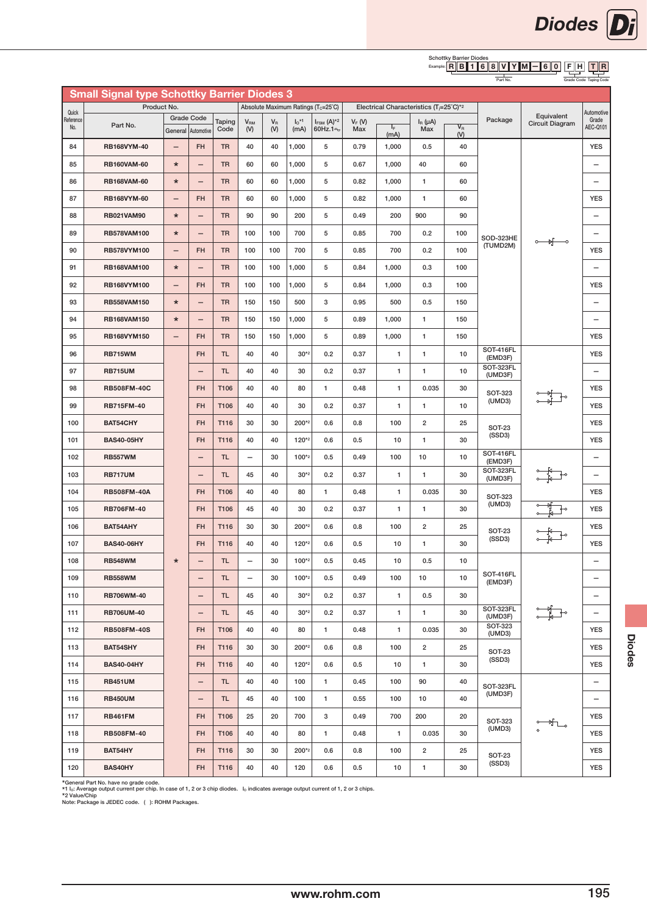Schottky Barrier Diodes

Example: R B 1 6 8 V Y M − 6 0 F H T R (Part No. / Grade Code / Taping Code)

## Small Signal type Schottky Barrier Diodes 3

| Quick Reference No. | Part No. | Grade Code General | Grade Code Automotive | Taping Code | $V_{RM}$ (V) | $V_R$ (V) | $I_O$*1 (mA) | $I_{FSM}$ (A)*2 60Hz.1∼ | $V_F$ (V) Max | $I_F$ (mA) | $I_R$ (μA) Max | $V_R$ (V) | Package | Equivalent Circuit Diagram | Automotive Grade AEC-Q101 |
|---|---|---|---|---|---|---|---|---|---|---|---|---|---|---|---|
| | Product No. | | | | Absolute Maximum Ratings ($T_C$=25°C) | | | | Electrical Characteristics ($T_j$=25°C)*2 | | | | | | |
| 84 | RB168VYM-40 | – | FH | TR | 40 | 40 | 1,000 | 5 | 0.79 | 1,000 | 0.5 | 40 | SOD-323HE (TUMD2M) | | YES |
| 85 | RB160VAM-60 | * | – | TR | 60 | 60 | 1,000 | 5 | 0.67 | 1,000 | 40 | 60 | | | – |
| 86 | RB168VAM-60 | * | – | TR | 60 | 60 | 1,000 | 5 | 0.82 | 1,000 | 1 | 60 | | | – |
| 87 | RB168VYM-60 | – | FH | TR | 60 | 60 | 1,000 | 5 | 0.82 | 1,000 | 1 | 60 | | | YES |
| 88 | RB021VAM90 | * | – | TR | 90 | 90 | 200 | 5 | 0.49 | 200 | 900 | 90 | | | – |
| 89 | RB578VAM100 | * | – | TR | 100 | 100 | 700 | 5 | 0.85 | 700 | 0.2 | 100 | | | – |
| 90 | RB578VYM100 | – | FH | TR | 100 | 100 | 700 | 5 | 0.85 | 700 | 0.2 | 100 | | | YES |
| 91 | RB168VAM100 | * | – | TR | 100 | 100 | 1,000 | 5 | 0.84 | 1,000 | 0.3 | 100 | | | – |
| 92 | RB168VYM100 | – | FH | TR | 100 | 100 | 1,000 | 5 | 0.84 | 1,000 | 0.3 | 100 | | | YES |
| 93 | RB558VAM150 | * | – | TR | 150 | 150 | 500 | 3 | 0.95 | 500 | 0.5 | 150 | | | – |
| 94 | RB168VAM150 | * | – | TR | 150 | 150 | 1,000 | 5 | 0.89 | 1,000 | 1 | 150 | | | – |
| 95 | RB168VYM150 | – | FH | TR | 150 | 150 | 1,000 | 5 | 0.89 | 1,000 | 1 | 150 | | | YES |
| 96 | RB715WM | * | FH | TL | 40 | 40 | 30*2 | 0.2 | 0.37 | 1 | 1 | 10 | SOT-416FL (EMD3F) | | YES |
| 97 | RB715UM | * | – | TL | 40 | 40 | 30 | 0.2 | 0.37 | 1 | 1 | 10 | SOT-323FL (UMD3F) | | – |
| 98 | RB508FM-40C | * | FH | T106 | 40 | 40 | 80 | 1 | 0.48 | 1 | 0.035 | 30 | SOT-323 (UMD3) | | YES |
| 99 | RB715FM-40 | * | FH | T106 | 40 | 40 | 30 | 0.2 | 0.37 | 1 | 1 | 10 | SOT-323 (UMD3) | | YES |
| 100 | BAT54CHY | * | FH | T116 | 30 | 30 | 200*2 | 0.6 | 0.8 | 100 | 2 | 25 | SOT-23 (SSD3) | | YES |
| 101 | BAS40-05HY | * | FH | T116 | 40 | 40 | 120*2 | 0.6 | 0.5 | 10 | 1 | 30 | SOT-23 (SSD3) | | YES |
| 102 | RB557WM | * | – | TL | – | 30 | 100*2 | 0.5 | 0.49 | 100 | 10 | 10 | SOT-416FL (EMD3F) | | – |
| 103 | RB717UM | * | – | TL | 45 | 40 | 30*2 | 0.2 | 0.37 | 1 | 1 | 30 | SOT-323FL (UMD3F) | | – |
| 104 | RB508FM-40A | * | FH | T106 | 40 | 40 | 80 | 1 | 0.48 | 1 | 0.035 | 30 | SOT-323 (UMD3) | | YES |
| 105 | RB706FM-40 | * | FH | T106 | 45 | 40 | 30 | 0.2 | 0.37 | 1 | 1 | 30 | SOT-323 (UMD3) | | YES |
| 106 | BAT54AHY | * | FH | T116 | 30 | 30 | 200*2 | 0.6 | 0.8 | 100 | 2 | 25 | SOT-23 (SSD3) | | YES |
| 107 | BAS40-06HY | * | FH | T116 | 40 | 40 | 120*2 | 0.6 | 0.5 | 10 | 1 | 30 | SOT-23 (SSD3) | | YES |
| 108 | RB548WM | * | – | TL | – | 30 | 100*2 | 0.5 | 0.45 | 10 | 0.5 | 10 | SOT-416FL (EMD3F) | | – |
| 109 | RB558WM | * | – | TL | – | 30 | 100*2 | 0.5 | 0.49 | 100 | 10 | 10 | SOT-416FL (EMD3F) | | – |
| 110 | RB706WM-40 | * | – | TL | 45 | 40 | 30*2 | 0.2 | 0.37 | 1 | 0.5 | 30 | SOT-416FL (EMD3F) | | – |
| 111 | RB706UM-40 | * | – | TL | 45 | 40 | 30*2 | 0.2 | 0.37 | 1 | 1 | 30 | SOT-323FL (UMD3F) | | – |
| 112 | RB508FM-40S | * | FH | T106 | 40 | 40 | 80 | 1 | 0.48 | 1 | 0.035 | 30 | SOT-323 (UMD3) | | YES |
| 113 | BAT54SHY | * | FH | T116 | 30 | 30 | 200*2 | 0.6 | 0.8 | 100 | 2 | 25 | SOT-23 (SSD3) | | YES |
| 114 | BAS40-04HY | * | FH | T116 | 40 | 40 | 120*2 | 0.6 | 0.5 | 10 | 1 | 30 | SOT-23 (SSD3) | | YES |
| 115 | RB451UM | * | – | TL | 40 | 40 | 100 | 1 | 0.45 | 100 | 90 | 40 | SOT-323FL (UMD3F) | | – |
| 116 | RB450UM | * | – | TL | 45 | 40 | 100 | 1 | 0.55 | 100 | 10 | 40 | SOT-323FL (UMD3F) | | – |
| 117 | RB461FM | * | FH | T106 | 25 | 20 | 700 | 3 | 0.49 | 700 | 200 | 20 | SOT-323 (UMD3) | | YES |
| 118 | RB508FM-40 | * | FH | T106 | 40 | 40 | 80 | 1 | 0.48 | 1 | 0.035 | 30 | SOT-323 (UMD3) | | YES |
| 119 | BAT54HY | * | FH | T116 | 30 | 30 | 200*2 | 0.6 | 0.8 | 100 | 2 | 25 | SOT-23 (SSD3) | | YES |
| 120 | BAS40HY | * | FH | T116 | 40 | 40 | 120 | 0.6 | 0.5 | 10 | 1 | 30 | SOT-23 (SSD3) | | YES |

*General Part No. have no grade code.
*1 $I_O$: Average output current per chip. In case of 1, 2 or 3 chip diodes. $I_O$ indicates average output current of 1, 2 or 3 chips.
*2 Value/Chip
Note: Package is JEDEC code. ( ): ROHM Packages.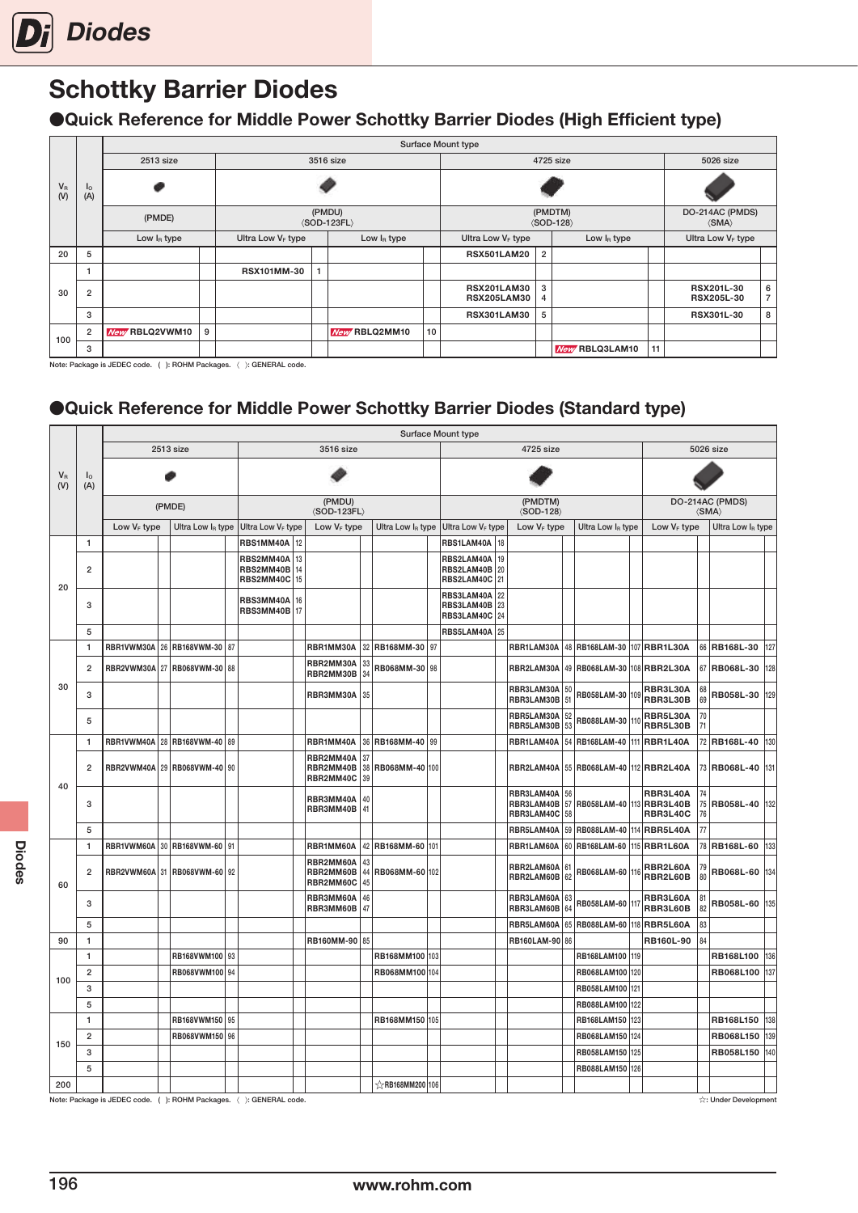# Schottky Barrier Diodes

## ●Quick Reference for Middle Power Schottky Barrier Diodes (High Efficient type)

| $V_R$ (V) | $I_O$ (A) | Surface Mount type | | | | | | | | | | | |
|---|---|---|---|---|---|---|---|---|---|---|---|---|---|
| | | 2513 size | | 3516 size | | | | 4725 size | | | | 5026 size | |
| | | (PMDE) | | (PMDU) 〈SOD-123FL〉 | | | | (PMDTM) 〈SOD-128〉 | | | | DO-214AC (PMDS) 〈SMA〉 | |
| | | Low $I_R$ type | | Ultra Low $V_F$ type | | Low $I_R$ type | | Ultra Low $V_F$ type | | Low $I_R$ type | | Ultra Low $V_F$ type | |
| 20 | 5 | | | | | | | RSX501LAM20 | 2 | | | | |
| 30 | 1 | | | RSX101MM-30 | 1 | | | | | | | | |
| | 2 | | | | | | | RSX201LAM30<br>RSX205LAM30 | 3<br>4 | | | RSX201L-30<br>RSX205L-30 | 6<br>7 |
| | 3 | | | | | | | RSX301LAM30 | 5 | | | RSX301L-30 | 8 |
| 100 | 2 | New RBLQ2VWM10 | 9 | | | New RBLQ2MM10 | 10 | | | | | | |
| | 3 | | | | | | | | | New RBLQ3LAM10 | 11 | | |

Note: Package is JEDEC code. ( ): ROHM Packages. 〈 〉: GENERAL code.

## ●Quick Reference for Middle Power Schottky Barrier Diodes (Standard type)

| $V_R$ (V) | $I_O$ (A) | Surface Mount type | | | | | | | | | | | | | | | | | | | |
|---|---|---|---|---|---|---|---|---|---|---|---|---|---|---|---|---|---|---|---|---|---|
| | | 2513 size | | | | 3516 size | | | | | | 4725 size | | | | | | 5026 size | | | |
| | | (PMDE) | | | | (PMDU) 〈SOD-123FL〉 | | | | | | (PMDTM) 〈SOD-128〉 | | | | | | DO-214AC (PMDS) 〈SMA〉 | | | |
| | | Low $V_F$ type | | Ultra Low $I_R$ type | | Ultra Low $V_F$ type | | Low $V_F$ type | | Ultra Low $I_R$ type | | Ultra Low $V_F$ type | | Low $V_F$ type | | Ultra Low $I_R$ type | | Low $V_F$ type | | Ultra Low $I_R$ type | |
| 20 | 1 | | | | | RBS1MM40A | 12 | | | | | RBS1LAM40A | 18 | | | | | | | | |
| | 2 | | | | | RBS2MM40A<br>RBS2MM40B<br>RBS2MM40C | 13<br>14<br>15 | | | | | RBS2LAM40A<br>RBS2LAM40B<br>RBS2LAM40C | 19<br>20<br>21 | | | | | | | | |
| | 3 | | | | | RBS3MM40A<br>RBS3MM40B | 16<br>17 | | | | | RBS3LAM40A<br>RBS3LAM40B<br>RBS3LAM40C | 22<br>23<br>24 | | | | | | | | |
| | 5 | | | | | | | | | | | RBS5LAM40A | 25 | | | | | | | | |
| 30 | 1 | RBR1VWM30A | 26 | RB168VWM-30 | 87 | | | RBR1MM30A | 32 | RB168MM-30 | 97 | | | RBR1LAM30A | 48 | RB168LAM-30 | 107 | RBR1L30A | 66 | RB168L-30 | 127 |
| | 2 | RBR2VWM30A | 27 | RB068VWM-30 | 88 | | | RBR2MM30A<br>RBR2MM30B | 33<br>34 | RB068MM-30 | 98 | | | RBR2LAM30A | 49 | RB068LAM-30 | 108 | RBR2L30A | 67 | RB068L-30 | 128 |
| | 3 | | | | | | | RBR3MM30A | 35 | | | | | RBR3LAM30A<br>RBR3LAM30B | 50<br>51 | RB058LAM-30 | 109 | RBR3L30A<br>RBR3L30B | 68<br>69 | RB058L-30 | 129 |
| | 5 | | | | | | | | | | | | | RBR5LAM30A<br>RBR5LAM30B | 52<br>53 | RB088LAM-30 | 110 | RBR5L30A<br>RBR5L30B | 70<br>71 | | |
| 40 | 1 | RBR1VWM40A | 28 | RB168VWM-40 | 89 | | | RBR1MM40A | 36 | RB168MM-40 | 99 | | | RBR1LAM40A | 54 | RB168LAM-40 | 111 | RBR1L40A | 72 | RB168L-40 | 130 |
| | 2 | RBR2VWM40A | 29 | RB068VWM-40 | 90 | | | RBR2MM40A<br>RBR2MM40B<br>RBR2MM40C | 37<br>38<br>39 | RB068MM-40 | 100 | | | RBR2LAM40A | 55 | RB068LAM-40 | 112 | RBR2L40A | 73 | RB068L-40 | 131 |
| | 3 | | | | | | | RBR3MM40A<br>RBR3MM40B | 40<br>41 | | | | | RBR3LAM40A<br>RBR3LAM40B<br>RBR3LAM40C | 56<br>57<br>58 | RB058LAM-40 | 113 | RBR3L40A<br>RBR3L40B<br>RBR3L40C | 74<br>75<br>76 | RB058L-40 | 132 |
| | 5 | | | | | | | | | | | | | RBR5LAM40A | 59 | RB088LAM-40 | 114 | RBR5L40A | 77 | | |
| 60 | 1 | RBR1VWM60A | 30 | RB168VWM-60 | 91 | | | RBR1MM60A | 42 | RB168MM-60 | 101 | | | RBR1LAM60A | 60 | RB168LAM-60 | 115 | RBR1L60A | 78 | RB168L-60 | 133 |
| | 2 | RBR2VWM60A | 31 | RB068VWM-60 | 92 | | | RBR2MM60A<br>RBR2MM60B<br>RBR2MM60C | 43<br>44<br>45 | RB068MM-60 | 102 | | | RBR2LAM60A<br>RBR2LAM60B | 61<br>62 | RB068LAM-60 | 116 | RBR2L60A<br>RBR2L60B | 79<br>80 | RB068L-60 | 134 |
| | 3 | | | | | | | RBR3MM60A<br>RBR3MM60B | 46<br>47 | | | | | RBR3LAM60A<br>RBR3LAM60B | 63<br>64 | RB058LAM-60 | 117 | RBR3L60A<br>RBR3L60B | 81<br>82 | RB058L-60 | 135 |
| | 5 | | | | | | | | | | | | | RBR5LAM60A | 65 | RB088LAM-60 | 118 | RBR5L60A | 83 | | |
| 90 | 1 | | | | | | | RB160MM-90 | 85 | | | | | RB160LAM-90 | 86 | | | RB160L-90 | 84 | | |
| 100 | 1 | | | RB168VWM100 | 93 | | | | | RB168MM100 | 103 | | | | | RB168LAM100 | 119 | | | RB168L100 | 136 |
| | 2 | | | RB068VWM100 | 94 | | | | | RB068MM100 | 104 | | | | | RB068LAM100 | 120 | | | RB068L100 | 137 |
| | 3 | | | | | | | | | | | | | | | RB058LAM100 | 121 | | | | |
| | 5 | | | | | | | | | | | | | | | RB088LAM100 | 122 | | | | |
| 150 | 1 | | | RB168VWM150 | 95 | | | | | RB168MM150 | 105 | | | | | RB168LAM150 | 123 | | | RB168L150 | 138 |
| | 2 | | | RB068VWM150 | 96 | | | | | | | | | | | RB068LAM150 | 124 | | | RB068L150 | 139 |
| | 3 | | | | | | | | | | | | | | | RB058LAM150 | 125 | | | RB058L150 | 140 |
| | 5 | | | | | | | | | | | | | | | RB088LAM150 | 126 | | | | |
| 200 | | | | | | | | | | ☆RB168MM200 | 106 | | | | | | | | | | |

Note: Package is JEDEC code. ( ): ROHM Packages. 〈 〉: GENERAL code.

☆: Under Development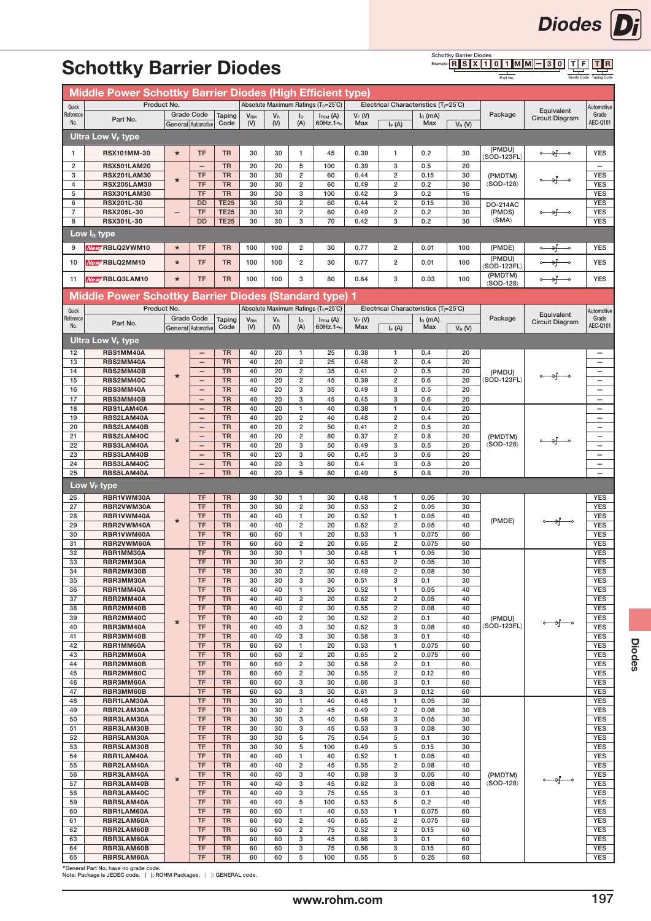# Schottky Barrier Diodes

Schottky Barrier Diodes

Example: R S X 1 0 1 M M – 3 0 T F T R

Part No. / Grade Code / Taping Code

## Middle Power Schottky Barrier Diodes (High Efficient type)

| Quick Reference No. | Part No. | Grade Code General | Grade Code Automotive | Taping Code | $V_{RM}$ (V) | $V_R$ (V) | $I_O$ (A) | $I_{FSM}$ (A) 60Hz.1∿ | $V_F$ (V) Max | $I_F$ (A) | $I_R$ (mA) Max | $V_R$ (V) | Package | Equivalent Circuit Diagram | Automotive Grade AEC-Q101 |
|---|---|---|---|---|---|---|---|---|---|---|---|---|---|---|---|
| **Ultra Low $V_F$ type** | | | | | | | | | | | | | | | |
| 1 | RSX101MM-30 | * | TF | TR | 30 | 30 | 1 | 45 | 0.39 | 1 | 0.2 | 30 | (PMDU) 〈SOD-123FL〉 | | YES |
| 2 | RSX501LAM20 | * | – | TR | 20 | 20 | 5 | 100 | 0.39 | 3 | 0.5 | 20 | (PMDTM) 〈SOD-128〉 | | – |
| 3 | RSX201LAM30 | * | TF | TR | 30 | 30 | 2 | 60 | 0.44 | 2 | 0.15 | 30 | (PMDTM) 〈SOD-128〉 | | YES |
| 4 | RSX205LAM30 | * | TF | TR | 30 | 30 | 2 | 60 | 0.49 | 2 | 0.2 | 30 | (PMDTM) 〈SOD-128〉 | | YES |
| 5 | RSX301LAM30 | * | TF | TR | 30 | 30 | 3 | 100 | 0.42 | 3 | 0.2 | 15 | (PMDTM) 〈SOD-128〉 | | YES |
| 6 | RSX201L-30 | – | DD | TE25 | 30 | 30 | 2 | 60 | 0.44 | 2 | 0.15 | 30 | DO-214AC (PMDS) 〈SMA〉 | | YES |
| 7 | RSX205L-30 | – | TF | TE25 | 30 | 30 | 2 | 60 | 0.49 | 2 | 0.2 | 30 | DO-214AC (PMDS) 〈SMA〉 | | YES |
| 8 | RSX301L-30 | – | DD | TE25 | 30 | 30 | 3 | 70 | 0.42 | 3 | 0.2 | 30 | DO-214AC (PMDS) 〈SMA〉 | | YES |
| **Low $I_R$ type** | | | | | | | | | | | | | | | |
| 9 | New RBLQ2VWM10 | * | TF | TR | 100 | 100 | 2 | 30 | 0.77 | 2 | 0.01 | 100 | (PMDE) | | YES |
| 10 | New RBLQ2MM10 | * | TF | TR | 100 | 100 | 2 | 30 | 0.77 | 2 | 0.01 | 100 | (PMDU) 〈SOD-123FL〉 | | YES |
| 11 | New RBLQ3LAM10 | * | TF | TR | 100 | 100 | 3 | 80 | 0.64 | 3 | 0.03 | 100 | (PMDTM) 〈SOD-128〉 | | YES |

## Middle Power Schottky Barrier Diodes (Standard type) 1

| Quick Reference No. | Part No. | Grade Code General | Grade Code Automotive | Taping Code | $V_{RM}$ (V) | $V_R$ (V) | $I_O$ (A) | $I_{FSM}$ (A) 60Hz.1∿ | $V_F$ (V) Max | $I_F$ (A) | $I_R$ (mA) Max | $V_R$ (V) | Package | Equivalent Circuit Diagram | Automotive Grade AEC-Q101 |
|---|---|---|---|---|---|---|---|---|---|---|---|---|---|---|---|
| **Ultra Low $V_F$ type** | | | | | | | | | | | | | | | |
| 12 | RBS1MM40A | * | – | TR | 40 | 20 | 1 | 25 | 0.38 | 1 | 0.4 | 20 | (PMDU) 〈SOD-123FL〉 | | – |
| 13 | RBS2MM40A | * | – | TR | 40 | 20 | 2 | 25 | 0.48 | 2 | 0.4 | 20 | (PMDU) 〈SOD-123FL〉 | | – |
| 14 | RBS2MM40B | * | – | TR | 40 | 20 | 2 | 35 | 0.41 | 2 | 0.5 | 20 | (PMDU) 〈SOD-123FL〉 | | – |
| 15 | RBS2MM40C | * | – | TR | 40 | 20 | 2 | 45 | 0.39 | 2 | 0.6 | 20 | (PMDU) 〈SOD-123FL〉 | | – |
| 16 | RBS3MM40A | * | – | TR | 40 | 20 | 3 | 35 | 0.49 | 3 | 0.5 | 20 | (PMDU) 〈SOD-123FL〉 | | – |
| 17 | RBS3MM40B | * | – | TR | 40 | 20 | 3 | 45 | 0.45 | 3 | 0.6 | 20 | (PMDU) 〈SOD-123FL〉 | | – |
| 18 | RBS1LAM40A | * | – | TR | 40 | 20 | 1 | 40 | 0.38 | 1 | 0.4 | 20 | (PMDTM) 〈SOD-128〉 | | – |
| 19 | RBS2LAM40A | * | – | TR | 40 | 20 | 2 | 40 | 0.48 | 2 | 0.4 | 20 | (PMDTM) 〈SOD-128〉 | | – |
| 20 | RBS2LAM40B | * | – | TR | 40 | 20 | 2 | 50 | 0.41 | 2 | 0.5 | 20 | (PMDTM) 〈SOD-128〉 | | – |
| 21 | RBS2LAM40C | * | – | TR | 40 | 20 | 2 | 80 | 0.37 | 2 | 0.8 | 20 | (PMDTM) 〈SOD-128〉 | | – |
| 22 | RBS3LAM40A | * | – | TR | 40 | 20 | 3 | 50 | 0.49 | 3 | 0.5 | 20 | (PMDTM) 〈SOD-128〉 | | – |
| 23 | RBS3LAM40B | * | – | TR | 40 | 20 | 3 | 60 | 0.45 | 3 | 0.6 | 20 | (PMDTM) 〈SOD-128〉 | | – |
| 24 | RBS3LAM40C | * | – | TR | 40 | 20 | 3 | 80 | 0.4 | 3 | 0.8 | 20 | (PMDTM) 〈SOD-128〉 | | – |
| 25 | RBS5LAM40A | * | – | TR | 40 | 20 | 5 | 80 | 0.49 | 5 | 0.8 | 20 | (PMDTM) 〈SOD-128〉 | | – |
| **Low $V_F$ type** | | | | | | | | | | | | | | | |
| 26 | RBR1VWM30A | * | TF | TR | 30 | 30 | 1 | 30 | 0.48 | 1 | 0.05 | 30 | (PMDE) | | YES |
| 27 | RBR2VWM30A | * | TF | TR | 30 | 30 | 2 | 30 | 0.53 | 2 | 0.05 | 30 | (PMDE) | | YES |
| 28 | RBR1VWM40A | * | TF | TR | 40 | 40 | 1 | 20 | 0.52 | 1 | 0.05 | 40 | (PMDE) | | YES |
| 29 | RBR2VWM40A | * | TF | TR | 40 | 40 | 2 | 20 | 0.62 | 2 | 0.05 | 40 | (PMDE) | | YES |
| 30 | RBR1VWM60A | * | TF | TR | 60 | 60 | 1 | 20 | 0.53 | 1 | 0.075 | 60 | (PMDE) | | YES |
| 31 | RBR2VWM60A | * | TF | TR | 60 | 60 | 2 | 20 | 0.65 | 2 | 0.075 | 60 | (PMDE) | | YES |
| 32 | RBR1MM30A | * | TF | TR | 30 | 30 | 1 | 30 | 0.48 | 1 | 0.05 | 30 | (PMDU) 〈SOD-123FL〉 | | YES |
| 33 | RBR2MM30A | * | TF | TR | 30 | 30 | 2 | 30 | 0.53 | 2 | 0.05 | 30 | (PMDU) 〈SOD-123FL〉 | | YES |
| 34 | RBR2MM30B | * | TF | TR | 30 | 30 | 2 | 30 | 0.49 | 2 | 0.08 | 30 | (PMDU) 〈SOD-123FL〉 | | YES |
| 35 | RBR3MM30A | * | TF | TR | 30 | 30 | 3 | 30 | 0.51 | 3 | 0.1 | 30 | (PMDU) 〈SOD-123FL〉 | | YES |
| 36 | RBR1MM40A | * | TF | TR | 40 | 40 | 1 | 20 | 0.52 | 1 | 0.05 | 40 | (PMDU) 〈SOD-123FL〉 | | YES |
| 37 | RBR2MM40A | * | TF | TR | 40 | 40 | 2 | 20 | 0.62 | 2 | 0.05 | 40 | (PMDU) 〈SOD-123FL〉 | | YES |
| 38 | RBR2MM40B | * | TF | TR | 40 | 40 | 2 | 30 | 0.55 | 2 | 0.08 | 40 | (PMDU) 〈SOD-123FL〉 | | YES |
| 39 | RBR2MM40C | * | TF | TR | 40 | 40 | 2 | 30 | 0.52 | 2 | 0.1 | 40 | (PMDU) 〈SOD-123FL〉 | | YES |
| 40 | RBR3MM40A | * | TF | TR | 40 | 40 | 3 | 30 | 0.62 | 3 | 0.08 | 40 | (PMDU) 〈SOD-123FL〉 | | YES |
| 41 | RBR3MM40B | * | TF | TR | 40 | 40 | 3 | 30 | 0.58 | 3 | 0.1 | 40 | (PMDU) 〈SOD-123FL〉 | | YES |
| 42 | RBR1MM60A | * | TF | TR | 60 | 60 | 1 | 20 | 0.53 | 1 | 0.075 | 60 | (PMDU) 〈SOD-123FL〉 | | YES |
| 43 | RBR2MM60A | * | TF | TR | 60 | 60 | 2 | 20 | 0.65 | 2 | 0.075 | 60 | (PMDU) 〈SOD-123FL〉 | | YES |
| 44 | RBR2MM60B | * | TF | TR | 60 | 60 | 2 | 30 | 0.58 | 2 | 0.1 | 60 | (PMDU) 〈SOD-123FL〉 | | YES |
| 45 | RBR2MM60C | * | TF | TR | 60 | 60 | 2 | 30 | 0.55 | 2 | 0.12 | 60 | (PMDU) 〈SOD-123FL〉 | | YES |
| 46 | RBR3MM60A | * | TF | TR | 60 | 60 | 3 | 30 | 0.66 | 3 | 0.1 | 60 | (PMDU) 〈SOD-123FL〉 | | YES |
| 47 | RBR3MM60B | * | TF | TR | 60 | 60 | 3 | 30 | 0.61 | 3 | 0.12 | 60 | (PMDU) 〈SOD-123FL〉 | | YES |
| 48 | RBR1LAM30A | * | TF | TR | 30 | 30 | 1 | 40 | 0.48 | 1 | 0.05 | 30 | (PMDTM) 〈SOD-128〉 | | YES |
| 49 | RBR2LAM30A | * | TF | TR | 30 | 30 | 2 | 45 | 0.49 | 2 | 0.08 | 30 | (PMDTM) 〈SOD-128〉 | | YES |
| 50 | RBR3LAM30A | * | TF | TR | 30 | 30 | 3 | 40 | 0.58 | 3 | 0.05 | 30 | (PMDTM) 〈SOD-128〉 | | YES |
| 51 | RBR3LAM30B | * | TF | TR | 30 | 30 | 3 | 45 | 0.53 | 3 | 0.08 | 30 | (PMDTM) 〈SOD-128〉 | | YES |
| 52 | RBR5LAM30A | * | TF | TR | 30 | 30 | 5 | 75 | 0.54 | 5 | 0.1 | 30 | (PMDTM) 〈SOD-128〉 | | YES |
| 53 | RBR5LAM30B | * | TF | TR | 30 | 30 | 5 | 100 | 0.49 | 5 | 0.15 | 30 | (PMDTM) 〈SOD-128〉 | | YES |
| 54 | RBR1LAM40A | * | TF | TR | 40 | 40 | 1 | 40 | 0.52 | 1 | 0.05 | 40 | (PMDTM) 〈SOD-128〉 | | YES |
| 55 | RBR2LAM40A | * | TF | TR | 40 | 40 | 2 | 45 | 0.55 | 2 | 0.08 | 40 | (PMDTM) 〈SOD-128〉 | | YES |
| 56 | RBR3LAM40A | * | TF | TR | 40 | 40 | 3 | 40 | 0.69 | 3 | 0.05 | 40 | (PMDTM) 〈SOD-128〉 | | YES |
| 57 | RBR3LAM40B | * | TF | TR | 40 | 40 | 3 | 45 | 0.62 | 3 | 0.08 | 40 | (PMDTM) 〈SOD-128〉 | | YES |
| 58 | RBR3LAM40C | * | TF | TR | 40 | 40 | 3 | 75 | 0.55 | 3 | 0.1 | 40 | (PMDTM) 〈SOD-128〉 | | YES |
| 59 | RBR5LAM40A | * | TF | TR | 40 | 40 | 5 | 100 | 0.53 | 5 | 0.2 | 40 | (PMDTM) 〈SOD-128〉 | | YES |
| 60 | RBR1LAM60A | * | TF | TR | 60 | 60 | 1 | 40 | 0.53 | 1 | 0.075 | 60 | (PMDTM) 〈SOD-128〉 | | YES |
| 61 | RBR2LAM60A | * | TF | TR | 60 | 60 | 2 | 40 | 0.65 | 2 | 0.075 | 60 | (PMDTM) 〈SOD-128〉 | | YES |
| 62 | RBR2LAM60B | * | TF | TR | 60 | 60 | 2 | 75 | 0.52 | 2 | 0.15 | 60 | (PMDTM) 〈SOD-128〉 | | YES |
| 63 | RBR3LAM60A | * | TF | TR | 60 | 60 | 3 | 45 | 0.66 | 3 | 0.1 | 60 | (PMDTM) 〈SOD-128〉 | | YES |
| 64 | RBR3LAM60B | * | TF | TR | 60 | 60 | 3 | 75 | 0.56 | 3 | 0.15 | 60 | (PMDTM) 〈SOD-128〉 | | YES |
| 65 | RBR5LAM60A | * | TF | TR | 60 | 60 | 5 | 100 | 0.55 | 5 | 0.25 | 60 | (PMDTM) 〈SOD-128〉 | | YES |

*General Part No. have no grade code.
Note: Package is JEDEC code. ( ): ROHM Packages. 〈 〉: GENERAL code.

www.rohm.com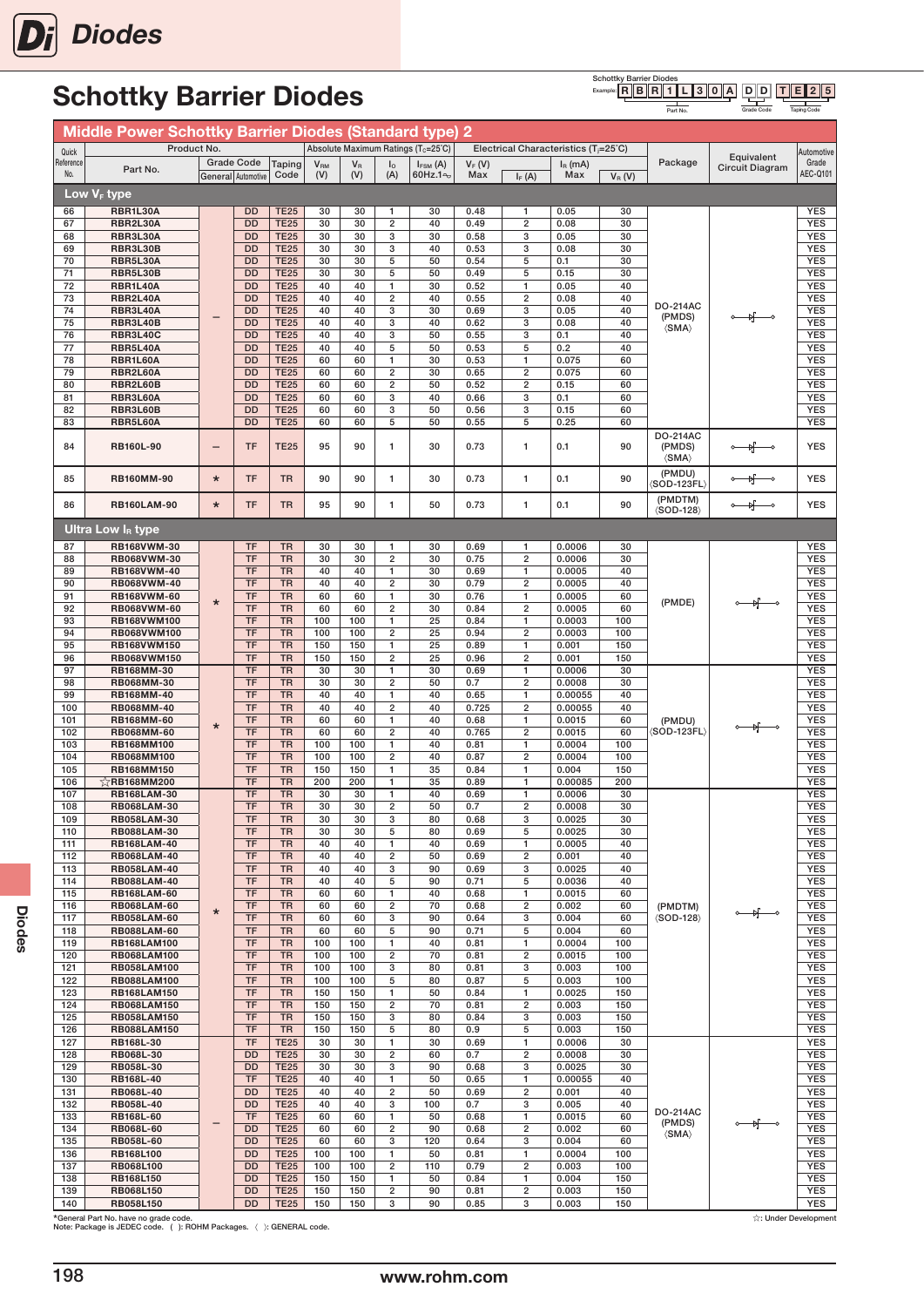# Schottky Barrier Diodes

Schottky Barrier Diodes
Example: R B R 1 L 3 0 A D D T E 2 5
Part No. / Grade Code / Taping Code

## Middle Power Schottky Barrier Diodes (Standard type) 2

| Quick Reference No. | Part No. | Grade Code General | Grade Code Automotive | Taping Code | $V_{RM}$ (V) | $V_R$ (V) | $I_O$ (A) | $I_{FSM}$ (A) 60Hz.1∿ | $V_F$ (V) Max | $I_F$ (A) | $I_R$ (mA) Max | $V_R$ (V) | Package | Equivalent Circuit Diagram | Automotive Grade AEC-Q101 |
|---|---|---|---|---|---|---|---|---|---|---|---|---|---|---|---|
| **Low $V_F$ type** | | | | | | | | | | | | | | | |
| 66 | RBR1L30A | – | DD | TE25 | 30 | 30 | 1 | 30 | 0.48 | 1 | 0.05 | 30 | DO-214AC (PMDS) 〈SMA〉 | | YES |
| 67 | RBR2L30A | – | DD | TE25 | 30 | 30 | 2 | 40 | 0.49 | 2 | 0.08 | 30 | DO-214AC (PMDS) 〈SMA〉 | | YES |
| 68 | RBR3L30A | – | DD | TE25 | 30 | 30 | 3 | 30 | 0.58 | 3 | 0.05 | 30 | DO-214AC (PMDS) 〈SMA〉 | | YES |
| 69 | RBR3L30B | – | DD | TE25 | 30 | 30 | 3 | 40 | 0.53 | 3 | 0.08 | 30 | DO-214AC (PMDS) 〈SMA〉 | | YES |
| 70 | RBR5L30A | – | DD | TE25 | 30 | 30 | 5 | 50 | 0.54 | 5 | 0.1 | 30 | DO-214AC (PMDS) 〈SMA〉 | | YES |
| 71 | RBR5L30B | – | DD | TE25 | 30 | 30 | 5 | 50 | 0.49 | 5 | 0.15 | 30 | DO-214AC (PMDS) 〈SMA〉 | | YES |
| 72 | RBR1L40A | – | DD | TE25 | 40 | 40 | 1 | 30 | 0.52 | 1 | 0.05 | 40 | DO-214AC (PMDS) 〈SMA〉 | | YES |
| 73 | RBR2L40A | – | DD | TE25 | 40 | 40 | 2 | 40 | 0.55 | 2 | 0.08 | 40 | DO-214AC (PMDS) 〈SMA〉 | | YES |
| 74 | RBR3L40A | – | DD | TE25 | 40 | 40 | 3 | 30 | 0.69 | 3 | 0.05 | 40 | DO-214AC (PMDS) 〈SMA〉 | | YES |
| 75 | RBR3L40B | – | DD | TE25 | 40 | 40 | 3 | 40 | 0.62 | 3 | 0.08 | 40 | DO-214AC (PMDS) 〈SMA〉 | | YES |
| 76 | RBR3L40C | – | DD | TE25 | 40 | 40 | 3 | 50 | 0.55 | 3 | 0.1 | 40 | DO-214AC (PMDS) 〈SMA〉 | | YES |
| 77 | RBR5L40A | – | DD | TE25 | 40 | 40 | 5 | 50 | 0.53 | 5 | 0.2 | 40 | DO-214AC (PMDS) 〈SMA〉 | | YES |
| 78 | RBR1L60A | – | DD | TE25 | 60 | 60 | 1 | 30 | 0.53 | 1 | 0.075 | 60 | DO-214AC (PMDS) 〈SMA〉 | | YES |
| 79 | RBR2L60A | – | DD | TE25 | 60 | 60 | 2 | 30 | 0.65 | 2 | 0.075 | 60 | DO-214AC (PMDS) 〈SMA〉 | | YES |
| 80 | RBR2L60B | – | DD | TE25 | 60 | 60 | 2 | 50 | 0.52 | 2 | 0.15 | 60 | DO-214AC (PMDS) 〈SMA〉 | | YES |
| 81 | RBR3L60A | – | DD | TE25 | 60 | 60 | 3 | 40 | 0.66 | 3 | 0.1 | 60 | DO-214AC (PMDS) 〈SMA〉 | | YES |
| 82 | RBR3L60B | – | DD | TE25 | 60 | 60 | 3 | 50 | 0.56 | 3 | 0.15 | 60 | DO-214AC (PMDS) 〈SMA〉 | | YES |
| 83 | RBR5L60A | – | DD | TE25 | 60 | 60 | 5 | 50 | 0.55 | 5 | 0.25 | 60 | DO-214AC (PMDS) 〈SMA〉 | | YES |
| 84 | RB160L-90 | – | TF | TE25 | 95 | 90 | 1 | 30 | 0.73 | 1 | 0.1 | 90 | DO-214AC (PMDS) 〈SMA〉 | | YES |
| 85 | RB160MM-90 | * | TF | TR | 90 | 90 | 1 | 30 | 0.73 | 1 | 0.1 | 90 | (PMDU) 〈SOD-123FL〉 | | YES |
| 86 | RB160LAM-90 | * | TF | TR | 95 | 90 | 1 | 50 | 0.73 | 1 | 0.1 | 90 | (PMDTM) 〈SOD-128〉 | | YES |
| **Ultra Low $I_R$ type** | | | | | | | | | | | | | | | |
| 87 | RB168VWM-30 | * | TF | TR | 30 | 30 | 1 | 30 | 0.69 | 1 | 0.0006 | 30 | (PMDE) | | YES |
| 88 | RB068VWM-30 | * | TF | TR | 30 | 30 | 2 | 30 | 0.75 | 2 | 0.0006 | 30 | (PMDE) | | YES |
| 89 | RB168VWM-40 | * | TF | TR | 40 | 40 | 1 | 30 | 0.69 | 1 | 0.0005 | 40 | (PMDE) | | YES |
| 90 | RB068VWM-40 | * | TF | TR | 40 | 40 | 2 | 30 | 0.79 | 2 | 0.0005 | 40 | (PMDE) | | YES |
| 91 | RB168VWM-60 | * | TF | TR | 60 | 60 | 1 | 30 | 0.76 | 1 | 0.0005 | 60 | (PMDE) | | YES |
| 92 | RB068VWM-60 | * | TF | TR | 60 | 60 | 2 | 30 | 0.84 | 2 | 0.0005 | 60 | (PMDE) | | YES |
| 93 | RB168VWM100 | * | TF | TR | 100 | 100 | 1 | 25 | 0.84 | 1 | 0.0003 | 100 | (PMDE) | | YES |
| 94 | RB068VWM100 | * | TF | TR | 100 | 100 | 2 | 25 | 0.94 | 2 | 0.0003 | 100 | (PMDE) | | YES |
| 95 | RB168VWM150 | * | TF | TR | 150 | 150 | 1 | 25 | 0.89 | 1 | 0.001 | 150 | (PMDE) | | YES |
| 96 | RB068VWM150 | * | TF | TR | 150 | 150 | 2 | 25 | 0.96 | 2 | 0.001 | 150 | (PMDE) | | YES |
| 97 | RB168MM-30 | * | TF | TR | 30 | 30 | 1 | 30 | 0.69 | 1 | 0.0006 | 30 | (PMDU) 〈SOD-123FL〉 | | YES |
| 98 | RB068MM-30 | * | TF | TR | 30 | 30 | 2 | 50 | 0.7 | 2 | 0.0008 | 30 | (PMDU) 〈SOD-123FL〉 | | YES |
| 99 | RB168MM-40 | * | TF | TR | 40 | 40 | 1 | 40 | 0.65 | 1 | 0.00055 | 40 | (PMDU) 〈SOD-123FL〉 | | YES |
| 100 | RB068MM-40 | * | TF | TR | 40 | 40 | 2 | 40 | 0.725 | 2 | 0.00055 | 40 | (PMDU) 〈SOD-123FL〉 | | YES |
| 101 | RB168MM-60 | * | TF | TR | 60 | 60 | 1 | 40 | 0.68 | 1 | 0.0015 | 60 | (PMDU) 〈SOD-123FL〉 | | YES |
| 102 | RB068MM-60 | * | TF | TR | 60 | 60 | 2 | 40 | 0.765 | 2 | 0.0015 | 60 | (PMDU) 〈SOD-123FL〉 | | YES |
| 103 | RB168MM100 | * | TF | TR | 100 | 100 | 1 | 40 | 0.81 | 1 | 0.0004 | 100 | (PMDU) 〈SOD-123FL〉 | | YES |
| 104 | RB068MM100 | * | TF | TR | 100 | 100 | 2 | 40 | 0.87 | 2 | 0.0004 | 100 | (PMDU) 〈SOD-123FL〉 | | YES |
| 105 | RB168MM150 | * | TF | TR | 150 | 150 | 1 | 35 | 0.84 | 1 | 0.004 | 150 | (PMDU) 〈SOD-123FL〉 | | YES |
| 106 | ☆RB168MM200 | * | TF | TR | 200 | 200 | 1 | 35 | 0.89 | 1 | 0.00085 | 200 | (PMDU) 〈SOD-123FL〉 | | YES |
| 107 | RB168LAM-30 | * | TF | TR | 30 | 30 | 1 | 40 | 0.69 | 1 | 0.0006 | 30 | (PMDTM) 〈SOD-128〉 | | YES |
| 108 | RB068LAM-30 | * | TF | TR | 30 | 30 | 2 | 50 | 0.7 | 2 | 0.0008 | 30 | (PMDTM) 〈SOD-128〉 | | YES |
| 109 | RB058LAM-30 | * | TF | TR | 30 | 30 | 3 | 80 | 0.68 | 3 | 0.0025 | 30 | (PMDTM) 〈SOD-128〉 | | YES |
| 110 | RB088LAM-30 | * | TF | TR | 30 | 30 | 5 | 80 | 0.69 | 5 | 0.0025 | 30 | (PMDTM) 〈SOD-128〉 | | YES |
| 111 | RB168LAM-40 | * | TF | TR | 40 | 40 | 1 | 40 | 0.69 | 1 | 0.0005 | 40 | (PMDTM) 〈SOD-128〉 | | YES |
| 112 | RB068LAM-40 | * | TF | TR | 40 | 40 | 2 | 40 | 0.69 | 2 | 0.001 | 40 | (PMDTM) 〈SOD-128〉 | | YES |
| 113 | RB058LAM-40 | * | TF | TR | 40 | 40 | 3 | 90 | 0.69 | 3 | 0.0025 | 40 | (PMDTM) 〈SOD-128〉 | | YES |
| 114 | RB088LAM-40 | * | TF | TR | 40 | 40 | 5 | 90 | 0.71 | 5 | 0.0036 | 40 | (PMDTM) 〈SOD-128〉 | | YES |
| 115 | RB168LAM-60 | * | TF | TR | 60 | 60 | 1 | 40 | 0.68 | 1 | 0.0015 | 60 | (PMDTM) 〈SOD-128〉 | | YES |
| 116 | RB068LAM-60 | * | TF | TR | 60 | 60 | 2 | 70 | 0.68 | 2 | 0.002 | 60 | (PMDTM) 〈SOD-128〉 | | YES |
| 117 | RB058LAM-60 | * | TF | TR | 60 | 60 | 3 | 90 | 0.64 | 3 | 0.004 | 60 | (PMDTM) 〈SOD-128〉 | | YES |
| 118 | RB088LAM-60 | * | TF | TR | 60 | 60 | 5 | 90 | 0.71 | 5 | 0.004 | 60 | (PMDTM) 〈SOD-128〉 | | YES |
| 119 | RB168LAM100 | * | TF | TR | 100 | 100 | 1 | 40 | 0.81 | 1 | 0.0004 | 100 | (PMDTM) 〈SOD-128〉 | | YES |
| 120 | RB068LAM100 | * | TF | TR | 100 | 100 | 2 | 70 | 0.81 | 2 | 0.0015 | 100 | (PMDTM) 〈SOD-128〉 | | YES |
| 121 | RB058LAM100 | * | TF | TR | 100 | 100 | 3 | 80 | 0.81 | 3 | 0.003 | 100 | (PMDTM) 〈SOD-128〉 | | YES |
| 122 | RB088LAM100 | * | TF | TR | 100 | 100 | 5 | 80 | 0.87 | 5 | 0.003 | 100 | (PMDTM) 〈SOD-128〉 | | YES |
| 123 | RB168LAM150 | * | TF | TR | 150 | 150 | 1 | 50 | 0.84 | 1 | 0.0025 | 150 | (PMDTM) 〈SOD-128〉 | | YES |
| 124 | RB068LAM150 | * | TF | TR | 150 | 150 | 2 | 70 | 0.81 | 2 | 0.003 | 150 | (PMDTM) 〈SOD-128〉 | | YES |
| 125 | RB058LAM150 | * | TF | TR | 150 | 150 | 3 | 80 | 0.84 | 3 | 0.003 | 150 | (PMDTM) 〈SOD-128〉 | | YES |
| 126 | RB088LAM150 | * | TF | TR | 150 | 150 | 5 | 80 | 0.9 | 5 | 0.003 | 150 | (PMDTM) 〈SOD-128〉 | | YES |
| 127 | RB168L-30 | – | TF | TE25 | 30 | 30 | 1 | 30 | 0.69 | 1 | 0.0006 | 30 | DO-214AC (PMDS) 〈SMA〉 | | YES |
| 128 | RB068L-30 | – | DD | TE25 | 30 | 30 | 2 | 60 | 0.7 | 2 | 0.0008 | 30 | DO-214AC (PMDS) 〈SMA〉 | | YES |
| 129 | RB058L-30 | – | DD | TE25 | 30 | 30 | 3 | 90 | 0.68 | 3 | 0.0025 | 30 | DO-214AC (PMDS) 〈SMA〉 | | YES |
| 130 | RB168L-40 | – | TF | TE25 | 40 | 40 | 1 | 50 | 0.65 | 1 | 0.00055 | 40 | DO-214AC (PMDS) 〈SMA〉 | | YES |
| 131 | RB068L-40 | – | DD | TE25 | 40 | 40 | 2 | 50 | 0.69 | 2 | 0.001 | 40 | DO-214AC (PMDS) 〈SMA〉 | | YES |
| 132 | RB058L-40 | – | DD | TE25 | 40 | 40 | 3 | 100 | 0.7 | 3 | 0.005 | 40 | DO-214AC (PMDS) 〈SMA〉 | | YES |
| 133 | RB168L-60 | – | TF | TE25 | 60 | 60 | 1 | 50 | 0.68 | 1 | 0.0015 | 60 | DO-214AC (PMDS) 〈SMA〉 | | YES |
| 134 | RB068L-60 | – | DD | TE25 | 60 | 60 | 2 | 90 | 0.68 | 2 | 0.002 | 60 | DO-214AC (PMDS) 〈SMA〉 | | YES |
| 135 | RB058L-60 | – | DD | TE25 | 60 | 60 | 3 | 120 | 0.64 | 3 | 0.004 | 60 | DO-214AC (PMDS) 〈SMA〉 | | YES |
| 136 | RB168L100 | – | DD | TE25 | 100 | 100 | 1 | 50 | 0.81 | 1 | 0.0004 | 100 | DO-214AC (PMDS) 〈SMA〉 | | YES |
| 137 | RB068L100 | – | DD | TE25 | 100 | 100 | 2 | 110 | 0.79 | 2 | 0.003 | 100 | DO-214AC (PMDS) 〈SMA〉 | | YES |
| 138 | RB168L150 | – | DD | TE25 | 150 | 150 | 1 | 50 | 0.84 | 1 | 0.004 | 150 | DO-214AC (PMDS) 〈SMA〉 | | YES |
| 139 | RB068L150 | – | DD | TE25 | 150 | 150 | 2 | 90 | 0.81 | 2 | 0.003 | 150 | DO-214AC (PMDS) 〈SMA〉 | | YES |
| 140 | RB058L150 | – | DD | TE25 | 150 | 150 | 3 | 90 | 0.85 | 3 | 0.003 | 150 | DO-214AC (PMDS) 〈SMA〉 | | YES |

Absolute Maximum Ratings ($T_c$=25°C); Electrical Characteristics ($T_j$=25°C)

*General Part No. have no grade code.
Note: Package is JEDEC code. ( ): ROHM Packages. 〈 〉: GENERAL code.

☆: Under Development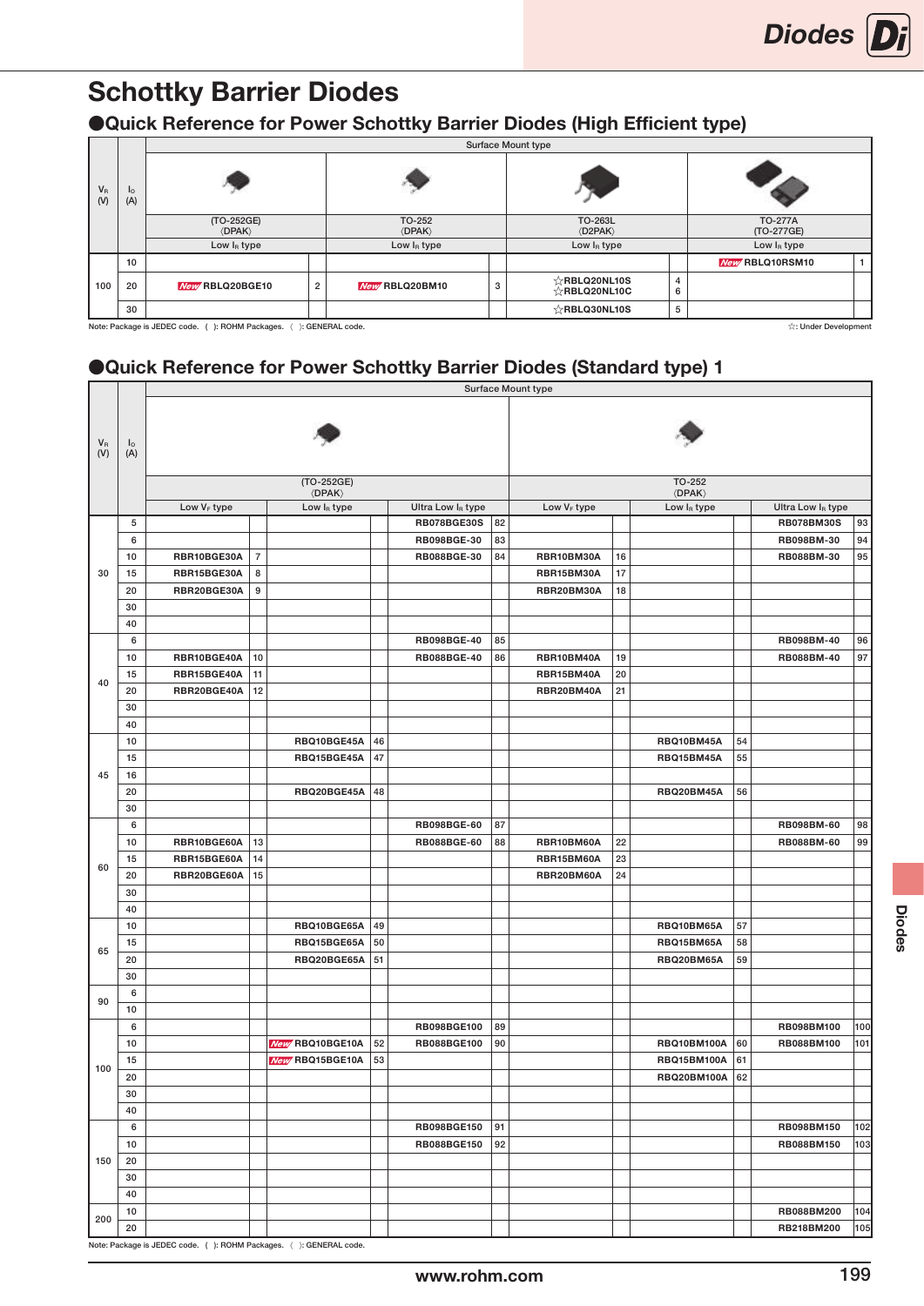# Schottky Barrier Diodes

## ●Quick Reference for Power Schottky Barrier Diodes (High Efficient type)

| $V_R$ (V) | $I_O$ (A) | Surface Mount type | | | | | | | |
|---|---|---|---|---|---|---|---|---|---|
| | | (TO-252GE) 〈DPAK〉 | | TO-252 〈DPAK〉 | | TO-263L 〈D2PAK〉 | | TO-277A (TO-277GE) | |
| | | Low $I_R$ type | | Low $I_R$ type | | Low $I_R$ type | | Low $I_R$ type | |
| 100 | 10 | | | | | | | New RBLQ10RSM10 | 1 |
| | 20 | New RBLQ20BGE10 | 2 | New RBLQ20BM10 | 3 | ☆RBLQ20NL10S ☆RBLQ20NL10C | 4 6 | | |
| | 30 | | | | | ☆RBLQ30NL10S | 5 | | |

Note: Package is JEDEC code. ( ): ROHM Packages. 〈 〉: GENERAL code.

☆: Under Development

## ●Quick Reference for Power Schottky Barrier Diodes (Standard type) 1

| $V_R$ (V) | $I_O$ (A) | Surface Mount type | | | | | | | | | | | |
|---|---|---|---|---|---|---|---|---|---|---|---|---|---|
| | | (TO-252GE) 〈DPAK〉 | | | | | | TO-252 〈DPAK〉 | | | | | |
| | | Low $V_F$ type | | Low $I_R$ type | | Ultra Low $I_R$ type | | Low $V_F$ type | | Low $I_R$ type | | Ultra Low $I_R$ type | |
| 30 | 5 | | | | | RB078BGE30S | 82 | | | | | RB078BM30S | 93 |
| | 6 | | | | | RB098BGE-30 | 83 | | | | | RB098BM-30 | 94 |
| | 10 | RBR10BGE30A | 7 | | | RB088BGE-30 | 84 | RBR10BM30A | 16 | | | RB088BM-30 | 95 |
| | 15 | RBR15BGE30A | 8 | | | | | RBR15BM30A | 17 | | | | |
| | 20 | RBR20BGE30A | 9 | | | | | RBR20BM30A | 18 | | | | |
| | 30 | | | | | | | | | | | | |
| | 40 | | | | | | | | | | | | |
| 40 | 6 | | | | | RB098BGE-40 | 85 | | | | | RB098BM-40 | 96 |
| | 10 | RBR10BGE40A | 10 | | | RB088BGE-40 | 86 | RBR10BM40A | 19 | | | RB088BM-40 | 97 |
| | 15 | RBR15BGE40A | 11 | | | | | RBR15BM40A | 20 | | | | |
| | 20 | RBR20BGE40A | 12 | | | | | RBR20BM40A | 21 | | | | |
| | 30 | | | | | | | | | | | | |
| | 40 | | | | | | | | | | | | |
| 45 | 10 | | | RBQ10BGE45A | 46 | | | | | RBQ10BM45A | 54 | | |
| | 15 | | | RBQ15BGE45A | 47 | | | | | RBQ15BM45A | 55 | | |
| | 16 | | | | | | | | | | | | |
| | 20 | | | RBQ20BGE45A | 48 | | | | | RBQ20BM45A | 56 | | |
| | 30 | | | | | | | | | | | | |
| 60 | 6 | | | | | RB098BGE-60 | 87 | | | | | RB098BM-60 | 98 |
| | 10 | RBR10BGE60A | 13 | | | RB088BGE-60 | 88 | RBR10BM60A | 22 | | | RB088BM-60 | 99 |
| | 15 | RBR15BGE60A | 14 | | | | | RBR15BM60A | 23 | | | | |
| | 20 | RBR20BGE60A | 15 | | | | | RBR20BM60A | 24 | | | | |
| | 30 | | | | | | | | | | | | |
| | 40 | | | | | | | | | | | | |
| 65 | 10 | | | RBQ10BGE65A | 49 | | | | | RBQ10BM65A | 57 | | |
| | 15 | | | RBQ15BGE65A | 50 | | | | | RBQ15BM65A | 58 | | |
| | 20 | | | RBQ20BGE65A | 51 | | | | | RBQ20BM65A | 59 | | |
| | 30 | | | | | | | | | | | | |
| 90 | 6 | | | | | | | | | | | | |
| | 10 | | | | | | | | | | | | |
| 100 | 6 | | | | | RB098BGE100 | 89 | | | | | RB098BM100 | 100 |
| | 10 | | | New RBQ10BGE10A | 52 | RB088BGE100 | 90 | | | RBQ10BM100A | 60 | RB088BM100 | 101 |
| | 15 | | | New RBQ15BGE10A | 53 | | | | | RBQ15BM100A | 61 | | |
| | 20 | | | | | | | | | RBQ20BM100A | 62 | | |
| | 30 | | | | | | | | | | | | |
| | 40 | | | | | | | | | | | | |
| 150 | 6 | | | | | RB098BGE150 | 91 | | | | | RB098BM150 | 102 |
| | 10 | | | | | RB088BGE150 | 92 | | | | | RB088BM150 | 103 |
| | 20 | | | | | | | | | | | | |
| | 30 | | | | | | | | | | | | |
| | 40 | | | | | | | | | | | | |
| 200 | 10 | | | | | | | | | | | RB088BM200 | 104 |
| | 20 | | | | | | | | | | | RB218BM200 | 105 |

Note: Package is JEDEC code. ( ): ROHM Packages. 〈 〉: GENERAL code.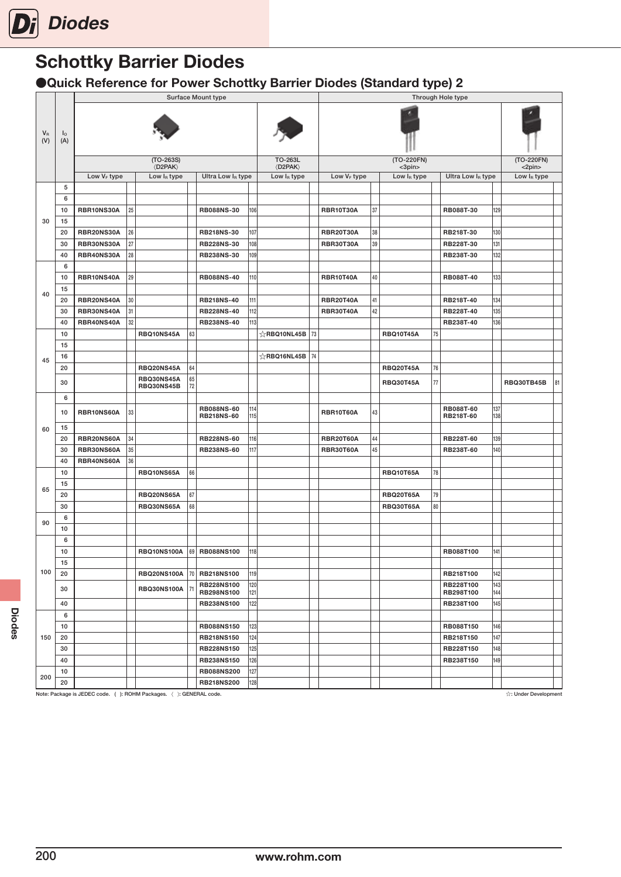# Schottky Barrier Diodes

## ●Quick Reference for Power Schottky Barrier Diodes (Standard type) 2

| $V_R$ (V) | $I_O$ (A) | Surface Mount type | | | | | | | | Through Hole type | | | | | | | |
|---|---|---|---|---|---|---|---|---|---|---|---|---|---|---|---|---|---|
| | | (TO-263S) 〈D2PAK〉 | | | | | | TO-263L 〈D2PAK〉 | | (TO-220FN) <3pin> | | | | | | (TO-220FN) <2pin> | |
| | | Low $V_F$ type | | Low $I_R$ type | | Ultra Low $I_R$ type | | Low $I_R$ type | | Low $V_F$ type | | Low $I_R$ type | | Ultra Low $I_R$ type | | Low $I_R$ type | |
| 30 | 5 | | | | | | | | | | | | | | | | |
| | 6 | | | | | | | | | | | | | | | | |
| | 10 | RBR10NS30A | 25 | | | RB088NS-30 | 106 | | | RBR10T30A | 37 | | | RB088T-30 | 129 | | |
| | 15 | | | | | | | | | | | | | | | | |
| | 20 | RBR20NS30A | 26 | | | RB218NS-30 | 107 | | | RBR20T30A | 38 | | | RB218T-30 | 130 | | |
| | 30 | RBR30NS30A | 27 | | | RB228NS-30 | 108 | | | RBR30T30A | 39 | | | RB228T-30 | 131 | | |
| | 40 | RBR40NS30A | 28 | | | RB238NS-30 | 109 | | | | | | | RB238T-30 | 132 | | |
| 40 | 6 | | | | | | | | | | | | | | | | |
| | 10 | RBR10NS40A | 29 | | | RB088NS-40 | 110 | | | RBR10T40A | 40 | | | RB088T-40 | 133 | | |
| | 15 | | | | | | | | | | | | | | | | |
| | 20 | RBR20NS40A | 30 | | | RB218NS-40 | 111 | | | RBR20T40A | 41 | | | RB218T-40 | 134 | | |
| | 30 | RBR30NS40A | 31 | | | RB228NS-40 | 112 | | | RBR30T40A | 42 | | | RB228T-40 | 135 | | |
| | 40 | RBR40NS40A | 32 | | | RB238NS-40 | 113 | | | | | | | RB238T-40 | 136 | | |
| 45 | 10 | | | RBQ10NS45A | 63 | | | ☆RBQ10NL45B | 73 | | | RBQ10T45A | 75 | | | | |
| | 15 | | | | | | | | | | | | | | | | |
| | 16 | | | | | | | ☆RBQ16NL45B | 74 | | | | | | | | |
| | 20 | | | RBQ20NS45A | 64 | | | | | | | RBQ20T45A | 76 | | | | |
| | 30 | | | RBQ30NS45A RBQ30NS45B | 65 72 | | | | | | | RBQ30T45A | 77 | | | RBQ30TB45B | 81 |
| 60 | 6 | | | | | | | | | | | | | | | | |
| | 10 | RBR10NS60A | 33 | | | RB088NS-60 RB218NS-60 | 114 115 | | | RBR10T60A | 43 | | | RB088T-60 RB218T-60 | 137 138 | | |
| | 15 | | | | | | | | | | | | | | | | |
| | 20 | RBR20NS60A | 34 | | | RB228NS-60 | 116 | | | RBR20T60A | 44 | | | RB228T-60 | 139 | | |
| | 30 | RBR30NS60A | 35 | | | RB238NS-60 | 117 | | | RBR30T60A | 45 | | | RB238T-60 | 140 | | |
| | 40 | RBR40NS60A | 36 | | | | | | | | | | | | | | |
| 65 | 10 | | | RBQ10NS65A | 66 | | | | | | | RBQ10T65A | 78 | | | | |
| | 15 | | | | | | | | | | | | | | | | |
| | 20 | | | RBQ20NS65A | 67 | | | | | | | RBQ20T65A | 79 | | | | |
| | 30 | | | RBQ30NS65A | 68 | | | | | | | RBQ30T65A | 80 | | | | |
| 90 | 6 | | | | | | | | | | | | | | | | |
| | 10 | | | | | | | | | | | | | | | | |
| 100 | 6 | | | | | | | | | | | | | | | | |
| | 10 | | | RBQ10NS100A | 69 | RB088NS100 | 118 | | | | | | | RB088T100 | 141 | | |
| | 15 | | | | | | | | | | | | | | | | |
| | 20 | | | RBQ20NS100A | 70 | RB218NS100 | 119 | | | | | | | RB218T100 | 142 | | |
| | 30 | | | RBQ30NS100A | 71 | RB228NS100 RB298NS100 | 120 121 | | | | | | | RB228T100 RB298T100 | 143 144 | | |
| | 40 | | | | | RB238NS100 | 122 | | | | | | | RB238T100 | 145 | | |
| 150 | 6 | | | | | | | | | | | | | | | | |
| | 10 | | | | | RB088NS150 | 123 | | | | | | | RB088T150 | 146 | | |
| | 20 | | | | | RB218NS150 | 124 | | | | | | | RB218T150 | 147 | | |
| | 30 | | | | | RB228NS150 | 125 | | | | | | | RB228T150 | 148 | | |
| | 40 | | | | | RB238NS150 | 126 | | | | | | | RB238T150 | 149 | | |
| 200 | 10 | | | | | RB088NS200 | 127 | | | | | | | | | | |
| | 20 | | | | | RB218NS200 | 128 | | | | | | | | | | |

Note: Package is JEDEC code. ( ): ROHM Packages. 〈 〉: GENERAL code.

☆: Under Development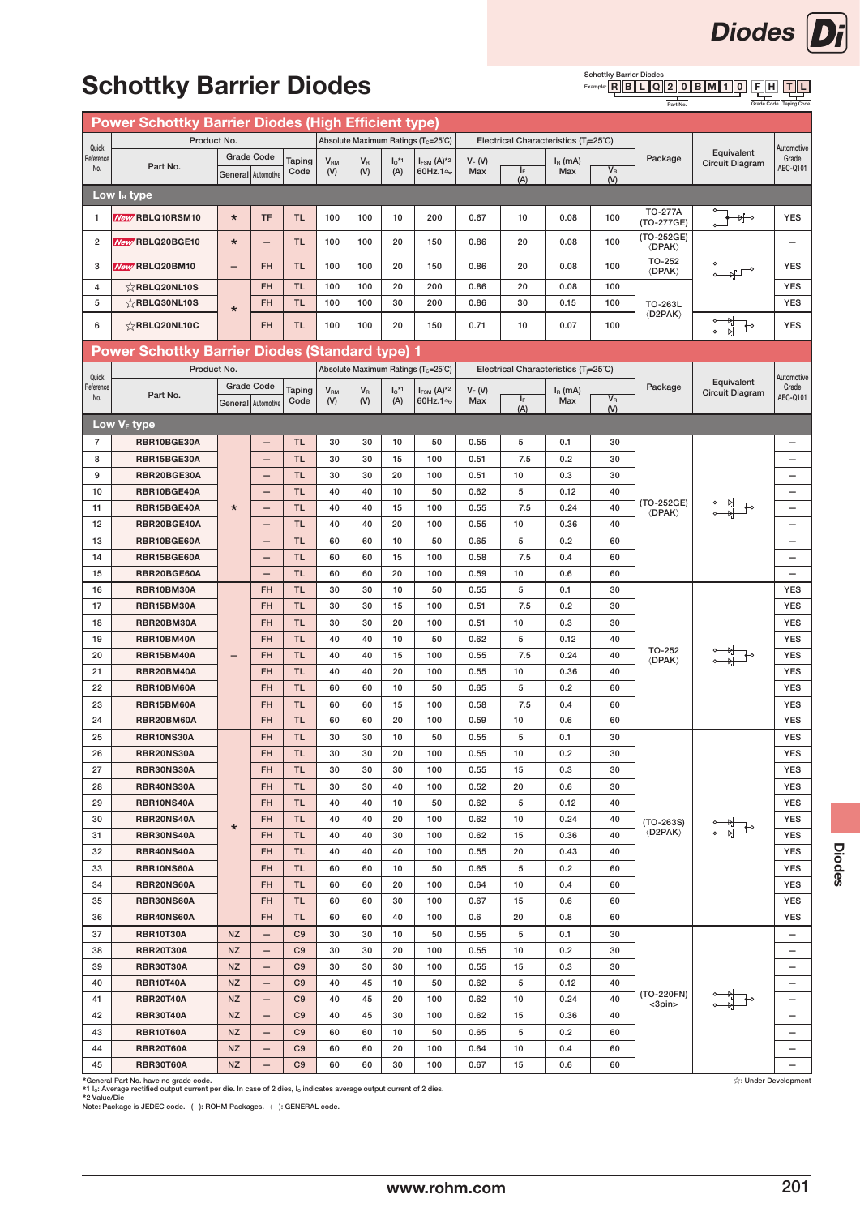# Schottky Barrier Diodes

Schottky Barrier Diodes
Example: R B L Q 2 0 B M 1 0 F H T L (Part No. / Grade Code / Taping Code)

## Power Schottky Barrier Diodes (High Efficient type)

| Quick Reference No. | Part No. | Grade Code General | Grade Code Automotive | Taping Code | $V_{RM}$ (V) | $V_R$ (V) | $I_O$*1 (A) | $I_{FSM}$ (A)*2 60Hz.1∿ | $V_F$ (V) Max | $I_F$ (A) | $I_R$ (mA) Max | $V_R$ (V) | Package | Equivalent Circuit Diagram | Automotive Grade AEC-Q101 |
|---|---|---|---|---|---|---|---|---|---|---|---|---|---|---|---|
| **Low $I_R$ type** | | | | | | | | | | | | | | | |
| 1 | New RBLQ10RSM10 | * | TF | TL | 100 | 100 | 10 | 200 | 0.67 | 10 | 0.08 | 100 | TO-277A (TO-277GE) | | YES |
| 2 | New RBLQ20BGE10 | * | – | TL | 100 | 100 | 20 | 150 | 0.86 | 20 | 0.08 | 100 | (TO-252GE) 〈DPAK〉 | | – |
| 3 | New RBLQ20BM10 | – | FH | TL | 100 | 100 | 20 | 150 | 0.86 | 20 | 0.08 | 100 | TO-252 〈DPAK〉 | | YES |
| 4 | ☆RBLQ20NL10S | * | FH | TL | 100 | 100 | 20 | 200 | 0.86 | 20 | 0.08 | 100 | TO-263L 〈D2PAK〉 | | YES |
| 5 | ☆RBLQ30NL10S | * | FH | TL | 100 | 100 | 30 | 200 | 0.86 | 30 | 0.15 | 100 | TO-263L 〈D2PAK〉 | | YES |
| 6 | ☆RBLQ20NL10C | * | FH | TL | 100 | 100 | 20 | 150 | 0.71 | 10 | 0.07 | 100 | TO-263L 〈D2PAK〉 | | YES |

## Power Schottky Barrier Diodes (Standard type) 1

| Quick Reference No. | Part No. | Grade Code General | Grade Code Automotive | Taping Code | $V_{RM}$ (V) | $V_R$ (V) | $I_O$*1 (A) | $I_{FSM}$ (A)*2 60Hz.1∿ | $V_F$ (V) Max | $I_F$ (A) | $I_R$ (mA) Max | $V_R$ (V) | Package | Equivalent Circuit Diagram | Automotive Grade AEC-Q101 |
|---|---|---|---|---|---|---|---|---|---|---|---|---|---|---|---|
| **Low $V_F$ type** | | | | | | | | | | | | | | | |
| 7 | RBR10BGE30A | * | – | TL | 30 | 30 | 10 | 50 | 0.55 | 5 | 0.1 | 30 | (TO-252GE) 〈DPAK〉 | | – |
| 8 | RBR15BGE30A | * | – | TL | 30 | 30 | 15 | 100 | 0.51 | 7.5 | 0.2 | 30 | (TO-252GE) 〈DPAK〉 | | – |
| 9 | RBR20BGE30A | * | – | TL | 30 | 30 | 20 | 100 | 0.51 | 10 | 0.3 | 30 | (TO-252GE) 〈DPAK〉 | | – |
| 10 | RBR10BGE40A | * | – | TL | 40 | 40 | 10 | 50 | 0.62 | 5 | 0.12 | 40 | (TO-252GE) 〈DPAK〉 | | – |
| 11 | RBR15BGE40A | * | – | TL | 40 | 40 | 15 | 100 | 0.55 | 7.5 | 0.24 | 40 | (TO-252GE) 〈DPAK〉 | | – |
| 12 | RBR20BGE40A | * | – | TL | 40 | 40 | 20 | 100 | 0.55 | 10 | 0.36 | 40 | (TO-252GE) 〈DPAK〉 | | – |
| 13 | RBR10BGE60A | * | – | TL | 60 | 60 | 10 | 50 | 0.65 | 5 | 0.2 | 60 | (TO-252GE) 〈DPAK〉 | | – |
| 14 | RBR15BGE60A | * | – | TL | 60 | 60 | 15 | 100 | 0.58 | 7.5 | 0.4 | 60 | (TO-252GE) 〈DPAK〉 | | – |
| 15 | RBR20BGE60A | * | – | TL | 60 | 60 | 20 | 100 | 0.59 | 10 | 0.6 | 60 | (TO-252GE) 〈DPAK〉 | | – |
| 16 | RBR10BM30A | – | FH | TL | 30 | 30 | 10 | 50 | 0.55 | 5 | 0.1 | 30 | TO-252 〈DPAK〉 | | YES |
| 17 | RBR15BM30A | – | FH | TL | 30 | 30 | 15 | 100 | 0.51 | 7.5 | 0.2 | 30 | TO-252 〈DPAK〉 | | YES |
| 18 | RBR20BM30A | – | FH | TL | 30 | 30 | 20 | 100 | 0.51 | 10 | 0.3 | 30 | TO-252 〈DPAK〉 | | YES |
| 19 | RBR10BM40A | – | FH | TL | 40 | 40 | 10 | 50 | 0.62 | 5 | 0.12 | 40 | TO-252 〈DPAK〉 | | YES |
| 20 | RBR15BM40A | – | FH | TL | 40 | 40 | 15 | 100 | 0.55 | 7.5 | 0.24 | 40 | TO-252 〈DPAK〉 | | YES |
| 21 | RBR20BM40A | – | FH | TL | 40 | 40 | 20 | 100 | 0.55 | 10 | 0.36 | 40 | TO-252 〈DPAK〉 | | YES |
| 22 | RBR10BM60A | – | FH | TL | 60 | 60 | 10 | 50 | 0.65 | 5 | 0.2 | 60 | TO-252 〈DPAK〉 | | YES |
| 23 | RBR15BM60A | – | FH | TL | 60 | 60 | 15 | 100 | 0.58 | 7.5 | 0.4 | 60 | TO-252 〈DPAK〉 | | YES |
| 24 | RBR20BM60A | – | FH | TL | 60 | 60 | 20 | 100 | 0.59 | 10 | 0.6 | 60 | TO-252 〈DPAK〉 | | YES |
| 25 | RBR10NS30A | * | FH | TL | 30 | 30 | 10 | 50 | 0.55 | 5 | 0.1 | 30 | (TO-263S) 〈D2PAK〉 | | YES |
| 26 | RBR20NS30A | * | FH | TL | 30 | 30 | 20 | 100 | 0.55 | 10 | 0.2 | 30 | (TO-263S) 〈D2PAK〉 | | YES |
| 27 | RBR30NS30A | * | FH | TL | 30 | 30 | 30 | 100 | 0.55 | 15 | 0.3 | 30 | (TO-263S) 〈D2PAK〉 | | YES |
| 28 | RBR40NS30A | * | FH | TL | 30 | 30 | 40 | 100 | 0.52 | 20 | 0.6 | 30 | (TO-263S) 〈D2PAK〉 | | YES |
| 29 | RBR10NS40A | * | FH | TL | 40 | 40 | 10 | 50 | 0.62 | 5 | 0.12 | 40 | (TO-263S) 〈D2PAK〉 | | YES |
| 30 | RBR20NS40A | * | FH | TL | 40 | 40 | 20 | 100 | 0.62 | 10 | 0.24 | 40 | (TO-263S) 〈D2PAK〉 | | YES |
| 31 | RBR30NS40A | * | FH | TL | 40 | 40 | 30 | 100 | 0.62 | 15 | 0.36 | 40 | (TO-263S) 〈D2PAK〉 | | YES |
| 32 | RBR40NS40A | * | FH | TL | 40 | 40 | 40 | 100 | 0.55 | 20 | 0.43 | 40 | (TO-263S) 〈D2PAK〉 | | YES |
| 33 | RBR10NS60A | * | FH | TL | 60 | 60 | 10 | 50 | 0.65 | 5 | 0.2 | 60 | (TO-263S) 〈D2PAK〉 | | YES |
| 34 | RBR20NS60A | * | FH | TL | 60 | 60 | 20 | 100 | 0.64 | 10 | 0.4 | 60 | (TO-263S) 〈D2PAK〉 | | YES |
| 35 | RBR30NS60A | * | FH | TL | 60 | 60 | 30 | 100 | 0.67 | 15 | 0.6 | 60 | (TO-263S) 〈D2PAK〉 | | YES |
| 36 | RBR40NS60A | * | FH | TL | 60 | 60 | 40 | 100 | 0.6 | 20 | 0.8 | 60 | (TO-263S) 〈D2PAK〉 | | YES |
| 37 | RBR10T30A | NZ | – | C9 | 30 | 30 | 10 | 50 | 0.55 | 5 | 0.1 | 30 | (TO-220FN) <3pin> | | – |
| 38 | RBR20T30A | NZ | – | C9 | 30 | 30 | 20 | 100 | 0.55 | 10 | 0.2 | 30 | (TO-220FN) <3pin> | | – |
| 39 | RBR30T30A | NZ | – | C9 | 30 | 30 | 30 | 100 | 0.55 | 15 | 0.3 | 30 | (TO-220FN) <3pin> | | – |
| 40 | RBR10T40A | NZ | – | C9 | 40 | 45 | 10 | 50 | 0.62 | 5 | 0.12 | 40 | (TO-220FN) <3pin> | | – |
| 41 | RBR20T40A | NZ | – | C9 | 40 | 45 | 20 | 100 | 0.62 | 10 | 0.24 | 40 | (TO-220FN) <3pin> | | – |
| 42 | RBR30T40A | NZ | – | C9 | 40 | 45 | 30 | 100 | 0.62 | 15 | 0.36 | 40 | (TO-220FN) <3pin> | | – |
| 43 | RBR10T60A | NZ | – | C9 | 60 | 60 | 10 | 50 | 0.65 | 5 | 0.2 | 60 | (TO-220FN) <3pin> | | – |
| 44 | RBR20T60A | NZ | – | C9 | 60 | 60 | 20 | 100 | 0.64 | 10 | 0.4 | 60 | (TO-220FN) <3pin> | | – |
| 45 | RBR30T60A | NZ | – | C9 | 60 | 60 | 30 | 100 | 0.67 | 15 | 0.6 | 60 | (TO-220FN) <3pin> | | – |

*General Part No. have no grade code.
*1 $I_O$: Average rectified output current per die. In case of 2 dies, $I_O$ indicates average output current of 2 dies.
*2 Value/Die
Note: Package is JEDEC code. ( ): ROHM Packages. 〈 〉: GENERAL code.

☆: Under Development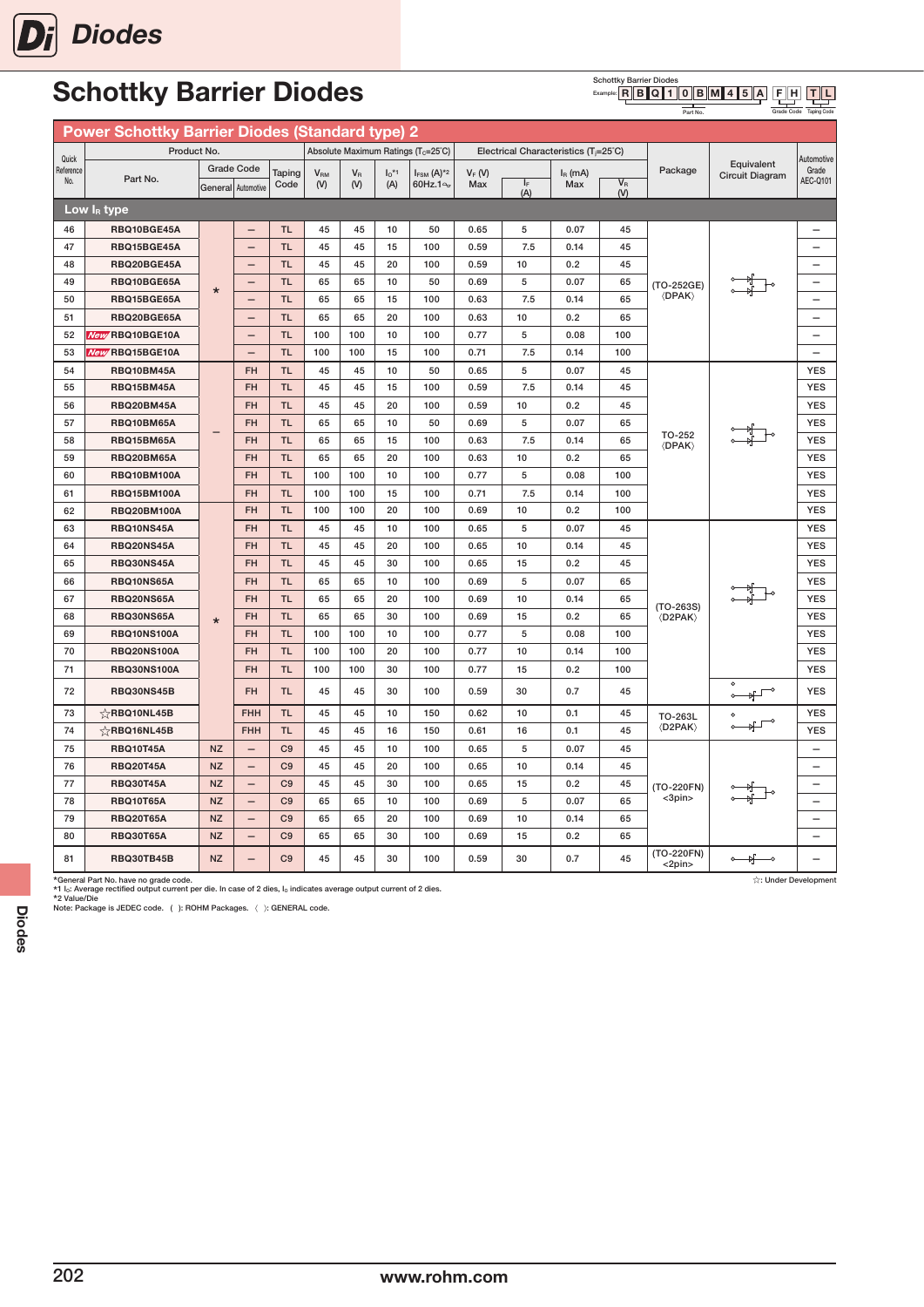# Diodes

# Schottky Barrier Diodes

Schottky Barrier Diodes
Example: R B Q 1 0 B M 4 5 A F H T L
(Part No. / Grade Code / Taping Code)

## Power Schottky Barrier Diodes (Standard type) 2

| Quick Reference No. | Product No. | | | | Absolute Maximum Ratings ($T_C$=25°C) | | | | Electrical Characteristics ($T_j$=25°C) | | | | Package | Equivalent Circuit Diagram | Automotive Grade AEC-Q101 |
|---|---|---|---|---|---|---|---|---|---|---|---|---|---|---|---|
| | Part No. | Grade Code General | Grade Code Automotive | Taping Code | $V_{RM}$ (V) | $V_R$ (V) | $I_O$*1 (A) | $I_{FSM}$ (A)*2 60Hz.1∿ | $V_F$ (V) Max | $I_F$ (A) | $I_R$ (mA) Max | $V_R$ (V) | | | |
| **Low $I_R$ type** | | | | | | | | | | | | | | | |
| 46 | RBQ10BGE45A | * | – | TL | 45 | 45 | 10 | 50 | 0.65 | 5 | 0.07 | 45 | (TO-252GE) 〈DPAK〉 | | – |
| 47 | RBQ15BGE45A | | – | TL | 45 | 45 | 15 | 100 | 0.59 | 7.5 | 0.14 | 45 | | | – |
| 48 | RBQ20BGE45A | | – | TL | 45 | 45 | 20 | 100 | 0.59 | 10 | 0.2 | 45 | | | – |
| 49 | RBQ10BGE65A | | – | TL | 65 | 65 | 10 | 50 | 0.69 | 5 | 0.07 | 65 | | | – |
| 50 | RBQ15BGE65A | | – | TL | 65 | 65 | 15 | 100 | 0.63 | 7.5 | 0.14 | 65 | | | – |
| 51 | RBQ20BGE65A | | – | TL | 65 | 65 | 20 | 100 | 0.63 | 10 | 0.2 | 65 | | | – |
| 52 | New RBQ10BGE10A | | – | TL | 100 | 100 | 10 | 100 | 0.77 | 5 | 0.08 | 100 | | | – |
| 53 | New RBQ15BGE10A | | – | TL | 100 | 100 | 15 | 100 | 0.71 | 7.5 | 0.14 | 100 | | | – |
| 54 | RBQ10BM45A | – | FH | TL | 45 | 45 | 10 | 50 | 0.65 | 5 | 0.07 | 45 | TO-252 〈DPAK〉 | | YES |
| 55 | RBQ15BM45A | | FH | TL | 45 | 45 | 15 | 100 | 0.59 | 7.5 | 0.14 | 45 | | | YES |
| 56 | RBQ20BM45A | | FH | TL | 45 | 45 | 20 | 100 | 0.59 | 10 | 0.2 | 45 | | | YES |
| 57 | RBQ10BM65A | | FH | TL | 65 | 65 | 10 | 50 | 0.69 | 5 | 0.07 | 65 | | | YES |
| 58 | RBQ15BM65A | | FH | TL | 65 | 65 | 15 | 100 | 0.63 | 7.5 | 0.14 | 65 | | | YES |
| 59 | RBQ20BM65A | | FH | TL | 65 | 65 | 20 | 100 | 0.63 | 10 | 0.2 | 65 | | | YES |
| 60 | RBQ10BM100A | | FH | TL | 100 | 100 | 10 | 100 | 0.77 | 5 | 0.08 | 100 | | | YES |
| 61 | RBQ15BM100A | | FH | TL | 100 | 100 | 15 | 100 | 0.71 | 7.5 | 0.14 | 100 | | | YES |
| 62 | RBQ20BM100A | | FH | TL | 100 | 100 | 20 | 100 | 0.69 | 10 | 0.2 | 100 | | | YES |
| 63 | RBQ10NS45A | * | FH | TL | 45 | 45 | 10 | 100 | 0.65 | 5 | 0.07 | 45 | (TO-263S) 〈D2PAK〉 | | YES |
| 64 | RBQ20NS45A | | FH | TL | 45 | 45 | 20 | 100 | 0.65 | 10 | 0.14 | 45 | | | YES |
| 65 | RBQ30NS45A | | FH | TL | 45 | 45 | 30 | 100 | 0.65 | 15 | 0.2 | 45 | | | YES |
| 66 | RBQ10NS65A | | FH | TL | 65 | 65 | 10 | 100 | 0.69 | 5 | 0.07 | 65 | | | YES |
| 67 | RBQ20NS65A | | FH | TL | 65 | 65 | 20 | 100 | 0.69 | 10 | 0.14 | 65 | | | YES |
| 68 | RBQ30NS65A | | FH | TL | 65 | 65 | 30 | 100 | 0.69 | 15 | 0.2 | 65 | | | YES |
| 69 | RBQ10NS100A | | FH | TL | 100 | 100 | 10 | 100 | 0.77 | 5 | 0.08 | 100 | | | YES |
| 70 | RBQ20NS100A | | FH | TL | 100 | 100 | 20 | 100 | 0.77 | 10 | 0.14 | 100 | | | YES |
| 71 | RBQ30NS100A | | FH | TL | 100 | 100 | 30 | 100 | 0.77 | 15 | 0.2 | 100 | | | YES |
| 72 | RBQ30NS45B | | FH | TL | 45 | 45 | 30 | 100 | 0.59 | 30 | 0.7 | 45 | | | YES |
| 73 | ☆RBQ10NL45B | | FHH | TL | 45 | 45 | 10 | 150 | 0.62 | 10 | 0.1 | 45 | TO-263L 〈D2PAK〉 | | YES |
| 74 | ☆RBQ16NL45B | | FHH | TL | 45 | 45 | 16 | 150 | 0.61 | 16 | 0.1 | 45 | | | YES |
| 75 | RBQ10T45A | NZ | – | C9 | 45 | 45 | 10 | 100 | 0.65 | 5 | 0.07 | 45 | (TO-220FN) <3pin> | | – |
| 76 | RBQ20T45A | NZ | – | C9 | 45 | 45 | 20 | 100 | 0.65 | 10 | 0.14 | 45 | | | – |
| 77 | RBQ30T45A | NZ | – | C9 | 45 | 45 | 30 | 100 | 0.65 | 15 | 0.2 | 45 | | | – |
| 78 | RBQ10T65A | NZ | – | C9 | 65 | 65 | 10 | 100 | 0.69 | 5 | 0.07 | 65 | | | – |
| 79 | RBQ20T65A | NZ | – | C9 | 65 | 65 | 20 | 100 | 0.69 | 10 | 0.14 | 65 | | | – |
| 80 | RBQ30T65A | NZ | – | C9 | 65 | 65 | 30 | 100 | 0.69 | 15 | 0.2 | 65 | | | – |
| 81 | RBQ30TB45B | NZ | – | C9 | 45 | 45 | 30 | 100 | 0.59 | 30 | 0.7 | 45 | (TO-220FN) <2pin> | | – |

*General Part No. have no grade code.
*1 $I_O$: Average rectified output current per die. In case of 2 dies, $I_O$ indicates average output current of 2 dies.
*2 Value/Die
Note: Package is JEDEC code. ( ): ROHM Packages. 〈 〉: GENERAL code.

☆: Under Development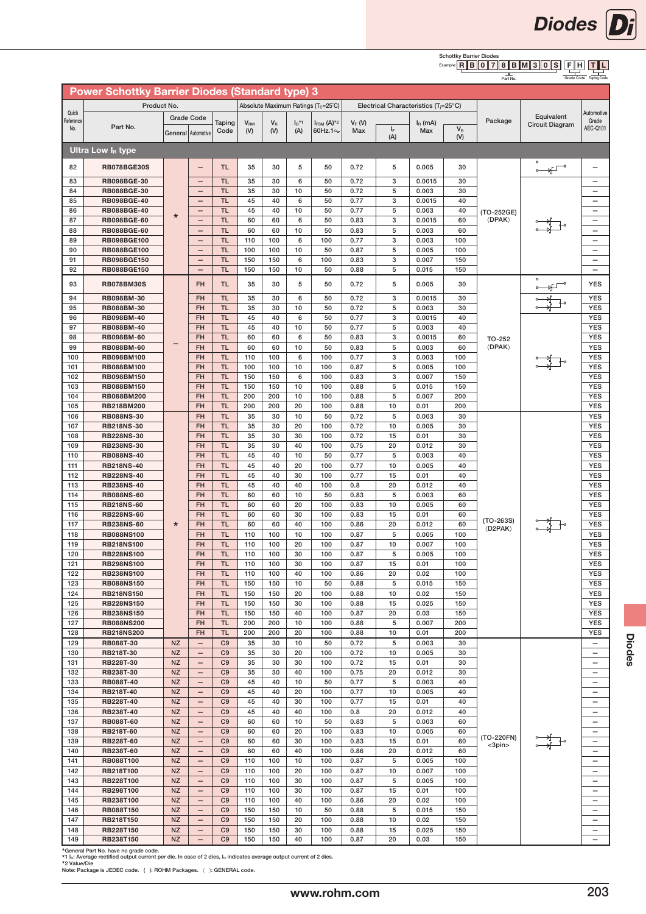Schottky Barrier Diodes

Example: R B 0 7 8 B M 3 0 S F H T L (Part No. / Grade Code / Taping Code)

## Power Schottky Barrier Diodes (Standard type) 3

| Quick Reference No. | Part No. | Grade Code General | Grade Code Automotive | Taping Code | $V_{RM}$ (V) | $V_R$ (V) | $I_O$*1 (A) | $I_{FSM}$ (A)*2 60Hz.1∿ | $V_F$ (V) Max | $I_F$ (A) | $I_R$ (mA) Max | $V_R$ (V) | Package | Equivalent Circuit Diagram | Automotive Grade AEC-Q101 |
|---|---|---|---|---|---|---|---|---|---|---|---|---|---|---|---|
| **Ultra Low $I_R$ type** | | | | | | | | | | | | | | | |
| 82 | RB078BGE30S | * | – | TL | 35 | 30 | 5 | 50 | 0.72 | 5 | 0.005 | 30 | (TO-252GE) 〈DPAK〉 | | – |
| 83 | RB098BGE-30 | * | – | TL | 35 | 30 | 6 | 50 | 0.72 | 3 | 0.0015 | 30 | (TO-252GE) 〈DPAK〉 | | – |
| 84 | RB088BGE-30 | * | – | TL | 35 | 30 | 10 | 50 | 0.72 | 5 | 0.003 | 30 | (TO-252GE) 〈DPAK〉 | | – |
| 85 | RB098BGE-40 | * | – | TL | 45 | 40 | 6 | 50 | 0.77 | 3 | 0.0015 | 40 | (TO-252GE) 〈DPAK〉 | | – |
| 86 | RB088BGE-40 | * | – | TL | 45 | 40 | 10 | 50 | 0.77 | 5 | 0.003 | 40 | (TO-252GE) 〈DPAK〉 | | – |
| 87 | RB098BGE-60 | * | – | TL | 60 | 60 | 6 | 50 | 0.83 | 3 | 0.0015 | 60 | (TO-252GE) 〈DPAK〉 | | – |
| 88 | RB088BGE-60 | * | – | TL | 60 | 60 | 10 | 50 | 0.83 | 5 | 0.003 | 60 | (TO-252GE) 〈DPAK〉 | | – |
| 89 | RB098BGE100 | * | – | TL | 110 | 100 | 6 | 100 | 0.77 | 3 | 0.003 | 100 | (TO-252GE) 〈DPAK〉 | | – |
| 90 | RB088BGE100 | * | – | TL | 100 | 100 | 10 | 50 | 0.87 | 5 | 0.005 | 100 | (TO-252GE) 〈DPAK〉 | | – |
| 91 | RB098BGE150 | * | – | TL | 150 | 150 | 6 | 100 | 0.83 | 3 | 0.007 | 150 | (TO-252GE) 〈DPAK〉 | | – |
| 92 | RB088BGE150 | * | – | TL | 150 | 150 | 10 | 50 | 0.88 | 5 | 0.015 | 150 | (TO-252GE) 〈DPAK〉 | | – |
| 93 | RB078BM30S | – | FH | TL | 35 | 30 | 5 | 50 | 0.72 | 5 | 0.005 | 30 | TO-252 〈DPAK〉 | | YES |
| 94 | RB098BM-30 | – | FH | TL | 35 | 30 | 6 | 50 | 0.72 | 3 | 0.0015 | 30 | TO-252 〈DPAK〉 | | YES |
| 95 | RB088BM-30 | – | FH | TL | 35 | 30 | 10 | 50 | 0.72 | 5 | 0.003 | 30 | TO-252 〈DPAK〉 | | YES |
| 96 | RB098BM-40 | – | FH | TL | 45 | 40 | 6 | 50 | 0.77 | 3 | 0.0015 | 40 | TO-252 〈DPAK〉 | | YES |
| 97 | RB088BM-40 | – | FH | TL | 45 | 40 | 10 | 50 | 0.77 | 5 | 0.003 | 40 | TO-252 〈DPAK〉 | | YES |
| 98 | RB098BM-60 | – | FH | TL | 60 | 60 | 6 | 50 | 0.83 | 3 | 0.0015 | 60 | TO-252 〈DPAK〉 | | YES |
| 99 | RB088BM-60 | – | FH | TL | 60 | 60 | 10 | 50 | 0.83 | 5 | 0.003 | 60 | TO-252 〈DPAK〉 | | YES |
| 100 | RB098BM100 | – | FH | TL | 110 | 100 | 6 | 100 | 0.77 | 3 | 0.003 | 100 | TO-252 〈DPAK〉 | | YES |
| 101 | RB088BM100 | – | FH | TL | 100 | 100 | 10 | 100 | 0.87 | 5 | 0.005 | 100 | TO-252 〈DPAK〉 | | YES |
| 102 | RB098BM150 | – | FH | TL | 150 | 150 | 6 | 100 | 0.83 | 3 | 0.007 | 150 | TO-252 〈DPAK〉 | | YES |
| 103 | RB088BM150 | – | FH | TL | 150 | 150 | 10 | 100 | 0.88 | 5 | 0.015 | 150 | TO-252 〈DPAK〉 | | YES |
| 104 | RB088BM200 | – | FH | TL | 200 | 200 | 10 | 100 | 0.88 | 5 | 0.007 | 200 | TO-252 〈DPAK〉 | | YES |
| 105 | RB218BM200 | – | FH | TL | 200 | 200 | 20 | 100 | 0.88 | 10 | 0.01 | 200 | TO-252 〈DPAK〉 | | YES |
| 106 | RB088NS-30 | * | FH | TL | 35 | 30 | 10 | 50 | 0.72 | 5 | 0.003 | 30 | (TO-263S) 〈D2PAK〉 | | YES |
| 107 | RB218NS-30 | * | FH | TL | 35 | 30 | 20 | 100 | 0.72 | 10 | 0.005 | 30 | (TO-263S) 〈D2PAK〉 | | YES |
| 108 | RB228NS-30 | * | FH | TL | 35 | 30 | 30 | 100 | 0.72 | 15 | 0.01 | 30 | (TO-263S) 〈D2PAK〉 | | YES |
| 109 | RB238NS-30 | * | FH | TL | 35 | 30 | 40 | 100 | 0.75 | 20 | 0.012 | 30 | (TO-263S) 〈D2PAK〉 | | YES |
| 110 | RB088NS-40 | * | FH | TL | 45 | 40 | 10 | 50 | 0.77 | 5 | 0.003 | 40 | (TO-263S) 〈D2PAK〉 | | YES |
| 111 | RB218NS-40 | * | FH | TL | 45 | 40 | 20 | 100 | 0.77 | 10 | 0.005 | 40 | (TO-263S) 〈D2PAK〉 | | YES |
| 112 | RB228NS-40 | * | FH | TL | 45 | 40 | 30 | 100 | 0.77 | 15 | 0.01 | 40 | (TO-263S) 〈D2PAK〉 | | YES |
| 113 | RB238NS-40 | * | FH | TL | 45 | 40 | 40 | 100 | 0.8 | 20 | 0.012 | 40 | (TO-263S) 〈D2PAK〉 | | YES |
| 114 | RB088NS-60 | * | FH | TL | 60 | 60 | 10 | 50 | 0.83 | 5 | 0.003 | 60 | (TO-263S) 〈D2PAK〉 | | YES |
| 115 | RB218NS-60 | * | FH | TL | 60 | 60 | 20 | 100 | 0.83 | 10 | 0.005 | 60 | (TO-263S) 〈D2PAK〉 | | YES |
| 116 | RB228NS-60 | * | FH | TL | 60 | 60 | 30 | 100 | 0.83 | 15 | 0.01 | 60 | (TO-263S) 〈D2PAK〉 | | YES |
| 117 | RB238NS-60 | * | FH | TL | 60 | 60 | 40 | 100 | 0.86 | 20 | 0.012 | 60 | (TO-263S) 〈D2PAK〉 | | YES |
| 118 | RB088NS100 | * | FH | TL | 110 | 100 | 10 | 100 | 0.87 | 5 | 0.005 | 100 | (TO-263S) 〈D2PAK〉 | | YES |
| 119 | RB218NS100 | * | FH | TL | 110 | 100 | 20 | 100 | 0.87 | 10 | 0.007 | 100 | (TO-263S) 〈D2PAK〉 | | YES |
| 120 | RB228NS100 | * | FH | TL | 110 | 100 | 30 | 100 | 0.87 | 5 | 0.005 | 100 | (TO-263S) 〈D2PAK〉 | | YES |
| 121 | RB298NS100 | * | FH | TL | 110 | 100 | 30 | 100 | 0.87 | 15 | 0.01 | 100 | (TO-263S) 〈D2PAK〉 | | YES |
| 122 | RB238NS100 | * | FH | TL | 110 | 100 | 40 | 100 | 0.86 | 20 | 0.02 | 100 | (TO-263S) 〈D2PAK〉 | | YES |
| 123 | RB088NS150 | * | FH | TL | 150 | 150 | 10 | 50 | 0.88 | 5 | 0.015 | 150 | (TO-263S) 〈D2PAK〉 | | YES |
| 124 | RB218NS150 | * | FH | TL | 150 | 150 | 20 | 100 | 0.88 | 10 | 0.02 | 150 | (TO-263S) 〈D2PAK〉 | | YES |
| 125 | RB228NS150 | * | FH | TL | 150 | 150 | 30 | 100 | 0.88 | 15 | 0.025 | 150 | (TO-263S) 〈D2PAK〉 | | YES |
| 126 | RB238NS150 | * | FH | TL | 150 | 150 | 40 | 100 | 0.87 | 20 | 0.03 | 150 | (TO-263S) 〈D2PAK〉 | | YES |
| 127 | RB088NS200 | * | FH | TL | 200 | 200 | 10 | 100 | 0.88 | 5 | 0.007 | 200 | (TO-263S) 〈D2PAK〉 | | YES |
| 128 | RB218NS200 | * | FH | TL | 200 | 200 | 20 | 100 | 0.88 | 10 | 0.01 | 200 | (TO-263S) 〈D2PAK〉 | | YES |
| 129 | RB088T-30 | NZ | – | C9 | 35 | 30 | 10 | 50 | 0.72 | 5 | 0.003 | 30 | (TO-220FN) <3pin> | | – |
| 130 | RB218T-30 | NZ | – | C9 | 35 | 30 | 20 | 100 | 0.72 | 10 | 0.005 | 30 | (TO-220FN) <3pin> | | – |
| 131 | RB228T-30 | NZ | – | C9 | 35 | 30 | 30 | 100 | 0.72 | 15 | 0.01 | 30 | (TO-220FN) <3pin> | | – |
| 132 | RB238T-30 | NZ | – | C9 | 35 | 30 | 40 | 100 | 0.75 | 20 | 0.012 | 30 | (TO-220FN) <3pin> | | – |
| 133 | RB088T-40 | NZ | – | C9 | 45 | 40 | 10 | 50 | 0.77 | 5 | 0.003 | 40 | (TO-220FN) <3pin> | | – |
| 134 | RB218T-40 | NZ | – | C9 | 45 | 40 | 20 | 100 | 0.77 | 10 | 0.005 | 40 | (TO-220FN) <3pin> | | – |
| 135 | RB228T-40 | NZ | – | C9 | 45 | 40 | 30 | 100 | 0.77 | 15 | 0.01 | 40 | (TO-220FN) <3pin> | | – |
| 136 | RB238T-40 | NZ | – | C9 | 45 | 40 | 40 | 100 | 0.8 | 20 | 0.012 | 40 | (TO-220FN) <3pin> | | – |
| 137 | RB088T-60 | NZ | – | C9 | 60 | 60 | 10 | 50 | 0.83 | 5 | 0.003 | 60 | (TO-220FN) <3pin> | | – |
| 138 | RB218T-60 | NZ | – | C9 | 60 | 60 | 20 | 100 | 0.83 | 10 | 0.005 | 60 | (TO-220FN) <3pin> | | – |
| 139 | RB228T-60 | NZ | – | C9 | 60 | 60 | 30 | 100 | 0.83 | 15 | 0.01 | 60 | (TO-220FN) <3pin> | | – |
| 140 | RB238T-60 | NZ | – | C9 | 60 | 60 | 40 | 100 | 0.86 | 20 | 0.012 | 60 | (TO-220FN) <3pin> | | – |
| 141 | RB088T100 | NZ | – | C9 | 110 | 100 | 10 | 100 | 0.87 | 5 | 0.005 | 100 | (TO-220FN) <3pin> | | – |
| 142 | RB218T100 | NZ | – | C9 | 110 | 100 | 20 | 100 | 0.87 | 10 | 0.007 | 100 | (TO-220FN) <3pin> | | – |
| 143 | RB228T100 | NZ | – | C9 | 110 | 100 | 30 | 100 | 0.87 | 5 | 0.005 | 100 | (TO-220FN) <3pin> | | – |
| 144 | RB298T100 | NZ | – | C9 | 110 | 100 | 30 | 100 | 0.87 | 15 | 0.01 | 100 | (TO-220FN) <3pin> | | – |
| 145 | RB238T100 | NZ | – | C9 | 110 | 100 | 40 | 100 | 0.86 | 20 | 0.02 | 100 | (TO-220FN) <3pin> | | – |
| 146 | RB088T150 | NZ | – | C9 | 150 | 150 | 10 | 50 | 0.88 | 5 | 0.015 | 150 | (TO-220FN) <3pin> | | – |
| 147 | RB218T150 | NZ | – | C9 | 150 | 150 | 20 | 100 | 0.88 | 10 | 0.02 | 150 | (TO-220FN) <3pin> | | – |
| 148 | RB228T150 | NZ | – | C9 | 150 | 150 | 30 | 100 | 0.88 | 15 | 0.025 | 150 | (TO-220FN) <3pin> | | – |
| 149 | RB238T150 | NZ | – | C9 | 150 | 150 | 40 | 100 | 0.87 | 20 | 0.03 | 150 | (TO-220FN) <3pin> | | – |

*General Part No. have no grade code.
*1 $I_O$: Average rectified output current per die. In case of 2 dies, $I_O$ indicates average output current of 2 dies.
*2 Value/Die
Note: Package is JEDEC code. ( ): ROHM Packages. 〈 〉: GENERAL code.

www.rohm.com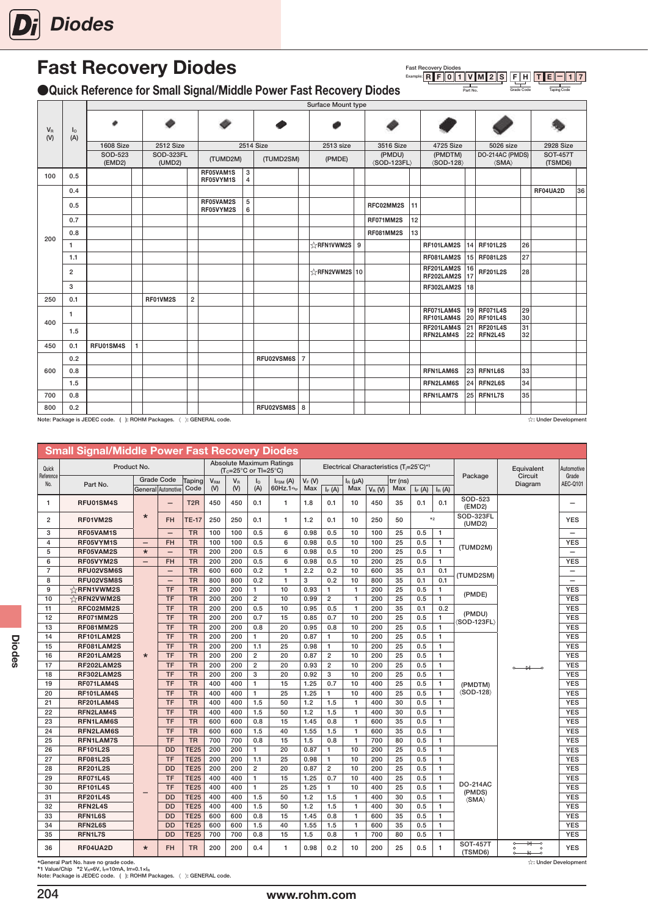# Fast Recovery Diodes

Fast Recovery Diodes
Example: R F 0 1 V M 2 S | F H | T E − 1 7
Part No. / Grade Code / Taping Code

## ●Quick Reference for Small Signal/Middle Power Fast Recovery Diodes

| $V_R$ (V) | $I_O$ (A) | 1608 Size SOD-523 (EMD2) | | 2512 Size SOD-323FL (UMD2) | | 2514 Size (TUMD2M) | | 2514 Size (TUMD2SM) | | 2513 size (PMDE) | | 3516 Size (PMDU) 〈SOD-123FL〉 | | 4725 Size (PMDTM) 〈SOD-128〉 | | 5026 size DO-214AC (PMDS) 〈SMA〉 | | 2928 Size SOT-457T (TSMD6) | |
|---|---|---|---|---|---|---|---|---|---|---|---|---|---|---|---|---|---|---|---|
| 100 | 0.5 | | | | | RF05VAM1S RF05VYM1S | 3 4 | | | | | | | | | | | | |
| 200 | 0.4 | | | | | | | | | | | | | | | | | RF04UA2D | 36 |
| | 0.5 | | | | | RF05VAM2S RF05VYM2S | 5 6 | | | | | RFC02MM2S | 11 | | | | | | |
| | 0.7 | | | | | | | | | | | RF071MM2S | 12 | | | | | | |
| | 0.8 | | | | | | | | | | | RF081MM2S | 13 | | | | | | |
| | 1 | | | | | | | | | ☆RFN1VWM2S | 9 | | | RF101LAM2S | 14 | RF101L2S | 26 | | |
| | 1.1 | | | | | | | | | | | | | RF081LAM2S | 15 | RF081L2S | 27 | | |
| | 2 | | | | | | | | | ☆RFN2VWM2S | 10 | | | RF201LAM2S RF202LAM2S | 16 17 | RF201L2S | 28 | | |
| | 3 | | | | | | | | | | | | | RF302LAM2S | 18 | | | | |
| 250 | 0.1 | | | RF01VM2S | 2 | | | | | | | | | | | | | | |
| 400 | 1 | | | | | | | | | | | | | RF071LAM4S RF101LAM4S | 19 20 | RF071L4S RF101L4S | 29 30 | | |
| | 1.5 | | | | | | | | | | | | | RF201LAM4S RFN2LAM4S | 21 22 | RF201L4S RFN2L4S | 31 32 | | |
| 450 | 0.1 | RFU01SM4S | 1 | | | | | | | | | | | | | | | | |
| 600 | 0.2 | | | | | | | RFU02VSM6S | 7 | | | | | | | | | | |
| | 0.8 | | | | | | | | | | | | | RFN1LAM6S | 23 | RFN1L6S | 33 | | |
| | 1.5 | | | | | | | | | | | | | RFN2LAM6S | 24 | RFN2L6S | 34 | | |
| 700 | 0.8 | | | | | | | | | | | | | RFN1LAM7S | 25 | RFN1L7S | 35 | | |
| 800 | 0.2 | | | | | | | RFU02VSM8S | 8 | | | | | | | | | | |

Note: Package is JEDEC code. ( ): ROHM Packages. 〈 〉: GENERAL code.
☆: Under Development

## Small Signal/Middle Power Fast Recovery Diodes

| Quick Reference No. | Part No. | Grade Code General | Grade Code Automotive | Taping Code | $V_{RM}$ (V) | $V_R$ (V) | $I_O$ (A) | $I_{FSM}$ (A) 60Hz.1∿ | $V_F$ (V) Max | $I_F$ (A) | $I_R$ (μA) Max | $V_R$ (V) | trr (ns) Max | $I_F$ (A) | $I_R$ (A) | Package | Equivalent Circuit Diagram | Automotive Grade AEC-Q101 |
|---|---|---|---|---|---|---|---|---|---|---|---|---|---|---|---|---|---|---|
| | | | | | Absolute Maximum Ratings ($T_C$=25°C or Tl=25°C) | | | | Electrical Characteristics ($T_j$=25°C)*1 | | | | | | | | | |
| 1 | RFU01SM4S | * | − | T2R | 450 | 450 | 0.1 | 1 | 1.8 | 0.1 | 10 | 450 | 35 | 0.1 | 0.1 | SOD-523 (EMD2) | | − |
| 2 | RF01VM2S | * | FH | TE-17 | 250 | 250 | 0.1 | 1 | 1.2 | 0.1 | 10 | 250 | 50 | *2 | | SOD-323FL (UMD2) | | YES |
| 3 | RF05VAM1S | | − | TR | 100 | 100 | 0.5 | 6 | 0.98 | 0.5 | 10 | 100 | 25 | 0.5 | 1 | (TUMD2M) | | − |
| 4 | RF05VYM1S | − | FH | TR | 100 | 100 | 0.5 | 6 | 0.98 | 0.5 | 10 | 100 | 25 | 0.5 | 1 | (TUMD2M) | | YES |
| 5 | RF05VAM2S | * | − | TR | 200 | 200 | 0.5 | 6 | 0.98 | 0.5 | 10 | 200 | 25 | 0.5 | 1 | (TUMD2M) | | − |
| 6 | RF05VYM2S | − | FH | TR | 200 | 200 | 0.5 | 6 | 0.98 | 0.5 | 10 | 200 | 25 | 0.5 | 1 | (TUMD2M) | | YES |
| 7 | RFU02VSM6S | * | − | TR | 600 | 600 | 0.2 | 1 | 2.2 | 0.2 | 10 | 600 | 35 | 0.1 | 0.1 | (TUMD2SM) | | − |
| 8 | RFU02VSM8S | * | − | TR | 800 | 800 | 0.2 | 1 | 3 | 0.2 | 10 | 800 | 35 | 0.1 | 0.1 | (TUMD2SM) | | − |
| 9 | ☆RFN1VWM2S | * | TF | TR | 200 | 200 | 1 | 10 | 0.93 | 1 | 1 | 200 | 25 | 0.5 | 1 | (PMDE) | | YES |
| 10 | ☆RFN2VWM2S | * | TF | TR | 200 | 200 | 2 | 10 | 0.99 | 2 | 1 | 200 | 25 | 0.5 | 1 | (PMDE) | | YES |
| 11 | RFC02MM2S | * | TF | TR | 200 | 200 | 0.5 | 10 | 0.95 | 0.5 | 1 | 200 | 35 | 0.1 | 0.2 | (PMDU) 〈SOD-123FL〉 | | YES |
| 12 | RF071MM2S | * | TF | TR | 200 | 200 | 0.7 | 15 | 0.85 | 0.7 | 10 | 200 | 25 | 0.5 | 1 | (PMDU) 〈SOD-123FL〉 | | YES |
| 13 | RF081MM2S | * | TF | TR | 200 | 200 | 0.8 | 20 | 0.95 | 0.8 | 10 | 200 | 25 | 0.5 | 1 | (PMDU) 〈SOD-123FL〉 | | YES |
| 14 | RF101LAM2S | * | TF | TR | 200 | 200 | 1 | 20 | 0.87 | 1 | 10 | 200 | 25 | 0.5 | 1 | (PMDTM) 〈SOD-128〉 | | YES |
| 15 | RF081LAM2S | * | TF | TR | 200 | 200 | 1.1 | 25 | 0.98 | 1 | 10 | 200 | 25 | 0.5 | 1 | (PMDTM) 〈SOD-128〉 | | YES |
| 16 | RF201LAM2S | * | TF | TR | 200 | 200 | 2 | 20 | 0.87 | 2 | 10 | 200 | 25 | 0.5 | 1 | (PMDTM) 〈SOD-128〉 | | YES |
| 17 | RF202LAM2S | * | TF | TR | 200 | 200 | 2 | 20 | 0.93 | 2 | 10 | 200 | 25 | 0.5 | 1 | (PMDTM) 〈SOD-128〉 | | YES |
| 18 | RF302LAM2S | * | TF | TR | 200 | 200 | 3 | 20 | 0.92 | 3 | 10 | 200 | 25 | 0.5 | 1 | (PMDTM) 〈SOD-128〉 | | YES |
| 19 | RF071LAM4S | * | TF | TR | 400 | 400 | 1 | 15 | 1.25 | 0.7 | 10 | 400 | 25 | 0.5 | 1 | (PMDTM) 〈SOD-128〉 | | YES |
| 20 | RF101LAM4S | * | TF | TR | 400 | 400 | 1 | 25 | 1.25 | 1 | 10 | 400 | 25 | 0.5 | 1 | (PMDTM) 〈SOD-128〉 | | YES |
| 21 | RF201LAM4S | * | TF | TR | 400 | 400 | 1.5 | 50 | 1.2 | 1.5 | 1 | 400 | 30 | 0.5 | 1 | (PMDTM) 〈SOD-128〉 | | YES |
| 22 | RFN2LAM4S | * | TF | TR | 400 | 400 | 1.5 | 50 | 1.2 | 1.5 | 1 | 400 | 30 | 0.5 | 1 | (PMDTM) 〈SOD-128〉 | | YES |
| 23 | RFN1LAM6S | * | TF | TR | 600 | 600 | 0.8 | 15 | 1.45 | 0.8 | 1 | 600 | 35 | 0.5 | 1 | (PMDTM) 〈SOD-128〉 | | YES |
| 24 | RFN2LAM6S | * | TF | TR | 600 | 600 | 1.5 | 40 | 1.55 | 1.5 | 1 | 600 | 35 | 0.5 | 1 | (PMDTM) 〈SOD-128〉 | | YES |
| 25 | RFN1LAM7S | * | TF | TR | 700 | 700 | 0.8 | 15 | 1.5 | 0.8 | 1 | 700 | 80 | 0.5 | 1 | (PMDTM) 〈SOD-128〉 | | YES |
| 26 | RF101L2S | − | DD | TE25 | 200 | 200 | 1 | 20 | 0.87 | 1 | 10 | 200 | 25 | 0.5 | 1 | DO-214AC (PMDS) 〈SMA〉 | | YES |
| 27 | RF081L2S | − | TF | TE25 | 200 | 200 | 1.1 | 25 | 0.98 | 1 | 10 | 200 | 25 | 0.5 | 1 | DO-214AC (PMDS) 〈SMA〉 | | YES |
| 28 | RF201L2S | − | DD | TE25 | 200 | 200 | 2 | 20 | 0.87 | 2 | 10 | 200 | 25 | 0.5 | 1 | DO-214AC (PMDS) 〈SMA〉 | | YES |
| 29 | RF071L4S | − | TF | TE25 | 400 | 400 | 1 | 15 | 1.25 | 0.7 | 10 | 400 | 25 | 0.5 | 1 | DO-214AC (PMDS) 〈SMA〉 | | YES |
| 30 | RF101L4S | − | TF | TE25 | 400 | 400 | 1 | 25 | 1.25 | 1 | 10 | 400 | 25 | 0.5 | 1 | DO-214AC (PMDS) 〈SMA〉 | | YES |
| 31 | RF201L4S | − | DD | TE25 | 400 | 400 | 1.5 | 50 | 1.2 | 1.5 | 1 | 400 | 30 | 0.5 | 1 | DO-214AC (PMDS) 〈SMA〉 | | YES |
| 32 | RFN2L4S | − | DD | TE25 | 400 | 400 | 1.5 | 50 | 1.2 | 1.5 | 1 | 400 | 30 | 0.5 | 1 | DO-214AC (PMDS) 〈SMA〉 | | YES |
| 33 | RFN1L6S | − | DD | TE25 | 600 | 600 | 0.8 | 15 | 1.45 | 0.8 | 1 | 600 | 35 | 0.5 | 1 | DO-214AC (PMDS) 〈SMA〉 | | YES |
| 34 | RFN2L6S | − | DD | TE25 | 600 | 600 | 1.5 | 40 | 1.55 | 1.5 | 1 | 600 | 35 | 0.5 | 1 | DO-214AC (PMDS) 〈SMA〉 | | YES |
| 35 | RFN1L7S | − | DD | TE25 | 700 | 700 | 0.8 | 15 | 1.5 | 0.8 | 1 | 700 | 80 | 0.5 | 1 | DO-214AC (PMDS) 〈SMA〉 | | YES |
| 36 | RF04UA2D | * | FH | TR | 200 | 200 | 0.4 | 1 | 0.98 | 0.2 | 10 | 200 | 25 | 0.5 | 1 | SOT-457T (TSMD6) | | YES |

*General Part No. have no grade code.
*1 Value/Chip *2 $V_R$=6V, $I_F$=10mA, Irr=0.1×$I_R$
Note: Package is JEDEC code. ( ): ROHM Packages. 〈 〉: GENERAL code.
☆: Under Development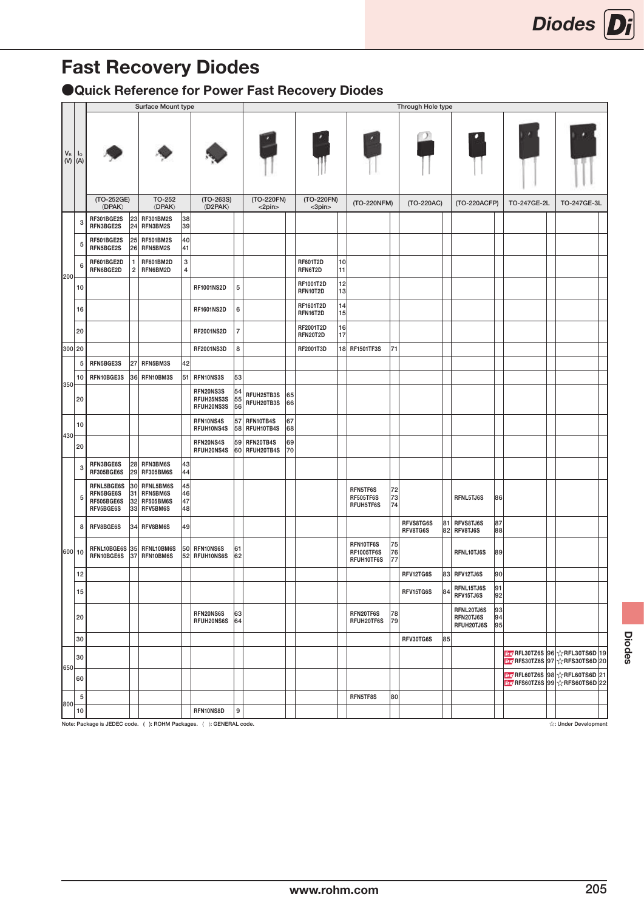# Fast Recovery Diodes

## ●Quick Reference for Power Fast Recovery Diodes

| $V_R$ (V) | $I_O$ (A) | Surface Mount type | | | | | | Through Hole type | | | | | | | | | | | | | | | |
|---|---|---|---|---|---|---|---|---|---|---|---|---|---|---|---|---|---|---|---|---|---|---|---|
| | | (TO-252GE) 〈DPAK〉 | | TO-252 〈DPAK〉 | | (TO-263S) 〈D2PAK〉 | | (TO-220FN) <2pin> | | (TO-220FN) <3pin> | | (TO-220NFM) | | (TO-220AC) | | (TO-220ACFP) | | TO-247GE-2L | | TO-247GE-3L | | | |
| 200 | 3 | RF301BGE2S<br>RFN3BGE2S | 23<br>24 | RF301BM2S<br>RFN3BM2S | 38<br>39 | | | | | | | | | | | | | | | | | | |
| | 5 | RF501BGE2S<br>RFN5BGE2S | 25<br>26 | RF501BM2S<br>RFN5BM2S | 40<br>41 | | | | | | | | | | | | | | | | | | |
| | 6 | RF601BGE2D<br>RFN6BGE2D | 1<br>2 | RF601BM2D<br>RFN6BM2D | 3<br>4 | | | | | RF601T2D<br>RFN6T2D | 10<br>11 | | | | | | | | | | | | |
| | 10 | | | | | RF1001NS2D | 5 | | | RF1001T2D<br>RFN10T2D | 12<br>13 | | | | | | | | | | | | |
| | 16 | | | | | RF1601NS2D | 6 | | | RF1601T2D<br>RFN16T2D | 14<br>15 | | | | | | | | | | | | |
| | 20 | | | | | RF2001NS2D | 7 | | | RF2001T2D<br>RFN20T2D | 16<br>17 | | | | | | | | | | | | |
| 300 | 20 | | | | | RF2001NS3D | 8 | | | RF2001T3D | 18 | RF1501TF3S | 71 | | | | | | | | | | |
| 350 | 5 | RFN5BGE3S | 27 | RFN5BM3S | 42 | | | | | | | | | | | | | | | | | | |
| | 10 | RFN10BGE3S | 36 | RFN10BM3S | 51 | RFN10NS3S | 53 | | | | | | | | | | | | | | | | |
| | 20 | | | | | RFN20NS3S<br>RFUH25NS3S<br>RFUH20NS3S | 54<br>55<br>56 | RFUH25TB3S<br>RFUH20TB3S | 65<br>66 | | | | | | | | | | | | | | |
| 430 | 10 | | | | | RFN10NS4S<br>RFUH10NS4S | 57<br>58 | RFN10TB4S<br>RFUH10TB4S | 67<br>68 | | | | | | | | | | | | | | |
| | 20 | | | | | RFN20NS4S<br>RFUH20NS4S | 59<br>60 | RFN20TB4S<br>RFUH20TB4S | 69<br>70 | | | | | | | | | | | | | | |
| 600 | 3 | RFN3BGE6S<br>RF305BGE6S | 28<br>29 | RFN3BM6S<br>RF305BM6S | 43<br>44 | | | | | | | | | | | | | | | | | | |
| | 5 | RFNL5BGE6S<br>RFN5BGE6S<br>RF505BGE6S<br>RFV5BGE6S | 30<br>31<br>32<br>33 | RFNL5BM6S<br>RFN5BM6S<br>RF505BM6S<br>RFV5BM6S | 45<br>46<br>47<br>48 | | | | | | | RFN5TF6S<br>RF505TF6S<br>RFUH5TF6S | 72<br>73<br>74 | | | RFNL5TJ6S | 86 | | | | | | |
| | 8 | RFV8BGE6S | 34 | RFV8BM6S | 49 | | | | | | | | | RFVS8TG6S<br>RFV8TG6S | 81<br>82 | RFVS8TJ6S<br>RFV8TJ6S | 87<br>88 | | | | | | |
| | 10 | RFNL10BGE6S<br>RFN10BGE6S | 35<br>37 | RFNL10BM6S<br>RFN10BM6S | 50<br>52 | RFN10NS6S<br>RFUH10NS6S | 61<br>62 | | | | | RFN10TF6S<br>RF1005TF6S<br>RFUH10TF6S | 75<br>76<br>77 | | | RFNL10TJ6S | 89 | | | | | | |
| | 12 | | | | | | | | | | | | | RFV12TG6S | 83 | RFV12TJ6S | 90 | | | | | | |
| | 15 | | | | | | | | | | | | | RFV15TG6S | 84 | RFNL15TJ6S<br>RFV15TJ6S | 91<br>92 | | | | | | |
| | 20 | | | | | RFN20NS6S<br>RFUH20NS6S | 63<br>64 | | | | | RFN20TF6S<br>RFUH20TF6S | 78<br>79 | | | RFNL20TJ6S<br>RFN20TJ6S<br>RFUH20TJ6S | 93<br>94<br>95 | | | | | | |
| | 30 | | | | | | | | | | | | | RFV30TG6S | 85 | | | | | | | | |
| 650 | 30 | | | | | | | | | | | | | | | | | New RFL30TZ6S<br>New RFS30TZ6S | 96<br>97 | ☆RFL30TS6D<br>☆RFS30TS6D | 19<br>20 | | |
| | 60 | | | | | | | | | | | | | | | | | New RFL60TZ6S<br>New RFS60TZ6S | 98<br>99 | ☆RFL60TS6D<br>☆RFS60TS6D | 21<br>22 | | |
| 800 | 5 | | | | | | | | | | | RFN5TF8S | 80 | | | | | | | | | | |
| | 10 | | | | | RFN10NS8D | 9 | | | | | | | | | | | | | | | | |

Note: Package is JEDEC code. ( ): ROHM Packages. 〈 〉: GENERAL code.

☆: Under Development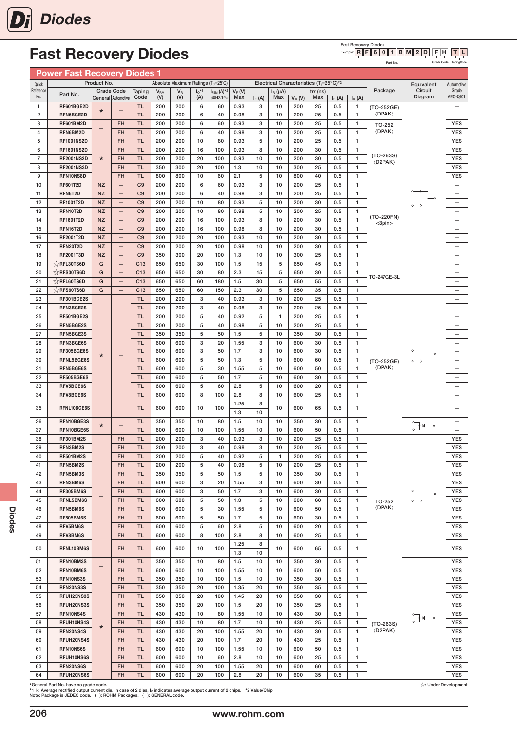# Fast Recovery Diodes

Fast Recovery Diodes
Example: R F 6 0 1 B M 2 D F H T L
Part No. / Grade Code / Taping Code

## Power Fast Recovery Diodes 1

| Quick Reference No. | Part No. | Grade Code General | Grade Code Automotive | Taping Code | $V_{RM}$ (V) | $V_R$ (V) | $I_O$*1 (A) | $I_{FSM}$ (A)*2 60Hz.1∿ | $V_F$ (V) Max | $I_F$ (A) | $I_R$ (μA) Max | $V_R$ (V) | trr (ns) Max | $I_F$ (A) | $I_R$ (A) | Package | Equivalent Circuit Diagram | Automotive Grade AEC-Q101 |
|---|---|---|---|---|---|---|---|---|---|---|---|---|---|---|---|---|---|---|
| | | | | | Absolute Maximum Ratings ($T_C$=25°C) | | | | Electrical Characteristics ($T_j$=25°C)*2 | | | | | | | | | |
| 1 | RF601BGE2D | * | – | TL | 200 | 200 | 6 | 60 | 0.93 | 3 | 10 | 200 | 25 | 0.5 | 1 | (TO-252GE) 〈DPAK〉 | | – |
| 2 | RFN6BGE2D | | | TL | 200 | 200 | 6 | 40 | 0.98 | 3 | 10 | 200 | 25 | 0.5 | 1 | | | – |
| 3 | RF601BM2D | – | FH | TL | 200 | 200 | 6 | 60 | 0.93 | 3 | 10 | 200 | 25 | 0.5 | 1 | TO-252 〈DPAK〉 | | YES |
| 4 | RFN6BM2D | | FH | TL | 200 | 200 | 6 | 40 | 0.98 | 3 | 10 | 200 | 25 | 0.5 | 1 | | | YES |
| 5 | RF1001NS2D | * | FH | TL | 200 | 200 | 10 | 80 | 0.93 | 5 | 10 | 200 | 25 | 0.5 | 1 | (TO-263S) 〈D2PAK〉 | | YES |
| 6 | RF1601NS2D | | FH | TL | 200 | 200 | 16 | 100 | 0.93 | 8 | 10 | 200 | 30 | 0.5 | 1 | | | YES |
| 7 | RF2001NS2D | | FH | TL | 200 | 200 | 20 | 100 | 0.93 | 10 | 10 | 200 | 30 | 0.5 | 1 | | | YES |
| 8 | RF2001NS3D | | FH | TL | 350 | 300 | 20 | 100 | 1.3 | 10 | 10 | 300 | 25 | 0.5 | 1 | | | YES |
| 9 | RFN10NS8D | | FH | TL | 800 | 800 | 10 | 60 | 2.1 | 5 | 10 | 800 | 40 | 0.5 | 1 | | | YES |
| 10 | RF601T2D | NZ | – | C9 | 200 | 200 | 6 | 60 | 0.93 | 3 | 10 | 200 | 25 | 0.5 | 1 | (TO-220FN) <3pin> | | – |
| 11 | RFN6T2D | NZ | – | C9 | 200 | 200 | 6 | 40 | 0.98 | 3 | 10 | 200 | 25 | 0.5 | 1 | | | – |
| 12 | RF1001T2D | NZ | – | C9 | 200 | 200 | 10 | 80 | 0.93 | 5 | 10 | 200 | 30 | 0.5 | 1 | | | – |
| 13 | RFN10T2D | NZ | – | C9 | 200 | 200 | 10 | 80 | 0.98 | 5 | 10 | 200 | 25 | 0.5 | 1 | | | – |
| 14 | RF1601T2D | NZ | – | C9 | 200 | 200 | 16 | 100 | 0.93 | 8 | 10 | 200 | 30 | 0.5 | 1 | | | – |
| 15 | RFN16T2D | NZ | – | C9 | 200 | 200 | 16 | 100 | 0.98 | 8 | 10 | 200 | 30 | 0.5 | 1 | | | – |
| 16 | RF2001T2D | NZ | – | C9 | 200 | 200 | 20 | 100 | 0.93 | 10 | 10 | 200 | 30 | 0.5 | 1 | | | – |
| 17 | RFN20T2D | NZ | – | C9 | 200 | 200 | 20 | 100 | 0.98 | 10 | 10 | 200 | 30 | 0.5 | 1 | | | – |
| 18 | RF2001T3D | NZ | – | C9 | 350 | 300 | 20 | 100 | 1.3 | 10 | 10 | 300 | 25 | 0.5 | 1 | | | – |
| 19 | ☆RFL30TS6D | G | – | C13 | 650 | 650 | 30 | 100 | 1.5 | 15 | 5 | 650 | 45 | 0.5 | 1 | TO-247GE-3L | | – |
| 20 | ☆RFS30TS6D | G | – | C13 | 650 | 650 | 30 | 80 | 2.3 | 15 | 5 | 650 | 30 | 0.5 | 1 | | | – |
| 21 | ☆RFL60TS6D | G | – | C13 | 650 | 650 | 60 | 180 | 1.5 | 30 | 5 | 650 | 55 | 0.5 | 1 | | | – |
| 22 | ☆RFS60TS6D | G | – | C13 | 650 | 650 | 60 | 150 | 2.3 | 30 | 5 | 650 | 35 | 0.5 | 1 | | | – |
| 23 | RF301BGE2S | * | – | TL | 200 | 200 | 3 | 40 | 0.93 | 3 | 10 | 200 | 25 | 0.5 | 1 | (TO-252GE) 〈DPAK〉 | | – |
| 24 | RFN3BGE2S | | | TL | 200 | 200 | 3 | 40 | 0.98 | 3 | 10 | 200 | 25 | 0.5 | 1 | | | – |
| 25 | RF501BGE2S | | | TL | 200 | 200 | 5 | 40 | 0.92 | 5 | 1 | 200 | 25 | 0.5 | 1 | | | – |
| 26 | RFN5BGE2S | | | TL | 200 | 200 | 5 | 40 | 0.98 | 5 | 10 | 200 | 25 | 0.5 | 1 | | | – |
| 27 | RFN5BGE3S | | | TL | 350 | 350 | 5 | 50 | 1.5 | 5 | 10 | 350 | 30 | 0.5 | 1 | | | – |
| 28 | RFN3BGE6S | | | TL | 600 | 600 | 3 | 20 | 1.55 | 3 | 10 | 600 | 30 | 0.5 | 1 | | | – |
| 29 | RF305BGE6S | | | TL | 600 | 600 | 3 | 50 | 1.7 | 3 | 10 | 600 | 30 | 0.5 | 1 | | | – |
| 30 | RFNL5BGE6S | | | TL | 600 | 600 | 5 | 50 | 1.3 | 5 | 10 | 600 | 60 | 0.5 | 1 | | | – |
| 31 | RFN5BGE6S | | | TL | 600 | 600 | 5 | 30 | 1.55 | 5 | 10 | 600 | 50 | 0.5 | 1 | | | – |
| 32 | RF505BGE6S | | | TL | 600 | 600 | 5 | 50 | 1.7 | 5 | 10 | 600 | 30 | 0.5 | 1 | | | – |
| 33 | RFV5BGE6S | | | TL | 600 | 600 | 5 | 60 | 2.8 | 5 | 10 | 600 | 20 | 0.5 | 1 | | | – |
| 34 | RFV8BGE6S | | | TL | 600 | 600 | 8 | 100 | 2.8 | 8 | 10 | 600 | 25 | 0.5 | 1 | | | – |
| 35 | RFNL10BGE6S | | | TL | 600 | 600 | 10 | 100 | 1.25 / 1.3 | 8 / 10 | 10 | 600 | 65 | 0.5 | 1 | | | – |
| 36 | RFN10BGE3S | * | – | TL | 350 | 350 | 10 | 80 | 1.5 | 10 | 10 | 350 | 30 | 0.5 | 1 | | | – |
| 37 | RFN10BGE6S | | | TL | 600 | 600 | 10 | 100 | 1.55 | 10 | 10 | 600 | 50 | 0.5 | 1 | | | – |
| 38 | RF301BM2S | – | FH | TL | 200 | 200 | 3 | 40 | 0.93 | 3 | 10 | 200 | 25 | 0.5 | 1 | TO-252 〈DPAK〉 | | YES |
| 39 | RFN3BM2S | | FH | TL | 200 | 200 | 3 | 40 | 0.98 | 3 | 10 | 200 | 25 | 0.5 | 1 | | | YES |
| 40 | RF501BM2S | | FH | TL | 200 | 200 | 5 | 40 | 0.92 | 5 | 1 | 200 | 25 | 0.5 | 1 | | | YES |
| 41 | RFN5BM2S | | FH | TL | 200 | 200 | 5 | 40 | 0.98 | 5 | 10 | 200 | 25 | 0.5 | 1 | | | YES |
| 42 | RFN5BM3S | | FH | TL | 350 | 350 | 5 | 50 | 1.5 | 5 | 10 | 350 | 30 | 0.5 | 1 | | | YES |
| 43 | RFN3BM6S | | FH | TL | 600 | 600 | 3 | 20 | 1.55 | 3 | 10 | 600 | 30 | 0.5 | 1 | | | YES |
| 44 | RF305BM6S | | FH | TL | 600 | 600 | 3 | 50 | 1.7 | 3 | 10 | 600 | 30 | 0.5 | 1 | | | YES |
| 45 | RFNL5BM6S | | FH | TL | 600 | 600 | 5 | 50 | 1.3 | 5 | 10 | 600 | 60 | 0.5 | 1 | | | YES |
| 46 | RFN5BM6S | | FH | TL | 600 | 600 | 5 | 30 | 1.55 | 5 | 10 | 600 | 50 | 0.5 | 1 | | | YES |
| 47 | RF505BM6S | | FH | TL | 600 | 600 | 5 | 50 | 1.7 | 5 | 10 | 600 | 30 | 0.5 | 1 | | | YES |
| 48 | RFV5BM6S | | FH | TL | 600 | 600 | 5 | 60 | 2.8 | 5 | 10 | 600 | 20 | 0.5 | 1 | | | YES |
| 49 | RFV8BM6S | | FH | TL | 600 | 600 | 8 | 100 | 2.8 | 8 | 10 | 600 | 25 | 0.5 | 1 | | | YES |
| 50 | RFNL10BM6S | | FH | TL | 600 | 600 | 10 | 100 | 1.25 / 1.3 | 8 / 10 | 10 | 600 | 65 | 0.5 | 1 | | | YES |
| 51 | RFN10BM3S | – | FH | TL | 350 | 350 | 10 | 80 | 1.5 | 10 | 10 | 350 | 30 | 0.5 | 1 | | | YES |
| 52 | RFN10BM6S | | FH | TL | 600 | 600 | 10 | 100 | 1.55 | 10 | 10 | 600 | 50 | 0.5 | 1 | | | YES |
| 53 | RFN10NS3S | * | FH | TL | 350 | 350 | 10 | 100 | 1.5 | 10 | 10 | 350 | 30 | 0.5 | 1 | (TO-263S) 〈D2PAK〉 | | YES |
| 54 | RFN20NS3S | | FH | TL | 350 | 350 | 20 | 100 | 1.35 | 20 | 10 | 350 | 35 | 0.5 | 1 | | | YES |
| 55 | RFUH25NS3S | | FH | TL | 350 | 350 | 20 | 100 | 1.45 | 20 | 10 | 350 | 30 | 0.5 | 1 | | | YES |
| 56 | RFUH20NS3S | | FH | TL | 350 | 350 | 20 | 100 | 1.5 | 20 | 10 | 350 | 25 | 0.5 | 1 | | | YES |
| 57 | RFN10NS4S | | FH | TL | 430 | 430 | 10 | 80 | 1.55 | 10 | 10 | 430 | 30 | 0.5 | 1 | | | YES |
| 58 | RFUH10NS4S | | FH | TL | 430 | 430 | 10 | 80 | 1.7 | 10 | 10 | 430 | 25 | 0.5 | 1 | | | YES |
| 59 | RFN20NS4S | | FH | TL | 430 | 430 | 20 | 100 | 1.55 | 20 | 10 | 430 | 30 | 0.5 | 1 | | | YES |
| 60 | RFUH20NS4S | | FH | TL | 430 | 430 | 20 | 100 | 1.7 | 20 | 10 | 430 | 25 | 0.5 | 1 | | | YES |
| 61 | RFN10NS6S | | FH | TL | 600 | 600 | 10 | 100 | 1.55 | 10 | 10 | 600 | 50 | 0.5 | 1 | | | YES |
| 62 | RFUH10NS6S | | FH | TL | 600 | 600 | 10 | 60 | 2.8 | 10 | 10 | 600 | 25 | 0.5 | 1 | | | YES |
| 63 | RFN20NS6S | | FH | TL | 600 | 600 | 20 | 100 | 1.55 | 20 | 10 | 600 | 60 | 0.5 | 1 | | | YES |
| 64 | RFUH20NS6S | | FH | TL | 600 | 600 | 20 | 100 | 2.8 | 20 | 10 | 600 | 35 | 0.5 | 1 | | | YES |

*General Part No. have no grade code.
*1 $I_O$: Average rectified output current die. In case of 2 dies, $I_O$ indicates average output current of 2 chips. *2 Value/Chip
Note: Package is JEDEC code. ( ): ROHM Packages. 〈 〉: GENERAL code.

☆: Under Development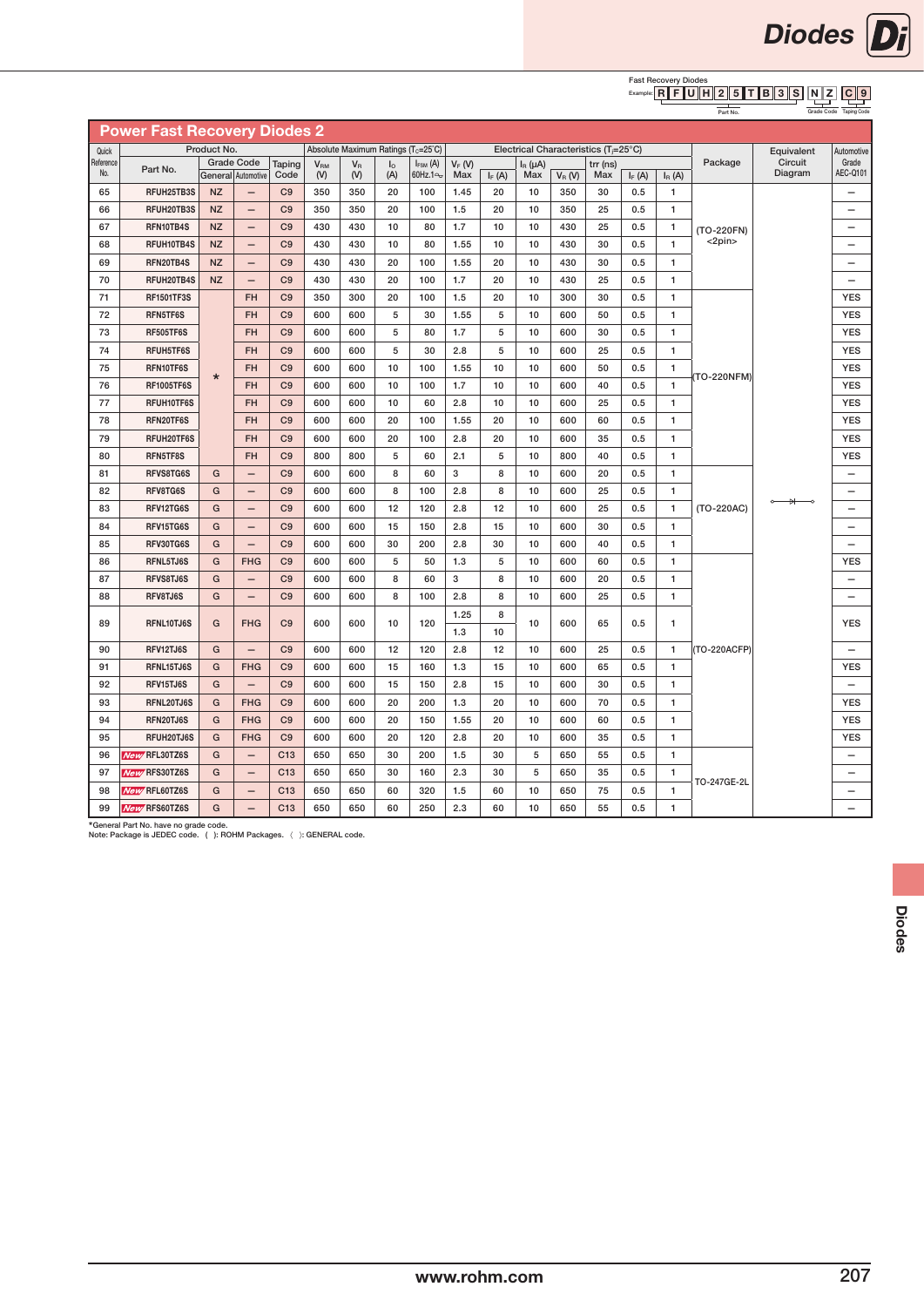Fast Recovery Diodes

Example: R F U H 2 5 T B 3 S   N Z   C 9
(Part No. / Grade Code / Taping Code)

## Power Fast Recovery Diodes 2

| Quick Reference No. | Product No. Part No. | Grade Code General | Grade Code Automotive | Taping Code | Absolute Maximum Ratings ($T_c$=25°C) $V_{RM}$ (V) | $V_R$ (V) | $I_O$ (A) | $I_{FSM}$ (A) 60Hz.1∼ | Electrical Characteristics ($T_j$=25°C) $V_F$ (V) Max | $I_F$ (A) | $I_R$ (μA) Max | $V_R$ (V) | trr (ns) Max | $I_F$ (A) | $I_R$ (A) | Package | Equivalent Circuit Diagram | Automotive Grade AEC-Q101 |
|---|---|---|---|---|---|---|---|---|---|---|---|---|---|---|---|---|---|---|
| 65 | RFUH25TB3S | NZ | – | C9 | 350 | 350 | 20 | 100 | 1.45 | 20 | 10 | 350 | 30 | 0.5 | 1 | (TO-220FN) <2pin> | | – |
| 66 | RFUH20TB3S | NZ | – | C9 | 350 | 350 | 20 | 100 | 1.5 | 20 | 10 | 350 | 25 | 0.5 | 1 | | | – |
| 67 | RFN10TB4S | NZ | – | C9 | 430 | 430 | 10 | 80 | 1.7 | 10 | 10 | 430 | 25 | 0.5 | 1 | | | – |
| 68 | RFUH10TB4S | NZ | – | C9 | 430 | 430 | 10 | 80 | 1.55 | 10 | 10 | 430 | 30 | 0.5 | 1 | | | – |
| 69 | RFN20TB4S | NZ | – | C9 | 430 | 430 | 20 | 100 | 1.55 | 20 | 10 | 430 | 30 | 0.5 | 1 | | | – |
| 70 | RFUH20TB4S | NZ | – | C9 | 430 | 430 | 20 | 100 | 1.7 | 20 | 10 | 430 | 25 | 0.5 | 1 | | | – |
| 71 | RF1501TF3S | * | FH | C9 | 350 | 300 | 20 | 100 | 1.5 | 20 | 10 | 300 | 30 | 0.5 | 1 | (TO-220NFM) | | YES |
| 72 | RFN5TF6S | * | FH | C9 | 600 | 600 | 5 | 30 | 1.55 | 5 | 10 | 600 | 50 | 0.5 | 1 | | | YES |
| 73 | RF505TF6S | * | FH | C9 | 600 | 600 | 5 | 80 | 1.7 | 5 | 10 | 600 | 30 | 0.5 | 1 | | | YES |
| 74 | RFUH5TF6S | * | FH | C9 | 600 | 600 | 5 | 30 | 2.8 | 5 | 10 | 600 | 25 | 0.5 | 1 | | | YES |
| 75 | RFN10TF6S | * | FH | C9 | 600 | 600 | 10 | 100 | 1.55 | 10 | 10 | 600 | 50 | 0.5 | 1 | | | YES |
| 76 | RF1005TF6S | * | FH | C9 | 600 | 600 | 10 | 100 | 1.7 | 10 | 10 | 600 | 40 | 0.5 | 1 | | | YES |
| 77 | RFUH10TF6S | * | FH | C9 | 600 | 600 | 10 | 60 | 2.8 | 10 | 10 | 600 | 25 | 0.5 | 1 | | | YES |
| 78 | RFN20TF6S | * | FH | C9 | 600 | 600 | 20 | 100 | 1.55 | 20 | 10 | 600 | 60 | 0.5 | 1 | | | YES |
| 79 | RFUH20TF6S | * | FH | C9 | 600 | 600 | 20 | 100 | 2.8 | 20 | 10 | 600 | 35 | 0.5 | 1 | | | YES |
| 80 | RFN5TF8S | * | FH | C9 | 800 | 800 | 5 | 60 | 2.1 | 5 | 10 | 800 | 40 | 0.5 | 1 | | | YES |
| 81 | RFVS8TG6S | G | – | C9 | 600 | 600 | 8 | 60 | 3 | 8 | 10 | 600 | 20 | 0.5 | 1 | (TO-220AC) | | – |
| 82 | RFV8TG6S | G | – | C9 | 600 | 600 | 8 | 100 | 2.8 | 8 | 10 | 600 | 25 | 0.5 | 1 | | | – |
| 83 | RFV12TG6S | G | – | C9 | 600 | 600 | 12 | 120 | 2.8 | 12 | 10 | 600 | 25 | 0.5 | 1 | | | – |
| 84 | RFV15TG6S | G | – | C9 | 600 | 600 | 15 | 150 | 2.8 | 15 | 10 | 600 | 30 | 0.5 | 1 | | | – |
| 85 | RFV30TG6S | G | – | C9 | 600 | 600 | 30 | 200 | 2.8 | 30 | 10 | 600 | 40 | 0.5 | 1 | | | – |
| 86 | RFNL5TJ6S | G | FHG | C9 | 600 | 600 | 5 | 50 | 1.3 | 5 | 10 | 600 | 60 | 0.5 | 1 | (TO-220ACFP) | | YES |
| 87 | RFVS8TJ6S | G | – | C9 | 600 | 600 | 8 | 60 | 3 | 8 | 10 | 600 | 20 | 0.5 | 1 | | | – |
| 88 | RFV8TJ6S | G | – | C9 | 600 | 600 | 8 | 100 | 2.8 | 8 | 10 | 600 | 25 | 0.5 | 1 | | | – |
| 89 | RFNL10TJ6S | G | FHG | C9 | 600 | 600 | 10 | 120 | 1.25 / 1.3 | 8 / 10 | 10 | 600 | 65 | 0.5 | 1 | | | YES |
| 90 | RFV12TJ6S | G | – | C9 | 600 | 600 | 12 | 120 | 2.8 | 12 | 10 | 600 | 25 | 0.5 | 1 | | | – |
| 91 | RFNL15TJ6S | G | FHG | C9 | 600 | 600 | 15 | 160 | 1.3 | 15 | 10 | 600 | 65 | 0.5 | 1 | | | YES |
| 92 | RFV15TJ6S | G | – | C9 | 600 | 600 | 15 | 150 | 2.8 | 15 | 10 | 600 | 30 | 0.5 | 1 | | | – |
| 93 | RFNL20TJ6S | G | FHG | C9 | 600 | 600 | 20 | 200 | 1.3 | 20 | 10 | 600 | 70 | 0.5 | 1 | | | YES |
| 94 | RFN20TJ6S | G | FHG | C9 | 600 | 600 | 20 | 150 | 1.55 | 20 | 10 | 600 | 60 | 0.5 | 1 | | | YES |
| 95 | RFUH20TJ6S | G | FHG | C9 | 600 | 600 | 20 | 120 | 2.8 | 20 | 10 | 600 | 35 | 0.5 | 1 | | | YES |
| 96 | New RFL30TZ6S | G | – | C13 | 650 | 650 | 30 | 200 | 1.5 | 30 | 5 | 650 | 55 | 0.5 | 1 | TO-247GE-2L | | – |
| 97 | New RFS30TZ6S | G | – | C13 | 650 | 650 | 30 | 160 | 2.3 | 30 | 5 | 650 | 35 | 0.5 | 1 | | | – |
| 98 | New RFL60TZ6S | G | – | C13 | 650 | 650 | 60 | 320 | 1.5 | 60 | 10 | 650 | 75 | 0.5 | 1 | | | – |
| 99 | New RFS60TZ6S | G | – | C13 | 650 | 650 | 60 | 250 | 2.3 | 60 | 10 | 650 | 55 | 0.5 | 1 | | | – |

*General Part No. have no grade code.
Note: Package is JEDEC code. ( ): ROHM Packages. 〈 〉: GENERAL code.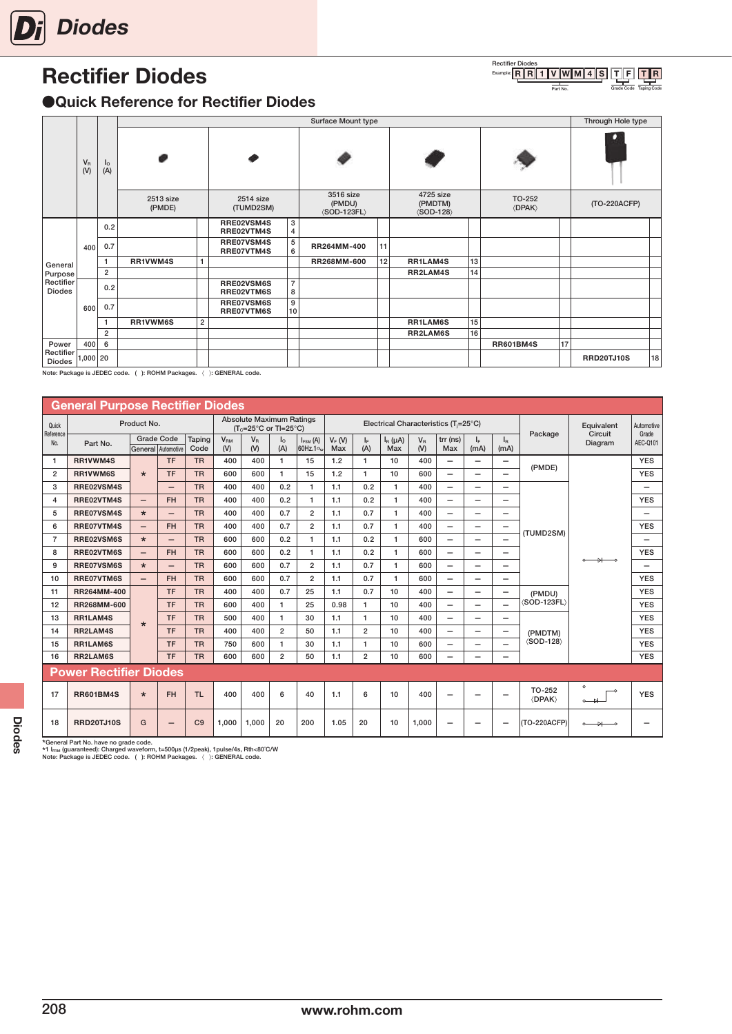# Rectifier Diodes

Rectifier Diodes
Example: R R 1 V W M 4 S T F T R
Part No. / Grade Code / Taping Code

## ●Quick Reference for Rectifier Diodes

| | $V_R$ (V) | $I_O$ (A) | Surface Mount type: 2513 size (PMDE) | | 2514 size (TUMD2SM) | | 3516 size (PMDU) ⟨SOD-123FL⟩ | | 4725 size (PMDTM) ⟨SOD-128⟩ | | TO-252 ⟨DPAK⟩ | | Through Hole type: (TO-220ACFP) | |
|---|---|---|---|---|---|---|---|---|---|---|---|---|---|---|
| General Purpose Rectifier Diodes | 400 | 0.2 | | | RRE02VSM4S RRE02VTM4S | 3 4 | | | | | | | | |
| | | 0.7 | | | RRE07VSM4S RRE07VTM4S | 5 6 | RR264MM-400 | 11 | | | | | | |
| | | 1 | RR1VWM4S | 1 | | | RR268MM-600 | 12 | RR1LAM4S | 13 | | | | |
| | | 2 | | | | | | | RR2LAM4S | 14 | | | | |
| | 600 | 0.2 | | | RRE02VSM6S RRE02VTM6S | 7 8 | | | | | | | | |
| | | 0.7 | | | RRE07VSM6S RRE07VTM6S | 9 10 | | | | | | | | |
| | | 1 | RR1VWM6S | 2 | | | | | RR1LAM6S | 15 | | | | |
| | | 2 | | | | | | | RR2LAM6S | 16 | | | | |
| Power Rectifier Diodes | 400 | 6 | | | | | | | | | RR601BM4S | 17 | | |
| | 1,000 | 20 | | | | | | | | | | | RRD20TJ10S | 18 |

Note: Package is JEDEC code. ( ): ROHM Packages. ⟨ ⟩: GENERAL code.

## General Purpose Rectifier Diodes

| Quick Reference No. | Part No. | Grade Code: General | Grade Code: Automotive | Taping Code | $V_{RM}$ (V) | $V_R$ (V) | $I_O$ (A) | $I_{FSM}$ (A) 60Hz.1∿ | $V_F$ (V) Max | $I_F$ (A) | $I_R$ (μA) Max | $V_R$ (V) | trr (ns) Max | $I_F$ (mA) | $I_R$ (mA) | Package | Equivalent Circuit Diagram | Automotive Grade AEC-Q101 |
|---|---|---|---|---|---|---|---|---|---|---|---|---|---|---|---|---|---|---|
| 1 | RR1VWM4S | ★ | TF | TR | 400 | 400 | 1 | 15 | 1.2 | 1 | 10 | 400 | – | – | – | (PMDE) | ⊸⊳|⊸ | YES |
| 2 | RR1VWM6S | ★ | TF | TR | 600 | 600 | 1 | 15 | 1.2 | 1 | 10 | 600 | – | – | – | (PMDE) | | YES |
| 3 | RRE02VSM4S | ★ | – | TR | 400 | 400 | 0.2 | 1 | 1.1 | 0.2 | 1 | 400 | – | – | – | (TUMD2SM) | | – |
| 4 | RRE02VTM4S | – | FH | TR | 400 | 400 | 0.2 | 1 | 1.1 | 0.2 | 1 | 400 | – | – | – | (TUMD2SM) | | YES |
| 5 | RRE07VSM4S | ★ | – | TR | 400 | 400 | 0.7 | 2 | 1.1 | 0.7 | 1 | 400 | – | – | – | (TUMD2SM) | | – |
| 6 | RRE07VTM4S | – | FH | TR | 400 | 400 | 0.7 | 2 | 1.1 | 0.7 | 1 | 400 | – | – | – | (TUMD2SM) | | YES |
| 7 | RRE02VSM6S | ★ | – | TR | 600 | 600 | 0.2 | 1 | 1.1 | 0.2 | 1 | 600 | – | – | – | (TUMD2SM) | | – |
| 8 | RRE02VTM6S | – | FH | TR | 600 | 600 | 0.2 | 1 | 1.1 | 0.2 | 1 | 600 | – | – | – | (TUMD2SM) | | YES |
| 9 | RRE07VSM6S | ★ | – | TR | 600 | 600 | 0.7 | 2 | 1.1 | 0.7 | 1 | 600 | – | – | – | (TUMD2SM) | | – |
| 10 | RRE07VTM6S | – | FH | TR | 600 | 600 | 0.7 | 2 | 1.1 | 0.7 | 1 | 600 | – | – | – | (TUMD2SM) | | YES |
| 11 | RR264MM-400 | ★ | TF | TR | 400 | 400 | 0.7 | 25 | 1.1 | 0.7 | 10 | 400 | – | – | – | (PMDU) ⟨SOD-123FL⟩ | | YES |
| 12 | RR268MM-600 | ★ | TF | TR | 600 | 600 | 1 | 25 | 0.98 | 1 | 10 | 600 | – | – | – | (PMDU) ⟨SOD-123FL⟩ | | YES |
| 13 | RR1LAM4S | ★ | TF | TR | 500 | 400 | 1 | 30 | 1.1 | 1 | 10 | 400 | – | – | – | (PMDTM) ⟨SOD-128⟩ | | YES |
| 14 | RR2LAM4S | ★ | TF | TR | 400 | 400 | 2 | 50 | 1.1 | 2 | 10 | 400 | – | – | – | (PMDTM) ⟨SOD-128⟩ | | YES |
| 15 | RR1LAM6S | ★ | TF | TR | 750 | 600 | 1 | 30 | 1.1 | 1 | 10 | 600 | – | – | – | (PMDTM) ⟨SOD-128⟩ | | YES |
| 16 | RR2LAM6S | ★ | TF | TR | 600 | 600 | 2 | 50 | 1.1 | 2 | 10 | 600 | – | – | – | (PMDTM) ⟨SOD-128⟩ | | YES |

Absolute Maximum Ratings ($T_C$=25°C or Tl=25°C); Electrical Characteristics ($T_j$=25°C)

## Power Rectifier Diodes

| Quick Reference No. | Part No. | Grade Code: General | Grade Code: Automotive | Taping Code | $V_{RM}$ (V) | $V_R$ (V) | $I_O$ (A) | $I_{FSM}$ (A) 60Hz.1∿ | $V_F$ (V) Max | $I_F$ (A) | $I_R$ (μA) Max | $V_R$ (V) | trr (ns) Max | $I_F$ (mA) | $I_R$ (mA) | Package | Equivalent Circuit Diagram | Automotive Grade AEC-Q101 |
|---|---|---|---|---|---|---|---|---|---|---|---|---|---|---|---|---|---|---|
| 17 | RR601BM4S | ★ | FH | TL | 400 | 400 | 6 | 40 | 1.1 | 6 | 10 | 400 | – | – | – | TO-252 ⟨DPAK⟩ | | YES |
| 18 | RRD20TJ10S | G | – | C9 | 1,000 | 1,000 | 20 | 200 | 1.05 | 20 | 10 | 1,000 | – | – | – | (TO-220ACFP) | ⊸⊳|⊸ | – |

*General Part No. have no grade code.
*1 $I_{FSM}$ (guaranteed): Charged waveform, t=500μs (1/2peak), 1pulse/4s, Rth<80°C/W
Note: Package is JEDEC code. ( ): ROHM Packages. ⟨ ⟩: GENERAL code.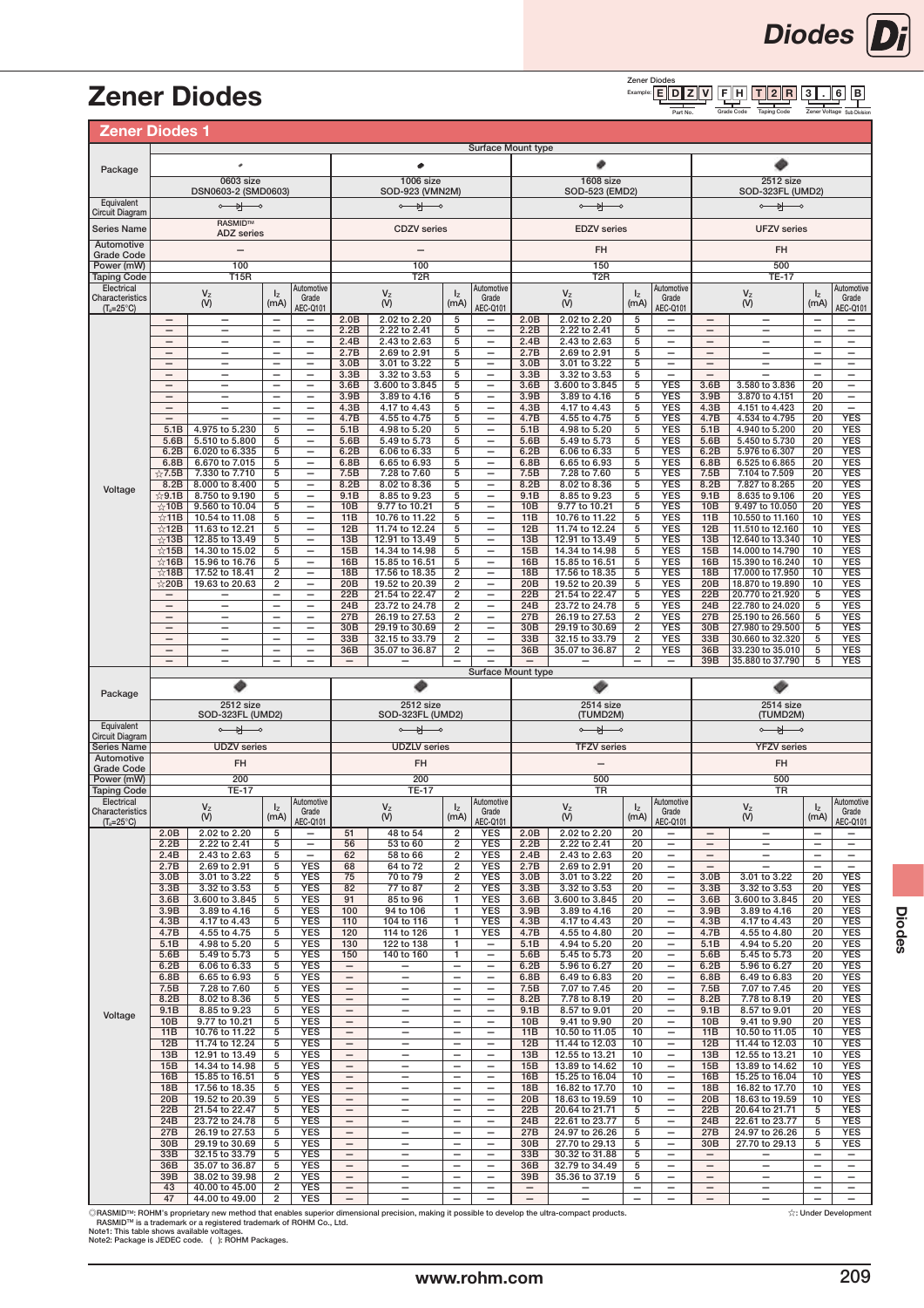# Zener Diodes

Zener Diodes
Example: E D Z V | F H | T 2 R | 3 . 6 B
Part No. | Grade Code | Taping Code | Zener Voltage | Sub Division

## Zener Diodes 1

Surface Mount type

| Package | 0603 size DSN0603-2 (SMD0603) | | | | 1006 size SOD-923 (VMN2M) | | | | 1608 size SOD-523 (EMD2) | | | | 2512 size SOD-323FL (UMD2) | | | |
|---|---|---|---|---|---|---|---|---|---|---|---|---|---|---|---|---|
| Series Name | RASMID™ ADZ series | | | | CDZV series | | | | EDZV series | | | | UFZV series | | | |
| Automotive Grade Code | – | | | | – | | | | FH | | | | FH | | | |
| Power (mW) | 100 | | | | 100 | | | | 150 | | | | 500 | | | |
| Taping Code | T15R | | | | T2R | | | | T2R | | | | TE-17 | | | |
| Electrical Characteristics (Ta=25°C) | | $V_Z$ (V) | $I_Z$ (mA) | Automotive Grade AEC-Q101 | | $V_Z$ (V) | $I_Z$ (mA) | Automotive Grade AEC-Q101 | | $V_Z$ (V) | $I_Z$ (mA) | Automotive Grade AEC-Q101 | | $V_Z$ (V) | $I_Z$ (mA) | Automotive Grade AEC-Q101 |
| Voltage | – | – | – | – | 2.0B | 2.02 to 2.20 | 5 | – | 2.0B | 2.02 to 2.20 | 5 | – | – | – | – | – |
| | – | – | – | – | 2.2B | 2.22 to 2.41 | 5 | – | 2.2B | 2.22 to 2.41 | 5 | – | – | – | – | – |
| | – | – | – | – | 2.4B | 2.43 to 2.63 | 5 | – | 2.4B | 2.43 to 2.63 | 5 | – | – | – | – | – |
| | – | – | – | – | 2.7B | 2.69 to 2.91 | 5 | – | 2.7B | 2.69 to 2.91 | 5 | – | – | – | – | – |
| | – | – | – | – | 3.0B | 3.01 to 3.22 | 5 | – | 3.0B | 3.01 to 3.22 | 5 | – | – | – | – | – |
| | – | – | – | – | 3.3B | 3.32 to 3.53 | 5 | – | 3.3B | 3.32 to 3.53 | 5 | – | – | – | – | – |
| | – | – | – | – | 3.6B | 3.600 to 3.845 | 5 | – | 3.6B | 3.600 to 3.845 | 5 | YES | 3.6B | 3.580 to 3.836 | 20 | – |
| | – | – | – | – | 3.9B | 3.89 to 4.16 | 5 | – | 3.9B | 3.89 to 4.16 | 5 | YES | 3.9B | 3.870 to 4.151 | 20 | – |
| | – | – | – | – | 4.3B | 4.17 to 4.43 | 5 | – | 4.3B | 4.17 to 4.43 | 5 | YES | 4.3B | 4.151 to 4.423 | 20 | – |
| | – | – | – | – | 4.7B | 4.55 to 4.75 | 5 | – | 4.7B | 4.55 to 4.75 | 5 | YES | 4.7B | 4.534 to 4.795 | 20 | YES |
| | 5.1B | 4.975 to 5.230 | 5 | – | 5.1B | 4.98 to 5.20 | 5 | – | 5.1B | 4.98 to 5.20 | 5 | YES | 5.1B | 4.940 to 5.200 | 20 | YES |
| | 5.6B | 5.510 to 5.800 | 5 | – | 5.6B | 5.49 to 5.73 | 5 | – | 5.6B | 5.49 to 5.73 | 5 | YES | 5.6B | 5.450 to 5.730 | 20 | YES |
| | 6.2B | 6.020 to 6.335 | 5 | – | 6.2B | 6.06 to 6.33 | 5 | – | 6.2B | 6.06 to 6.33 | 5 | YES | 6.2B | 5.976 to 6.307 | 20 | YES |
| | 6.8B | 6.670 to 7.015 | 5 | – | 6.8B | 6.65 to 6.93 | 5 | – | 6.8B | 6.65 to 6.93 | 5 | YES | 6.8B | 6.525 to 6.865 | 20 | YES |
| | ☆7.5B | 7.330 to 7.710 | 5 | – | 7.5B | 7.28 to 7.60 | 5 | – | 7.5B | 7.28 to 7.60 | 5 | YES | 7.5B | 7.104 to 7.509 | 20 | YES |
| | 8.2B | 8.000 to 8.400 | 5 | – | 8.2B | 8.02 to 8.36 | 5 | – | 8.2B | 8.02 to 8.36 | 5 | YES | 8.2B | 7.827 to 8.265 | 20 | YES |
| | ☆9.1B | 8.750 to 9.190 | 5 | – | 9.1B | 8.85 to 9.23 | 5 | – | 9.1B | 8.85 to 9.23 | 5 | YES | 9.1B | 8.635 to 9.106 | 20 | YES |
| | ☆10B | 9.560 to 10.04 | 5 | – | 10B | 9.77 to 10.21 | 5 | – | 10B | 9.77 to 10.21 | 5 | YES | 10B | 9.497 to 10.050 | 20 | YES |
| | ☆11B | 10.54 to 11.08 | 5 | – | 11B | 10.76 to 11.22 | 5 | – | 11B | 10.76 to 11.22 | 5 | YES | 11B | 10.550 to 11.160 | 10 | YES |
| | ☆12B | 11.63 to 12.21 | 5 | – | 12B | 11.74 to 12.24 | 5 | – | 12B | 11.74 to 12.24 | 5 | YES | 12B | 11.510 to 12.160 | 10 | YES |
| | ☆13B | 12.85 to 13.49 | 5 | – | 13B | 12.91 to 13.49 | 5 | – | 13B | 12.91 to 13.49 | 5 | YES | 13B | 12.640 to 13.340 | 10 | YES |
| | ☆15B | 14.30 to 15.02 | 5 | – | 15B | 14.34 to 14.98 | 5 | – | 15B | 14.34 to 14.98 | 5 | YES | 15B | 14.000 to 14.790 | 10 | YES |
| | ☆16B | 15.96 to 16.76 | 5 | – | 16B | 15.85 to 16.51 | 5 | – | 16B | 15.85 to 16.51 | 5 | YES | 16B | 15.390 to 16.240 | 10 | YES |
| | ☆18B | 17.52 to 18.41 | 2 | – | 18B | 17.56 to 18.35 | 2 | – | 18B | 17.56 to 18.35 | 5 | YES | 18B | 17.000 to 17.950 | 10 | YES |
| | ☆20B | 19.63 to 20.63 | 2 | – | 20B | 19.52 to 20.39 | 2 | – | 20B | 19.52 to 20.39 | 5 | YES | 20B | 18.870 to 19.890 | 10 | YES |
| | – | – | – | – | 22B | 21.54 to 22.47 | 2 | – | 22B | 21.54 to 22.47 | 5 | YES | 22B | 20.770 to 21.920 | 5 | YES |
| | – | – | – | – | 24B | 23.72 to 24.78 | 2 | – | 24B | 23.72 to 24.78 | 5 | YES | 24B | 22.780 to 24.020 | 5 | YES |
| | – | – | – | – | 27B | 26.19 to 27.53 | 2 | – | 27B | 26.19 to 27.53 | 2 | YES | 27B | 25.190 to 26.560 | 5 | YES |
| | – | – | – | – | 30B | 29.19 to 30.69 | 2 | – | 30B | 29.19 to 30.69 | 2 | YES | 30B | 27.980 to 29.500 | 5 | YES |
| | – | – | – | – | 33B | 32.15 to 33.79 | 2 | – | 33B | 32.15 to 33.79 | 2 | YES | 33B | 30.660 to 32.320 | 5 | YES |
| | – | – | – | – | 36B | 35.07 to 36.87 | 2 | – | 36B | 35.07 to 36.87 | 2 | YES | 36B | 33.230 to 35.010 | 5 | YES |
| | – | – | – | – | – | – | – | – | – | – | – | – | 39B | 35.880 to 37.790 | 5 | YES |

Surface Mount type

| Package | 2512 size SOD-323FL (UMD2) | | | | 2512 size SOD-323FL (UMD2) | | | | 2514 size (TUMD2M) | | | | 2514 size (TUMD2M) | | | |
|---|---|---|---|---|---|---|---|---|---|---|---|---|---|---|---|---|
| Series Name | UDZV series | | | | UDZLV series | | | | TFZV series | | | | YFZV series | | | |
| Automotive Grade Code | FH | | | | FH | | | | – | | | | FH | | | |
| Power (mW) | 200 | | | | 200 | | | | 500 | | | | 500 | | | |
| Taping Code | TE-17 | | | | TE-17 | | | | TR | | | | TR | | | |
| Electrical Characteristics (Ta=25°C) | | $V_Z$ (V) | $I_Z$ (mA) | Automotive Grade AEC-Q101 | | $V_Z$ (V) | $I_Z$ (mA) | Automotive Grade AEC-Q101 | | $V_Z$ (V) | $I_Z$ (mA) | Automotive Grade AEC-Q101 | | $V_Z$ (V) | $I_Z$ (mA) | Automotive Grade AEC-Q101 |
| Voltage | 2.0B | 2.02 to 2.20 | 5 | – | 51 | 48 to 54 | 2 | YES | 2.0B | 2.02 to 2.20 | 20 | – | – | – | – | – |
| | 2.2B | 2.22 to 2.41 | 5 | – | 56 | 53 to 60 | 2 | YES | 2.2B | 2.22 to 2.41 | 20 | – | – | – | – | – |
| | 2.4B | 2.43 to 2.63 | 5 | – | 62 | 58 to 66 | 2 | YES | 2.4B | 2.43 to 2.63 | 20 | – | – | – | – | – |
| | 2.7B | 2.69 to 2.91 | 5 | YES | 68 | 64 to 72 | 2 | YES | 2.7B | 2.69 to 2.91 | 20 | – | – | – | – | – |
| | 3.0B | 3.01 to 3.22 | 5 | YES | 75 | 70 to 79 | 2 | YES | 3.0B | 3.01 to 3.22 | 20 | – | 3.0B | 3.01 to 3.22 | 20 | YES |
| | 3.3B | 3.32 to 3.53 | 5 | YES | 82 | 77 to 87 | 2 | YES | 3.3B | 3.32 to 3.53 | 20 | – | 3.3B | 3.32 to 3.53 | 20 | YES |
| | 3.6B | 3.600 to 3.845 | 5 | YES | 91 | 85 to 96 | 1 | YES | 3.6B | 3.600 to 3.845 | 20 | – | 3.6B | 3.600 to 3.845 | 20 | YES |
| | 3.9B | 3.89 to 4.16 | 5 | YES | 100 | 94 to 106 | 1 | YES | 3.9B | 3.89 to 4.16 | 20 | – | 3.9B | 3.89 to 4.16 | 20 | YES |
| | 4.3B | 4.17 to 4.43 | 5 | YES | 110 | 104 to 116 | 1 | YES | 4.3B | 4.17 to 4.43 | 20 | – | 4.3B | 4.17 to 4.43 | 20 | YES |
| | 4.7B | 4.55 to 4.75 | 5 | YES | 120 | 114 to 126 | 1 | YES | 4.7B | 4.55 to 4.80 | 20 | – | 4.7B | 4.55 to 4.80 | 20 | YES |
| | 5.1B | 4.98 to 5.20 | 5 | YES | 130 | 122 to 138 | 1 | – | 5.1B | 4.94 to 5.20 | 20 | – | 5.1B | 4.94 to 5.20 | 20 | YES |
| | 5.6B | 5.49 to 5.73 | 5 | YES | 150 | 140 to 160 | 1 | – | 5.6B | 5.45 to 5.73 | 20 | – | 5.6B | 5.45 to 5.73 | 20 | YES |
| | 6.2B | 6.06 to 6.33 | 5 | YES | – | – | – | – | 6.2B | 5.96 to 6.27 | 20 | – | 6.2B | 5.96 to 6.27 | 20 | YES |
| | 6.8B | 6.65 to 6.93 | 5 | YES | – | – | – | – | 6.8B | 6.49 to 6.83 | 20 | – | 6.8B | 6.49 to 6.83 | 20 | YES |
| | 7.5B | 7.28 to 7.60 | 5 | YES | – | – | – | – | 7.5B | 7.07 to 7.45 | 20 | – | 7.5B | 7.07 to 7.45 | 20 | YES |
| | 8.2B | 8.02 to 8.36 | 5 | YES | – | – | – | – | 8.2B | 7.78 to 8.19 | 20 | – | 8.2B | 7.78 to 8.19 | 20 | YES |
| | 9.1B | 8.85 to 9.23 | 5 | YES | – | – | – | – | 9.1B | 8.57 to 9.01 | 20 | – | 9.1B | 8.57 to 9.01 | 20 | YES |
| | 10B | 9.77 to 10.21 | 5 | YES | – | – | – | – | 10B | 9.41 to 9.90 | 20 | – | 10B | 9.41 to 9.90 | 20 | YES |
| | 11B | 10.76 to 11.22 | 5 | YES | – | – | – | – | 11B | 10.50 to 11.05 | 10 | – | 11B | 10.50 to 11.05 | 10 | YES |
| | 12B | 11.74 to 12.24 | 5 | YES | – | – | – | – | 12B | 11.44 to 12.03 | 10 | – | 12B | 11.44 to 12.03 | 10 | YES |
| | 13B | 12.91 to 13.49 | 5 | YES | – | – | – | – | 13B | 12.55 to 13.21 | 10 | – | 13B | 12.55 to 13.21 | 10 | YES |
| | 15B | 14.34 to 14.98 | 5 | YES | – | – | – | – | 15B | 13.89 to 14.62 | 10 | – | 15B | 13.89 to 14.62 | 10 | YES |
| | 16B | 15.85 to 16.51 | 5 | YES | – | – | – | – | 16B | 15.25 to 16.04 | 10 | – | 16B | 15.25 to 16.04 | 10 | YES |
| | 18B | 17.56 to 18.35 | 5 | YES | – | – | – | – | 18B | 16.82 to 17.70 | 10 | – | 18B | 16.82 to 17.70 | 10 | YES |
| | 20B | 19.52 to 20.39 | 5 | YES | – | – | – | – | 20B | 18.63 to 19.59 | 10 | – | 20B | 18.63 to 19.59 | 10 | YES |
| | 22B | 21.54 to 22.47 | 5 | YES | – | – | – | – | 22B | 20.64 to 21.71 | 5 | – | 22B | 20.64 to 21.71 | 5 | YES |
| | 24B | 23.72 to 24.78 | 5 | YES | – | – | – | – | 24B | 22.61 to 23.77 | 5 | – | 24B | 22.61 to 23.77 | 5 | YES |
| | 27B | 26.19 to 27.53 | 5 | YES | – | – | – | – | 27B | 24.97 to 26.26 | 5 | – | 27B | 24.97 to 26.26 | 5 | YES |
| | 30B | 29.19 to 30.69 | 5 | YES | – | – | – | – | 30B | 27.70 to 29.13 | 5 | – | 30B | 27.70 to 29.13 | 5 | YES |
| | 33B | 32.15 to 33.79 | 5 | YES | – | – | – | – | 33B | 30.32 to 31.88 | 5 | – | – | – | – | – |
| | 36B | 35.07 to 36.87 | 5 | YES | – | – | – | – | 36B | 32.79 to 34.49 | 5 | – | – | – | – | – |
| | 39B | 38.02 to 39.98 | 2 | YES | – | – | – | – | 39B | 35.36 to 37.19 | 5 | – | – | – | – | – |
| | 43 | 40.00 to 45.00 | 2 | YES | – | – | – | – | – | – | – | – | – | – | – | – |
| | 47 | 44.00 to 49.00 | 2 | YES | – | – | – | – | – | – | – | – | – | – | – | – |

◎RASMID™: ROHM's proprietary new method that enables superior dimensional precision, making it possible to develop the ultra-compact products.
RASMID™ is a trademark or a registered trademark of ROHM Co., Ltd.
Note1: This table shows available voltages.
Note2: Package is JEDEC code. ( ): ROHM Packages.

☆: Under Development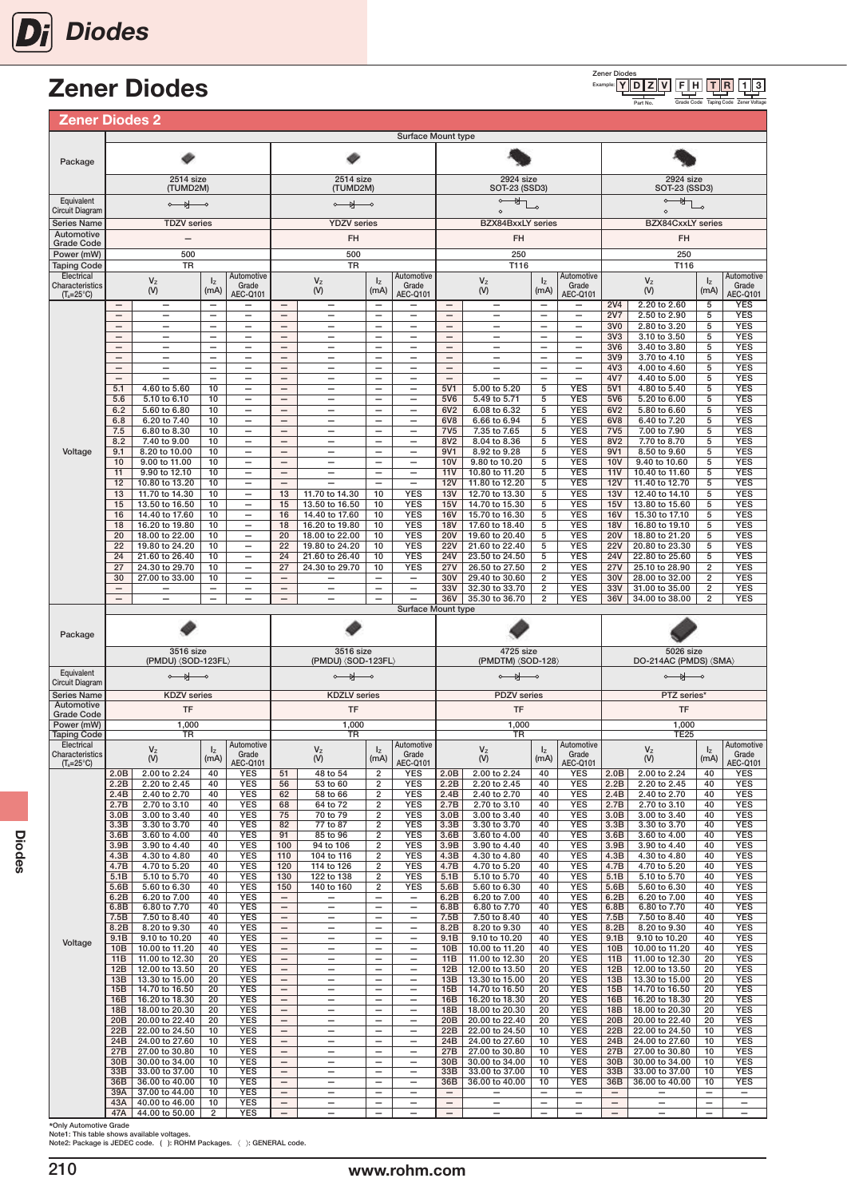# Zener Diodes

Zener Diodes
Example: Y D Z V F H T R 1 3
Part No. / Grade Code / Taping Code / Zener Voltage

## Zener Diodes 2

| Package | Surface Mount type | | | | | | | | | | | | | | | |
|---|---|---|---|---|---|---|---|---|---|---|---|---|---|---|---|---|
| | 2514 size (TUMD2M) | | | | 2514 size (TUMD2M) | | | | 2924 size SOT-23 (SSD3) | | | | 2924 size SOT-23 (SSD3) | | | |
| Series Name | TDZV series | | | | YDZV series | | | | BZX84BxxLY series | | | | BZX84CxxLY series | | | |
| Automotive Grade Code | – | | | | FH | | | | FH | | | | FH | | | |
| Power (mW) | 500 | | | | 500 | | | | 250 | | | | 250 | | | |
| Taping Code | TR | | | | TR | | | | T116 | | | | T116 | | | |
| Electrical Characteristics ($T_a$=25°C) | | $V_Z$ (V) | $I_Z$ (mA) | Automotive Grade AEC-Q101 | | $V_Z$ (V) | $I_Z$ (mA) | Automotive Grade AEC-Q101 | | $V_Z$ (V) | $I_Z$ (mA) | Automotive Grade AEC-Q101 | | $V_Z$ (V) | $I_Z$ (mA) | Automotive Grade AEC-Q101 |
| Voltage | – | – | – | – | – | – | – | – | – | – | – | – | 2V4 | 2.20 to 2.60 | 5 | YES |
| | – | – | – | – | – | – | – | – | – | – | – | – | 2V7 | 2.50 to 2.90 | 5 | YES |
| | – | – | – | – | – | – | – | – | – | – | – | – | 3V0 | 2.80 to 3.20 | 5 | YES |
| | – | – | – | – | – | – | – | – | – | – | – | – | 3V3 | 3.10 to 3.50 | 5 | YES |
| | – | – | – | – | – | – | – | – | – | – | – | – | 3V6 | 3.40 to 3.80 | 5 | YES |
| | – | – | – | – | – | – | – | – | – | – | – | – | 3V9 | 3.70 to 4.10 | 5 | YES |
| | – | – | – | – | – | – | – | – | – | – | – | – | 4V3 | 4.00 to 4.60 | 5 | YES |
| | – | – | – | – | – | – | – | – | – | – | – | – | 4V7 | 4.40 to 5.00 | 5 | YES |
| | 5.1 | 4.60 to 5.60 | 10 | – | – | – | – | – | 5V1 | 5.00 to 5.20 | 5 | YES | 5V1 | 4.80 to 5.40 | 5 | YES |
| | 5.6 | 5.10 to 6.10 | 10 | – | – | – | – | – | 5V6 | 5.49 to 5.71 | 5 | YES | 5V6 | 5.20 to 6.00 | 5 | YES |
| | 6.2 | 5.60 to 6.80 | 10 | – | – | – | – | – | 6V2 | 6.08 to 6.32 | 5 | YES | 6V2 | 5.80 to 6.60 | 5 | YES |
| | 6.8 | 6.20 to 7.40 | 10 | – | – | – | – | – | 6V8 | 6.66 to 6.94 | 5 | YES | 6V8 | 6.40 to 7.20 | 5 | YES |
| | 7.5 | 6.80 to 8.30 | 10 | – | – | – | – | – | 7V5 | 7.35 to 7.65 | 5 | YES | 7V5 | 7.00 to 7.90 | 5 | YES |
| | 8.2 | 7.40 to 9.00 | 10 | – | – | – | – | – | 8V2 | 8.04 to 8.36 | 5 | YES | 8V2 | 7.70 to 8.70 | 5 | YES |
| | 9.1 | 8.20 to 10.00 | 10 | – | – | – | – | – | 9V1 | 8.92 to 9.28 | 5 | YES | 9V1 | 8.50 to 9.60 | 5 | YES |
| | 10 | 9.00 to 11.00 | 10 | – | – | – | – | – | 10V | 9.80 to 10.20 | 5 | YES | 10V | 9.40 to 10.60 | 5 | YES |
| | 11 | 9.90 to 12.10 | 10 | – | – | – | – | – | 11V | 10.80 to 11.20 | 5 | YES | 11V | 10.40 to 11.60 | 5 | YES |
| | 12 | 10.80 to 13.20 | 10 | – | – | – | – | – | 12V | 11.80 to 12.20 | 5 | YES | 12V | 11.40 to 12.70 | 5 | YES |
| | 13 | 11.70 to 14.30 | 10 | – | 13 | 11.70 to 14.30 | 10 | YES | 13V | 12.70 to 13.30 | 5 | YES | 13V | 12.40 to 14.10 | 5 | YES |
| | 15 | 13.50 to 16.50 | 10 | – | 15 | 13.50 to 16.50 | 10 | YES | 15V | 14.70 to 15.30 | 5 | YES | 15V | 13.80 to 15.60 | 5 | YES |
| | 16 | 14.40 to 17.60 | 10 | – | 16 | 14.40 to 17.60 | 10 | YES | 16V | 15.70 to 16.30 | 5 | YES | 16V | 15.30 to 17.10 | 5 | YES |
| | 18 | 16.20 to 19.80 | 10 | – | 18 | 16.20 to 19.80 | 10 | YES | 18V | 17.60 to 18.40 | 5 | YES | 18V | 16.80 to 19.10 | 5 | YES |
| | 20 | 18.00 to 22.00 | 10 | – | 20 | 18.00 to 22.00 | 10 | YES | 20V | 19.60 to 20.40 | 5 | YES | 20V | 18.80 to 21.20 | 5 | YES |
| | 22 | 19.80 to 24.20 | 10 | – | 22 | 19.80 to 24.20 | 10 | YES | 22V | 21.60 to 22.40 | 5 | YES | 22V | 20.80 to 23.30 | 5 | YES |
| | 24 | 21.60 to 26.40 | 10 | – | 24 | 21.60 to 26.40 | 10 | YES | 24V | 23.50 to 24.50 | 5 | YES | 24V | 22.80 to 25.60 | 5 | YES |
| | 27 | 24.30 to 29.70 | 10 | – | 27 | 24.30 to 29.70 | 10 | YES | 27V | 26.50 to 27.50 | 2 | YES | 27V | 25.10 to 28.90 | 2 | YES |
| | 30 | 27.00 to 33.00 | 10 | – | – | – | – | – | 30V | 29.40 to 30.60 | 2 | YES | 30V | 28.00 to 32.00 | 2 | YES |
| | – | – | – | – | – | – | – | – | 33V | 32.30 to 33.70 | 2 | YES | 33V | 31.00 to 35.00 | 2 | YES |
| | – | – | – | – | – | – | – | – | 36V | 35.30 to 36.70 | 2 | YES | 36V | 34.00 to 38.00 | 2 | YES |

| Package | Surface Mount type | | | | | | | | | | | | | | | |
|---|---|---|---|---|---|---|---|---|---|---|---|---|---|---|---|---|
| | 3516 size (PMDU) 〈SOD-123FL〉 | | | | 3516 size (PMDU) 〈SOD-123FL〉 | | | | 4725 size (PMDTM) 〈SOD-128〉 | | | | 5026 size DO-214AC (PMDS) 〈SMA〉 | | | |
| Series Name | KDZV series | | | | KDZLV series | | | | PDZV series | | | | PTZ series* | | | |
| Automotive Grade Code | TF | | | | TF | | | | TF | | | | TF | | | |
| Power (mW) | 1,000 | | | | 1,000 | | | | 1,000 | | | | 1,000 | | | |
| Taping Code | TR | | | | TR | | | | TR | | | | TE25 | | | |
| Electrical Characteristics ($T_a$=25°C) | | $V_Z$ (V) | $I_Z$ (mA) | Automotive Grade AEC-Q101 | | $V_Z$ (V) | $I_Z$ (mA) | Automotive Grade AEC-Q101 | | $V_Z$ (V) | $I_Z$ (mA) | Automotive Grade AEC-Q101 | | $V_Z$ (V) | $I_Z$ (mA) | Automotive Grade AEC-Q101 |
| Voltage | 2.0B | 2.00 to 2.24 | 40 | YES | 51 | 48 to 54 | 2 | YES | 2.0B | 2.00 to 2.24 | 40 | YES | 2.0B | 2.00 to 2.24 | 40 | YES |
| | 2.2B | 2.20 to 2.45 | 40 | YES | 56 | 53 to 60 | 2 | YES | 2.2B | 2.20 to 2.45 | 40 | YES | 2.2B | 2.20 to 2.45 | 40 | YES |
| | 2.4B | 2.40 to 2.70 | 40 | YES | 62 | 58 to 66 | 2 | YES | 2.4B | 2.40 to 2.70 | 40 | YES | 2.4B | 2.40 to 2.70 | 40 | YES |
| | 2.7B | 2.70 to 3.10 | 40 | YES | 68 | 64 to 72 | 2 | YES | 2.7B | 2.70 to 3.10 | 40 | YES | 2.7B | 2.70 to 3.10 | 40 | YES |
| | 3.0B | 3.00 to 3.40 | 40 | YES | 75 | 70 to 79 | 2 | YES | 3.0B | 3.00 to 3.40 | 40 | YES | 3.0B | 3.00 to 3.40 | 40 | YES |
| | 3.3B | 3.30 to 3.70 | 40 | YES | 82 | 77 to 87 | 2 | YES | 3.3B | 3.30 to 3.70 | 40 | YES | 3.3B | 3.30 to 3.70 | 40 | YES |
| | 3.6B | 3.60 to 4.00 | 40 | YES | 91 | 85 to 96 | 2 | YES | 3.6B | 3.60 to 4.00 | 40 | YES | 3.6B | 3.60 to 4.00 | 40 | YES |
| | 3.9B | 3.90 to 4.40 | 40 | YES | 100 | 94 to 106 | 2 | YES | 3.9B | 3.90 to 4.40 | 40 | YES | 3.9B | 3.90 to 4.40 | 40 | YES |
| | 4.3B | 4.30 to 4.80 | 40 | YES | 110 | 104 to 116 | 2 | YES | 4.3B | 4.30 to 4.80 | 40 | YES | 4.3B | 4.30 to 4.80 | 40 | YES |
| | 4.7B | 4.70 to 5.20 | 40 | YES | 120 | 114 to 126 | 2 | YES | 4.7B | 4.70 to 5.20 | 40 | YES | 4.7B | 4.70 to 5.20 | 40 | YES |
| | 5.1B | 5.10 to 5.70 | 40 | YES | 130 | 122 to 138 | 2 | YES | 5.1B | 5.10 to 5.70 | 40 | YES | 5.1B | 5.10 to 5.70 | 40 | YES |
| | 5.6B | 5.60 to 6.30 | 40 | YES | 150 | 140 to 160 | 2 | YES | 5.6B | 5.60 to 6.30 | 40 | YES | 5.6B | 5.60 to 6.30 | 40 | YES |
| | 6.2B | 6.20 to 7.00 | 40 | YES | – | – | – | – | 6.2B | 6.20 to 7.00 | 40 | YES | 6.2B | 6.20 to 7.00 | 40 | YES |
| | 6.8B | 6.80 to 7.70 | 40 | YES | – | – | – | – | 6.8B | 6.80 to 7.70 | 40 | YES | 6.8B | 6.80 to 7.70 | 40 | YES |
| | 7.5B | 7.50 to 8.40 | 40 | YES | – | – | – | – | 7.5B | 7.50 to 8.40 | 40 | YES | 7.5B | 7.50 to 8.40 | 40 | YES |
| | 8.2B | 8.20 to 9.30 | 40 | YES | – | – | – | – | 8.2B | 8.20 to 9.30 | 40 | YES | 8.2B | 8.20 to 9.30 | 40 | YES |
| | 9.1B | 9.10 to 10.20 | 40 | YES | – | – | – | – | 9.1B | 9.10 to 10.20 | 40 | YES | 9.1B | 9.10 to 10.20 | 40 | YES |
| | 10B | 10.00 to 11.20 | 40 | YES | – | – | – | – | 10B | 10.00 to 11.20 | 40 | YES | 10B | 10.00 to 11.20 | 40 | YES |
| | 11B | 11.00 to 12.30 | 20 | YES | – | – | – | – | 11B | 11.00 to 12.30 | 20 | YES | 11B | 11.00 to 12.30 | 20 | YES |
| | 12B | 12.00 to 13.50 | 20 | YES | – | – | – | – | 12B | 12.00 to 13.50 | 20 | YES | 12B | 12.00 to 13.50 | 20 | YES |
| | 13B | 13.30 to 15.00 | 20 | YES | – | – | – | – | 13B | 13.30 to 15.00 | 20 | YES | 13B | 13.30 to 15.00 | 20 | YES |
| | 15B | 14.70 to 16.50 | 20 | YES | – | – | – | – | 15B | 14.70 to 16.50 | 20 | YES | 15B | 14.70 to 16.50 | 20 | YES |
| | 16B | 16.20 to 18.30 | 20 | YES | – | – | – | – | 16B | 16.20 to 18.30 | 20 | YES | 16B | 16.20 to 18.30 | 20 | YES |
| | 18B | 18.00 to 20.30 | 20 | YES | – | – | – | – | 18B | 18.00 to 20.30 | 20 | YES | 18B | 18.00 to 20.30 | 20 | YES |
| | 20B | 20.00 to 22.40 | 20 | YES | – | – | – | – | 20B | 20.00 to 22.40 | 20 | YES | 20B | 20.00 to 22.40 | 20 | YES |
| | 22B | 22.00 to 24.50 | 10 | YES | – | – | – | – | 22B | 22.00 to 24.50 | 10 | YES | 22B | 22.00 to 24.50 | 10 | YES |
| | 24B | 24.00 to 27.60 | 10 | YES | – | – | – | – | 24B | 24.00 to 27.60 | 10 | YES | 24B | 24.00 to 27.60 | 10 | YES |
| | 27B | 27.00 to 30.80 | 10 | YES | – | – | – | – | 27B | 27.00 to 30.80 | 10 | YES | 27B | 27.00 to 30.80 | 10 | YES |
| | 30B | 30.00 to 34.00 | 10 | YES | – | – | – | – | 30B | 30.00 to 34.00 | 10 | YES | 30B | 30.00 to 34.00 | 10 | YES |
| | 33B | 33.00 to 37.00 | 10 | YES | – | – | – | – | 33B | 33.00 to 37.00 | 10 | YES | 33B | 33.00 to 37.00 | 10 | YES |
| | 36B | 36.00 to 40.00 | 10 | YES | – | – | – | – | 36B | 36.00 to 40.00 | 10 | YES | 36B | 36.00 to 40.00 | 10 | YES |
| | 39A | 37.00 to 44.00 | 10 | YES | – | – | – | – | – | – | – | – | – | – | – | – |
| | 43A | 40.00 to 46.00 | 10 | YES | – | – | – | – | – | – | – | – | – | – | – | – |
| | 47A | 44.00 to 50.00 | 2 | YES | – | – | – | – | – | – | – | – | – | – | – | – |

*Only Automotive Grade
Note1: This table shows available voltages.
Note2: Package is JEDEC code. ( ): ROHM Packages. 〈 〉: GENERAL code.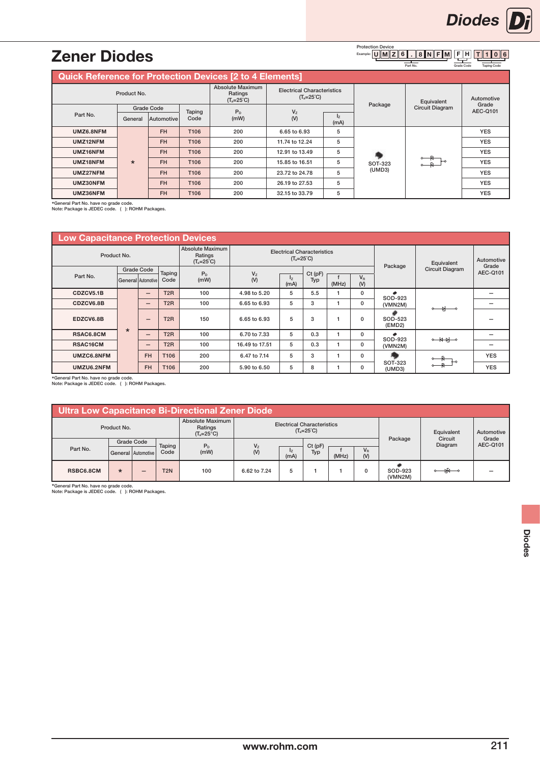# Zener Diodes

Protection Device

Example: U M Z 6 . 8 N F M F H T 1 0 6 (Part No. / Grade Code / Taping Code)

## Quick Reference for Protection Devices [2 to 4 Elements]

| Product No. | | | | Absolute Maximum Ratings ($T_a$=25°C) | Electrical Characteristics ($T_a$=25°C) | | Package | Equivalent Circuit Diagram | Automotive Grade AEC-Q101 |
|---|---|---|---|---|---|---|---|---|---|
| Part No. | Grade Code | | Taping Code | $P_D$ (mW) | $V_Z$ (V) | $I_Z$ (mA) | | | |
| | General | Automotive | | | | | | | |
| UMZ6.8NFM | * | FH | T106 | 200 | 6.65 to 6.93 | 5 | SOT-323 (UMD3) | | YES |
| UMZ12NFM | | FH | T106 | 200 | 11.74 to 12.24 | 5 | | | YES |
| UMZ16NFM | | FH | T106 | 200 | 12.91 to 13.49 | 5 | | | YES |
| UMZ18NFM | | FH | T106 | 200 | 15.85 to 16.51 | 5 | | | YES |
| UMZ27NFM | | FH | T106 | 200 | 23.72 to 24.78 | 5 | | | YES |
| UMZ30NFM | | FH | T106 | 200 | 26.19 to 27.53 | 5 | | | YES |
| UMZ36NFM | | FH | T106 | 200 | 32.15 to 33.79 | 5 | | | YES |

*General Part No. have no grade code.
Note: Package is JEDEC code. ( ): ROHM Packages.

## Low Capacitance Protection Devices

| Product No. | | | | Absolute Maximum Ratings ($T_a$=25°C) | Electrical Characteristics ($T_a$=25°C) | | | | | Package | Equivalent Circuit Diagram | Automotive Grade AEC-Q101 |
|---|---|---|---|---|---|---|---|---|---|---|---|---|
| Part No. | Grade Code | | Taping Code | $P_D$ (mW) | $V_Z$ (V) | $I_Z$ (mA) | Ct (pF) Typ | f (MHz) | $V_R$ (V) | | | |
| | General | Automotive | | | | | | | | | | |
| CDZCV5.1B | * | – | T2R | 100 | 4.98 to 5.20 | 5 | 5.5 | 1 | 0 | SOD-923 (VMN2M) | | – |
| CDZCV6.8B | | – | T2R | 100 | 6.65 to 6.93 | 5 | 3 | 1 | 0 | | | – |
| EDZCV6.8B | | – | T2R | 150 | 6.65 to 6.93 | 5 | 3 | 1 | 0 | SOD-523 (EMD2) | | – |
| RSAC6.8CM | | – | T2R | 100 | 6.70 to 7.33 | 5 | 0.3 | 1 | 0 | SOD-923 (VMN2M) | | – |
| RSAC16CM | | – | T2R | 100 | 16.49 to 17.51 | 5 | 0.3 | 1 | 0 | | | – |
| UMZC6.8NFM | | FH | T106 | 200 | 6.47 to 7.14 | 5 | 3 | 1 | 0 | SOT-323 (UMD3) | | YES |
| UMZU6.2NFM | | FH | T106 | 200 | 5.90 to 6.50 | 5 | 8 | 1 | 0 | | | YES |

*General Part No. have no grade code.
Note: Package is JEDEC code. ( ): ROHM Packages.

## Ultra Low Capacitance Bi-Directional Zener Diode

| Product No. | | | | Absolute Maximum Ratings ($T_a$=25°C) | Electrical Characteristics ($T_a$=25°C) | | | | | Package | Equivalent Circuit Diagram | Automotive Grade AEC-Q101 |
|---|---|---|---|---|---|---|---|---|---|---|---|---|
| Part No. | Grade Code | | Taping Code | $P_D$ (mW) | $V_Z$ (V) | $I_Z$ (mA) | Ct (pF) Typ | f (MHz) | $V_R$ (V) | | | |
| | General | Automotive | | | | | | | | | | |
| RSBC6.8CM | * | – | T2N | 100 | 6.62 to 7.24 | 5 | 1 | 1 | 0 | SOD-923 (VMN2M) | | – |

*General Part No. have no grade code.
Note: Package is JEDEC code. ( ): ROHM Packages.

www.rohm.com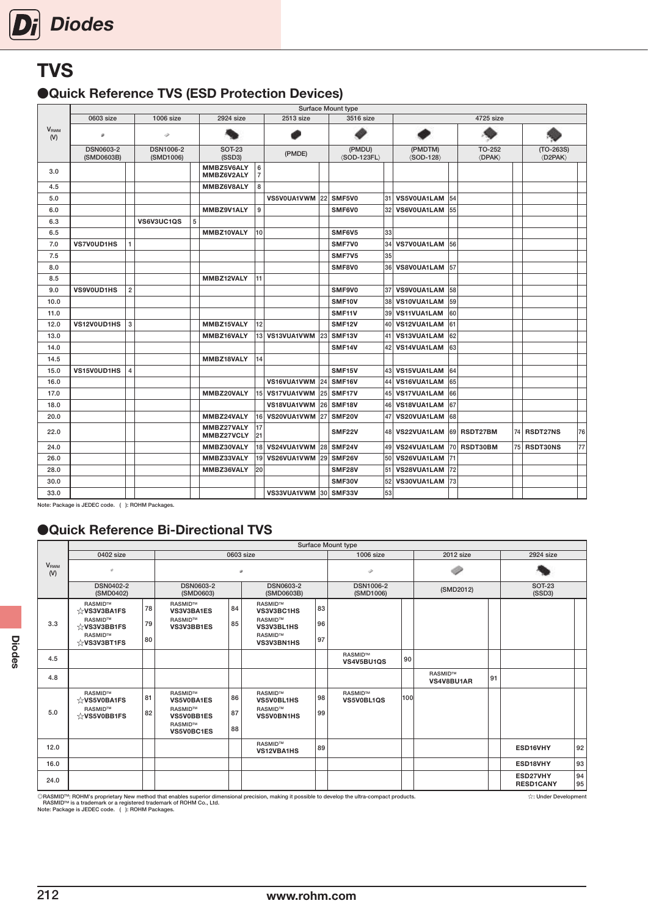# TVS

## ●Quick Reference TVS (ESD Protection Devices)

| $V_{RWM}$ (V) | Surface Mount type | | | | | | | | | | | | | | | |
|---|---|---|---|---|---|---|---|---|---|---|---|---|---|---|---|---|
| | 0603 size | | 1006 size | | 2924 size | | 2513 size | | 3516 size | | 4725 size | | | | | |
| | DSN0603-2 (SMD0603B) | | DSN1006-2 (SMD1006) | | SOT-23 (SSD3) | | (PMDE) | | (PMDU) 〈SOD-123FL〉 | | (PMDTM) 〈SOD-128〉 | | TO-252 〈DPAK〉 | | (TO-263S) 〈D2PAK〉 | |
| 3.0 | | | | | MMBZ5V6ALY MMBZ6V2ALY | 6 7 | | | | | | | | | | |
| 4.5 | | | | | MMBZ6V8ALY | 8 | | | | | | | | | | |
| 5.0 | | | | | | | VS5V0UA1VWM | 22 | SMF5V0 | 31 | VS5V0UA1LAM | 54 | | | | |
| 6.0 | | | | | MMBZ9V1ALY | 9 | | | SMF6V0 | 32 | VS6V0UA1LAM | 55 | | | | |
| 6.3 | | | VS6V3UC1QS | 5 | | | | | | | | | | | | |
| 6.5 | | | | | MMBZ10VALY | 10 | | | SMF6V5 | 33 | | | | | | |
| 7.0 | VS7V0UD1HS | 1 | | | | | | | SMF7V0 | 34 | VS7V0UA1LAM | 56 | | | | |
| 7.5 | | | | | | | | | SMF7V5 | 35 | | | | | | |
| 8.0 | | | | | | | | | SMF8V0 | 36 | VS8V0UA1LAM | 57 | | | | |
| 8.5 | | | | | MMBZ12VALY | 11 | | | | | | | | | | |
| 9.0 | VS9V0UD1HS | 2 | | | | | | | SMF9V0 | 37 | VS9V0UA1LAM | 58 | | | | |
| 10.0 | | | | | | | | | SMF10V | 38 | VS10VUA1LAM | 59 | | | | |
| 11.0 | | | | | | | | | SMF11V | 39 | VS11VUA1LAM | 60 | | | | |
| 12.0 | VS12V0UD1HS | 3 | | | MMBZ15VALY | 12 | | | SMF12V | 40 | VS12VUA1LAM | 61 | | | | |
| 13.0 | | | | | MMBZ16VALY | 13 | VS13VUA1VWM | 23 | SMF13V | 41 | VS13VUA1LAM | 62 | | | | |
| 14.0 | | | | | | | | | SMF14V | 42 | VS14VUA1LAM | 63 | | | | |
| 14.5 | | | | | MMBZ18VALY | 14 | | | | | | | | | | |
| 15.0 | VS15V0UD1HS | 4 | | | | | | | SMF15V | 43 | VS15VUA1LAM | 64 | | | | |
| 16.0 | | | | | | | VS16VUA1VWM | 24 | SMF16V | 44 | VS16VUA1LAM | 65 | | | | |
| 17.0 | | | | | MMBZ20VALY | 15 | VS17VUA1VWM | 25 | SMF17V | 45 | VS17VUA1LAM | 66 | | | | |
| 18.0 | | | | | | | VS18VUA1VWM | 26 | SMF18V | 46 | VS18VUA1LAM | 67 | | | | |
| 20.0 | | | | | MMBZ24VALY | 16 | VS20VUA1VWM | 27 | SMF20V | 47 | VS20VUA1LAM | 68 | | | | |
| 22.0 | | | | | MMBZ27VALY MMBZ27VCLY | 17 21 | | | SMF22V | 48 | VS22VUA1LAM | 69 | RSDT27BM | 74 | RSDT27NS | 76 |
| 24.0 | | | | | MMBZ30VALY | 18 | VS24VUA1VWM | 28 | SMF24V | 49 | VS24VUA1LAM | 70 | RSDT30BM | 75 | RSDT30NS | 77 |
| 26.0 | | | | | MMBZ33VALY | 19 | VS26VUA1VWM | 29 | SMF26V | 50 | VS26VUA1LAM | 71 | | | | |
| 28.0 | | | | | MMBZ36VALY | 20 | | | SMF28V | 51 | VS28VUA1LAM | 72 | | | | |
| 30.0 | | | | | | | | | SMF30V | 52 | VS30VUA1LAM | 73 | | | | |
| 33.0 | | | | | | | VS33VUA1VWM | 30 | SMF33V | 53 | | | | | | |

Note: Package is JEDEC code. ( ): ROHM Packages.

## ●Quick Reference Bi-Directional TVS

| $V_{RWM}$ (V) | Surface Mount type | | | | | | | | | | | |
|---|---|---|---|---|---|---|---|---|---|---|---|---|
| | 0402 size | | 0603 size | | | | 1006 size | | 2012 size | | 2924 size | |
| | DSN0402-2 (SMD0402) | | DSN0603-2 (SMD0603) | | DSN0603-2 (SMD0603B) | | DSN1006-2 (SMD1006) | | (SMD2012) | | SOT-23 (SSD3) | |
| 3.3 | RASMID™ ☆VS3V3BA1FS<br>RASMID™ ☆VS3V3BB1FS<br>RASMID™ ☆VS3V3BT1FS | 78<br>79<br>80 | RASMID™ VS3V3BA1ES<br>RASMID™ VS3V3BB1ES | 84<br>85 | RASMID™ VS3V3BC1HS<br>RASMID™ VS3V3BL1HS<br>RASMID™ VS3V3BN1HS | 83<br>96<br>97 | | | | | | |
| 4.5 | | | | | | | RASMID™ VS4V5BU1QS | 90 | | | | |
| 4.8 | | | | | | | | | RASMID™ VS4V8BU1AR | 91 | | |
| 5.0 | RASMID™ ☆VS5V0BA1FS<br>RASMID™ ☆VS5V0BB1FS | 81<br>82 | RASMID™ VS5V0BA1ES<br>RASMID™ VS5V0BB1ES<br>RASMID™ VS5V0BC1ES | 86<br>87<br>88 | RASMID™ VS5V0BL1HS<br>RASMID™ VS5V0BN1HS | 98<br>99 | RASMID™ VS5V0BL1QS | 100 | | | | |
| 12.0 | | | | | RASMID™ VS12VBA1HS | 89 | | | | | ESD16VHY | 92 |
| 16.0 | | | | | | | | | | | ESD18VHY | 93 |
| 24.0 | | | | | | | | | | | ESD27VHY<br>RESD1CANY | 94<br>95 |

◎RASMID™: ROHM's proprietary New method that enables superior dimensional precision, making it possible to develop the ultra-compact products.
RASMID™ is a trademark or a registered trademark of ROHM Co., Ltd.
Note: Package is JEDEC code. ( ): ROHM Packages.

☆: Under Development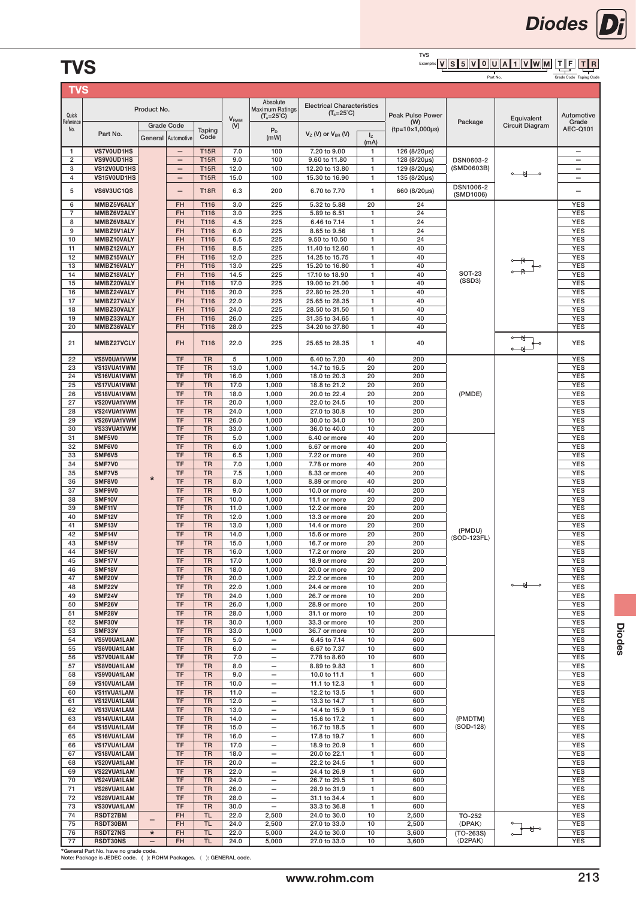# TVS

TVS Example: V S 5 V 0 U A 1 V W M | T F | T R (Part No. / Grade Code / Taping Code)

## TVS

| Quick Reference No. | Part No. | Grade Code General | Grade Code Automotive | Taping Code | $V_{RWM}$ (V) | Absolute Maximum Ratings ($T_a$=25°C) $P_D$ (mW) | Electrical Characteristics ($T_a$=25°C) $V_Z$ (V) or $V_{BR}$ (V) | $I_Z$ (mA) | Peak Pulse Power (W) (tp=10×1,000μs) | Package | Equivalent Circuit Diagram | Automotive Grade AEC-Q101 |
|---|---|---|---|---|---|---|---|---|---|---|---|---|
| 1 | VS7V0UD1HS | | – | T15R | 7.0 | 100 | 7.20 to 9.00 | 1 | 126 (8/20μs) | DSN0603-2 (SMD0603B) | | – |
| 2 | VS9V0UD1HS | | – | T15R | 9.0 | 100 | 9.60 to 11.80 | 1 | 128 (8/20μs) | | | – |
| 3 | VS12V0UD1HS | | – | T15R | 12.0 | 100 | 12.20 to 13.80 | 1 | 129 (8/20μs) | | | – |
| 4 | VS15V0UD1HS | | – | T15R | 15.0 | 100 | 15.30 to 16.90 | 1 | 135 (8/20μs) | | | – |
| 5 | VS6V3UC1QS | | – | T18R | 6.3 | 200 | 6.70 to 7.70 | 1 | 660 (8/20μs) | DSN1006-2 (SMD1006) | | – |
| 6 | MMBZ5V6ALY | | FH | T116 | 3.0 | 225 | 5.32 to 5.88 | 20 | 24 | SOT-23 (SSD3) | | YES |
| 7 | MMBZ6V2ALY | | FH | T116 | 3.0 | 225 | 5.89 to 6.51 | 1 | 24 | | | YES |
| 8 | MMBZ6V8ALY | | FH | T116 | 4.5 | 225 | 6.46 to 7.14 | 1 | 24 | | | YES |
| 9 | MMBZ9V1ALY | | FH | T116 | 6.0 | 225 | 8.65 to 9.56 | 1 | 24 | | | YES |
| 10 | MMBZ10VALY | | FH | T116 | 6.5 | 225 | 9.50 to 10.50 | 1 | 24 | | | YES |
| 11 | MMBZ12VALY | | FH | T116 | 8.5 | 225 | 11.40 to 12.60 | 1 | 40 | | | YES |
| 12 | MMBZ15VALY | | FH | T116 | 12.0 | 225 | 14.25 to 15.75 | 1 | 40 | | | YES |
| 13 | MMBZ16VALY | | FH | T116 | 13.0 | 225 | 15.20 to 16.80 | 1 | 40 | | | YES |
| 14 | MMBZ18VALY | | FH | T116 | 14.5 | 225 | 17.10 to 18.90 | 1 | 40 | | | YES |
| 15 | MMBZ20VALY | | FH | T116 | 17.0 | 225 | 19.00 to 21.00 | 1 | 40 | | | YES |
| 16 | MMBZ24VALY | | FH | T116 | 20.0 | 225 | 22.80 to 25.20 | 1 | 40 | | | YES |
| 17 | MMBZ27VALY | | FH | T116 | 22.0 | 225 | 25.65 to 28.35 | 1 | 40 | | | YES |
| 18 | MMBZ30VALY | | FH | T116 | 24.0 | 225 | 28.50 to 31.50 | 1 | 40 | | | YES |
| 19 | MMBZ33VALY | | FH | T116 | 26.0 | 225 | 31.35 to 34.65 | 1 | 40 | | | YES |
| 20 | MMBZ36VALY | | FH | T116 | 28.0 | 225 | 34.20 to 37.80 | 1 | 40 | | | YES |
| 21 | MMBZ27VCLY | | FH | T116 | 22.0 | 225 | 25.65 to 28.35 | 1 | 40 | | | YES |
| 22 | VS5V0UA1VWM | * | TF | TR | 5 | 1,000 | 6.40 to 7.20 | 40 | 200 | (PMDE) | | YES |
| 23 | VS13VUA1VWM | | TF | TR | 13.0 | 1,000 | 14.7 to 16.5 | 20 | 200 | | | YES |
| 24 | VS16VUA1VWM | | TF | TR | 16.0 | 1,000 | 18.0 to 20.3 | 20 | 200 | | | YES |
| 25 | VS17VUA1VWM | | TF | TR | 17.0 | 1,000 | 18.8 to 21.2 | 20 | 200 | | | YES |
| 26 | VS18VUA1VWM | | TF | TR | 18.0 | 1,000 | 20.0 to 22.4 | 20 | 200 | | | YES |
| 27 | VS20VUA1VWM | | TF | TR | 20.0 | 1,000 | 22.0 to 24.5 | 10 | 200 | | | YES |
| 28 | VS24VUA1VWM | | TF | TR | 24.0 | 1,000 | 27.0 to 30.8 | 10 | 200 | | | YES |
| 29 | VS26VUA1VWM | | TF | TR | 26.0 | 1,000 | 30.0 to 34.0 | 10 | 200 | | | YES |
| 30 | VS33VUA1VWM | | TF | TR | 33.0 | 1,000 | 36.0 to 40.0 | 10 | 200 | | | YES |
| 31 | SMF5V0 | | TF | TR | 5.0 | 1,000 | 6.40 or more | 40 | 200 | (PMDU) 〈SOD-123FL〉 | | YES |
| 32 | SMF6V0 | | TF | TR | 6.0 | 1,000 | 6.67 or more | 40 | 200 | | | YES |
| 33 | SMF6V5 | | TF | TR | 6.5 | 1,000 | 7.22 or more | 40 | 200 | | | YES |
| 34 | SMF7V0 | | TF | TR | 7.0 | 1,000 | 7.78 or more | 40 | 200 | | | YES |
| 35 | SMF7V5 | | TF | TR | 7.5 | 1,000 | 8.33 or more | 40 | 200 | | | YES |
| 36 | SMF8V0 | | TF | TR | 8.0 | 1,000 | 8.89 or more | 40 | 200 | | | YES |
| 37 | SMF9V0 | | TF | TR | 9.0 | 1,000 | 10.0 or more | 40 | 200 | | | YES |
| 38 | SMF10V | | TF | TR | 10.0 | 1,000 | 11.1 or more | 20 | 200 | | | YES |
| 39 | SMF11V | | TF | TR | 11.0 | 1,000 | 12.2 or more | 20 | 200 | | | YES |
| 40 | SMF12V | | TF | TR | 12.0 | 1,000 | 13.3 or more | 20 | 200 | | | YES |
| 41 | SMF13V | | TF | TR | 13.0 | 1,000 | 14.4 or more | 20 | 200 | | | YES |
| 42 | SMF14V | | TF | TR | 14.0 | 1,000 | 15.6 or more | 20 | 200 | | | YES |
| 43 | SMF15V | | TF | TR | 15.0 | 1,000 | 16.7 or more | 20 | 200 | | | YES |
| 44 | SMF16V | | TF | TR | 16.0 | 1,000 | 17.2 or more | 20 | 200 | | | YES |
| 45 | SMF17V | | TF | TR | 17.0 | 1,000 | 18.9 or more | 20 | 200 | | | YES |
| 46 | SMF18V | | TF | TR | 18.0 | 1,000 | 20.0 or more | 20 | 200 | | | YES |
| 47 | SMF20V | | TF | TR | 20.0 | 1,000 | 22.2 or more | 10 | 200 | | | YES |
| 48 | SMF22V | | TF | TR | 22.0 | 1,000 | 24.4 or more | 10 | 200 | | | YES |
| 49 | SMF24V | | TF | TR | 24.0 | 1,000 | 26.7 or more | 10 | 200 | | | YES |
| 50 | SMF26V | | TF | TR | 26.0 | 1,000 | 28.9 or more | 10 | 200 | | | YES |
| 51 | SMF28V | | TF | TR | 28.0 | 1,000 | 31.1 or more | 10 | 200 | | | YES |
| 52 | SMF30V | | TF | TR | 30.0 | 1,000 | 33.3 or more | 10 | 200 | | | YES |
| 53 | SMF33V | | TF | TR | 33.0 | 1,000 | 36.7 or more | 10 | 200 | | | YES |
| 54 | VS5V0UA1LAM | | TF | TR | 5.0 | – | 6.45 to 7.14 | 10 | 600 | (PMDTM) 〈SOD-128〉 | | YES |
| 55 | VS6V0UA1LAM | | TF | TR | 6.0 | – | 6.67 to 7.37 | 10 | 600 | | | YES |
| 56 | VS7V0UA1LAM | | TF | TR | 7.0 | – | 7.78 to 8.60 | 10 | 600 | | | YES |
| 57 | VS8V0UA1LAM | | TF | TR | 8.0 | – | 8.89 to 9.83 | 1 | 600 | | | YES |
| 58 | VS9V0UA1LAM | | TF | TR | 9.0 | – | 10.0 to 11.1 | 1 | 600 | | | YES |
| 59 | VS10VUA1LAM | | TF | TR | 10.0 | – | 11.1 to 12.3 | 1 | 600 | | | YES |
| 60 | VS11VUA1LAM | | TF | TR | 11.0 | – | 12.2 to 13.5 | 1 | 600 | | | YES |
| 61 | VS12VUA1LAM | | TF | TR | 12.0 | – | 13.3 to 14.7 | 1 | 600 | | | YES |
| 62 | VS13VUA1LAM | | TF | TR | 13.0 | – | 14.4 to 15.9 | 1 | 600 | | | YES |
| 63 | VS14VUA1LAM | | TF | TR | 14.0 | – | 15.6 to 17.2 | 1 | 600 | | | YES |
| 64 | VS15VUA1LAM | | TF | TR | 15.0 | – | 16.7 to 18.5 | 1 | 600 | | | YES |
| 65 | VS16VUA1LAM | | TF | TR | 16.0 | – | 17.8 to 19.7 | 1 | 600 | | | YES |
| 66 | VS17VUA1LAM | | TF | TR | 17.0 | – | 18.9 to 20.9 | 1 | 600 | | | YES |
| 67 | VS18VUA1LAM | | TF | TR | 18.0 | – | 20.0 to 22.1 | 1 | 600 | | | YES |
| 68 | VS20VUA1LAM | | TF | TR | 20.0 | – | 22.2 to 24.5 | 1 | 600 | | | YES |
| 69 | VS22VUA1LAM | | TF | TR | 22.0 | – | 24.4 to 26.9 | 1 | 600 | | | YES |
| 70 | VS24VUA1LAM | | TF | TR | 24.0 | – | 26.7 to 29.5 | 1 | 600 | | | YES |
| 71 | VS26VUA1LAM | | TF | TR | 26.0 | – | 28.9 to 31.9 | 1 | 600 | | | YES |
| 72 | VS28VUA1LAM | | TF | TR | 28.0 | – | 31.1 to 34.4 | 1 | 600 | | | YES |
| 73 | VS30VUA1LAM | | TF | TR | 30.0 | – | 33.3 to 36.8 | 1 | 600 | | | YES |
| 74 | RSDT27BM | – | FH | TL | 22.0 | 2,500 | 24.0 to 30.0 | 10 | 2,500 | TO-252 〈DPAK〉 | | YES |
| 75 | RSDT30BM | | FH | TL | 24.0 | 2,500 | 27.0 to 33.0 | 10 | 2,500 | | | YES |
| 76 | RSDT27NS | * | FH | TL | 22.0 | 5,000 | 24.0 to 30.0 | 10 | 3,600 | (TO-263S) 〈D2PAK〉 | | YES |
| 77 | RSDT30NS | – | FH | TL | 24.0 | 5,000 | 27.0 to 33.0 | 10 | 3,600 | | | YES |

*General Part No. have no grade code.
Note: Package is JEDEC code. ( ): ROHM Packages. 〈 〉: GENERAL code.

www.rohm.com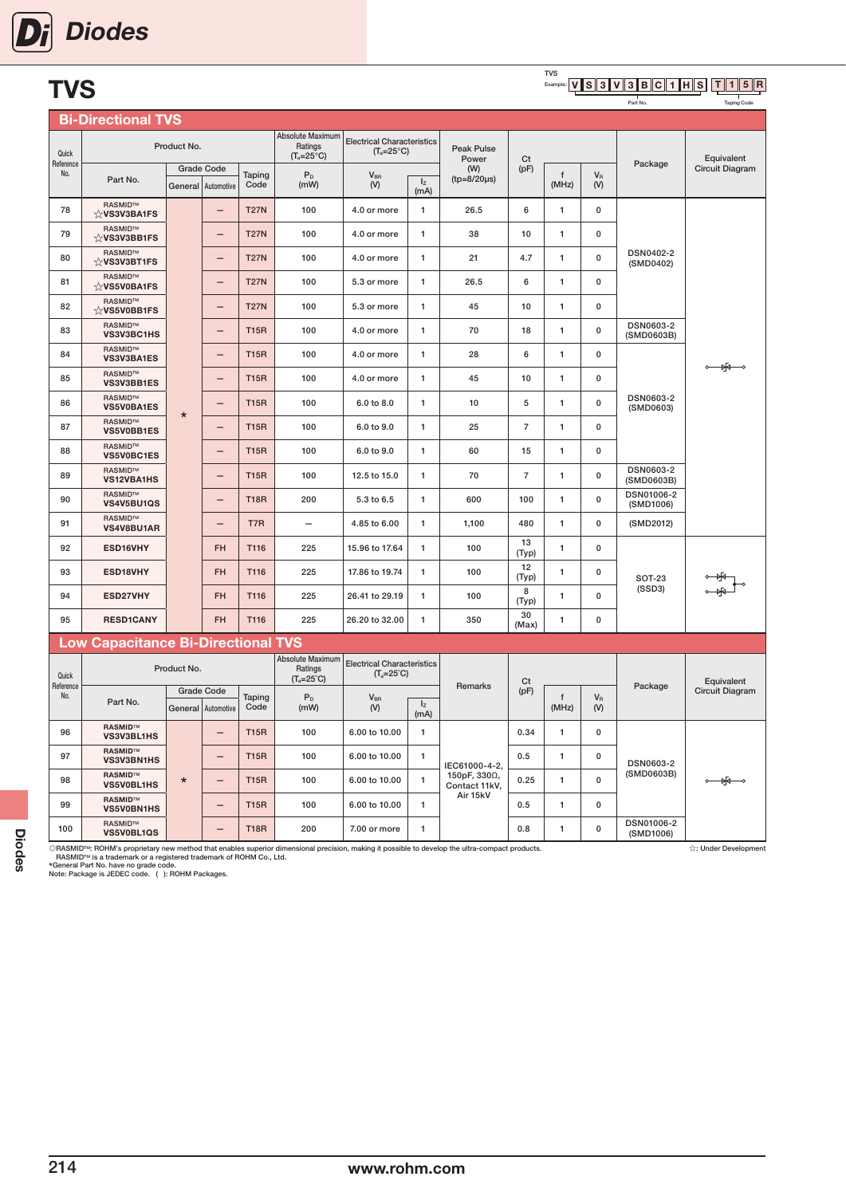# TVS

TVS Example: V S 3 V 3 B C 1 H S T 1 5 R (Part No. / Taping Code)

## Bi-Directional TVS

| Quick Reference No. | Product No. | | | | Absolute Maximum Ratings ($T_a$=25°C) | Electrical Characteristics ($T_a$=25°C) | | Peak Pulse Power (W) (tp=8/20μs) | Ct (pF) | | | Package | Equivalent Circuit Diagram |
|---|---|---|---|---|---|---|---|---|---|---|---|---|---|
| | Part No. | Grade Code | | Taping Code | $P_D$ (mW) | $V_{BR}$ (V) | $I_Z$ (mA) | | | f (MHz) | $V_R$ (V) | | |
| | | General | Automotive | | | | | | | | | | |
| 78 | RASMID™ ☆VS3V3BA1FS | * | – | T27N | 100 | 4.0 or more | 1 | 26.5 | 6 | 1 | 0 | DSN0402-2 (SMD0402) | |
| 79 | RASMID™ ☆VS3V3BB1FS | * | – | T27N | 100 | 4.0 or more | 1 | 38 | 10 | 1 | 0 | DSN0402-2 (SMD0402) | |
| 80 | RASMID™ ☆VS3V3BT1FS | * | – | T27N | 100 | 4.0 or more | 1 | 21 | 4.7 | 1 | 0 | DSN0402-2 (SMD0402) | |
| 81 | RASMID™ ☆VS5V0BA1FS | * | – | T27N | 100 | 5.3 or more | 1 | 26.5 | 6 | 1 | 0 | DSN0402-2 (SMD0402) | |
| 82 | RASMID™ ☆VS5V0BB1FS | * | – | T27N | 100 | 5.3 or more | 1 | 45 | 10 | 1 | 0 | DSN0402-2 (SMD0402) | |
| 83 | RASMID™ VS3V3BC1HS | * | – | T15R | 100 | 4.0 or more | 1 | 70 | 18 | 1 | 0 | DSN0603-2 (SMD0603B) | |
| 84 | RASMID™ VS3V3BA1ES | * | – | T15R | 100 | 4.0 or more | 1 | 28 | 6 | 1 | 0 | DSN0603-2 (SMD0603) | |
| 85 | RASMID™ VS3V3BB1ES | * | – | T15R | 100 | 4.0 or more | 1 | 45 | 10 | 1 | 0 | DSN0603-2 (SMD0603) | |
| 86 | RASMID™ VS5V0BA1ES | * | – | T15R | 100 | 6.0 to 8.0 | 1 | 10 | 5 | 1 | 0 | DSN0603-2 (SMD0603) | |
| 87 | RASMID™ VS5V0BB1ES | * | – | T15R | 100 | 6.0 to 9.0 | 1 | 25 | 7 | 1 | 0 | DSN0603-2 (SMD0603) | |
| 88 | RASMID™ VS5V0BC1ES | * | – | T15R | 100 | 6.0 to 9.0 | 1 | 60 | 15 | 1 | 0 | DSN0603-2 (SMD0603) | |
| 89 | RASMID™ VS12VBA1HS | * | – | T15R | 100 | 12.5 to 15.0 | 1 | 70 | 7 | 1 | 0 | DSN0603-2 (SMD0603B) | |
| 90 | RASMID™ VS4V5BU1QS | * | – | T18R | 200 | 5.3 to 6.5 | 1 | 600 | 100 | 1 | 0 | DSN01006-2 (SMD1006) | |
| 91 | RASMID™ VS4V8BU1AR | * | – | T7R | – | 4.85 to 6.00 | 1 | 1,100 | 480 | 1 | 0 | (SMD2012) | |
| 92 | ESD16VHY | | FH | T116 | 225 | 15.96 to 17.64 | 1 | 100 | 13 (Typ) | 1 | 0 | SOT-23 (SSD3) | |
| 93 | ESD18VHY | | FH | T116 | 225 | 17.86 to 19.74 | 1 | 100 | 12 (Typ) | 1 | 0 | SOT-23 (SSD3) | |
| 94 | ESD27VHY | | FH | T116 | 225 | 26.41 to 29.19 | 1 | 100 | 8 (Typ) | 1 | 0 | SOT-23 (SSD3) | |
| 95 | RESD1CANY | | FH | T116 | 225 | 26.20 to 32.00 | 1 | 350 | 30 (Max) | 1 | 0 | SOT-23 (SSD3) | |

## Low Capacitance Bi-Directional TVS

| Quick Reference No. | Product No. | | | | Absolute Maximum Ratings ($T_a$=25°C) | Electrical Characteristics ($T_a$=25°C) | | Remarks | Ct (pF) | | | Package | Equivalent Circuit Diagram |
|---|---|---|---|---|---|---|---|---|---|---|---|---|---|
| | Part No. | Grade Code | | Taping Code | $P_D$ (mW) | $V_{BR}$ (V) | $I_Z$ (mA) | | | f (MHz) | $V_R$ (V) | | |
| | | General | Automotive | | | | | | | | | | |
| 96 | RASMID™ VS3V3BL1HS | * | – | T15R | 100 | 6.00 to 10.00 | 1 | IEC61000-4-2, 150pF, 330Ω, Contact 11kV, Air 15kV | 0.34 | 1 | 0 | DSN0603-2 (SMD0603B) | |
| 97 | RASMID™ VS3V3BN1HS | * | – | T15R | 100 | 6.00 to 10.00 | 1 | IEC61000-4-2, 150pF, 330Ω, Contact 11kV, Air 15kV | 0.5 | 1 | 0 | DSN0603-2 (SMD0603B) | |
| 98 | RASMID™ VS5V0BL1HS | * | – | T15R | 100 | 6.00 to 10.00 | 1 | IEC61000-4-2, 150pF, 330Ω, Contact 11kV, Air 15kV | 0.25 | 1 | 0 | DSN0603-2 (SMD0603B) | |
| 99 | RASMID™ VS5V0BN1HS | * | – | T15R | 100 | 6.00 to 10.00 | 1 | IEC61000-4-2, 150pF, 330Ω, Contact 11kV, Air 15kV | 0.5 | 1 | 0 | DSN0603-2 (SMD0603B) | |
| 100 | RASMID™ VS5V0BL1QS | * | – | T18R | 200 | 7.00 or more | 1 | IEC61000-4-2, 150pF, 330Ω, Contact 11kV, Air 15kV | 0.8 | 1 | 0 | DSN01006-2 (SMD1006) | |

◎RASMID™: ROHM's proprietary new method that enables superior dimensional precision, making it possible to develop the ultra-compact products.
RASMID™ is a trademark or a registered trademark of ROHM Co., Ltd.
*General Part No. have no grade code.
Note: Package is JEDEC code. ( ): ROHM Packages.

☆: Under Development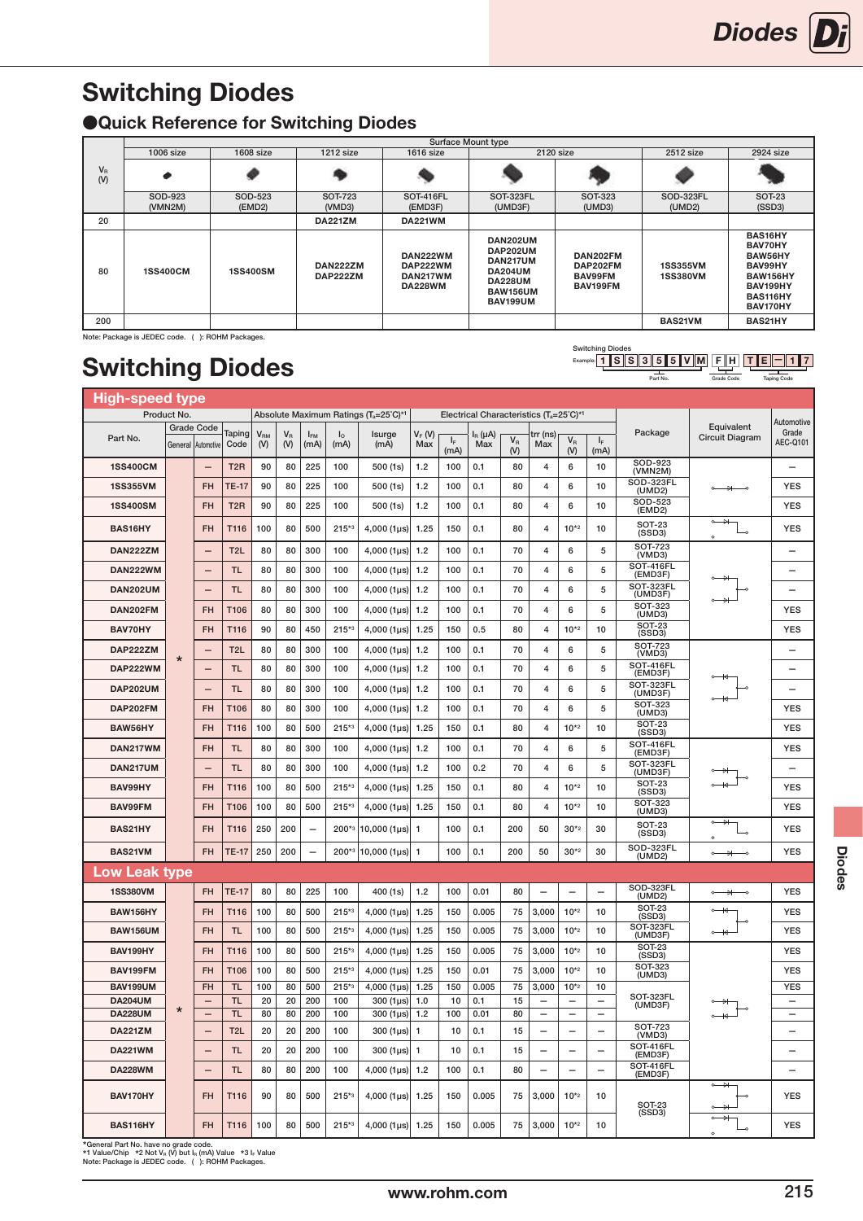# Switching Diodes

## ●Quick Reference for Switching Diodes

| $V_R$ (V) | Surface Mount type | | | | | | | |
|---|---|---|---|---|---|---|---|---|
| | 1006 size | 1608 size | 1212 size | 1616 size | 2120 size | | 2512 size | 2924 size |
| | SOD-923 (VMN2M) | SOD-523 (EMD2) | SOT-723 (VMD3) | SOT-416FL (EMD3F) | SOT-323FL (UMD3F) | SOT-323 (UMD3) | SOD-323FL (UMD2) | SOT-23 (SSD3) |
| 20 | | | DA221ZM | DA221WM | | | | |
| 80 | 1SS400CM | 1SS400SM | DAN222ZM DAP222ZM | DAN222WM DAP222WM DAN217WM DA228WM | DAN202UM DAP202UM DAN217UM DA204UM DA228UM BAW156UM BAV199UM | DAN202FM DAP202FM BAV99FM BAV199FM | 1SS355VM 1SS380VM | BAS16HY BAV70HY BAW56HY BAV99HY BAW156HY BAV199HY BAS116HY BAV170HY |
| 200 | | | | | | | BAS21VM | BAS21HY |

Note: Package is JEDEC code. ( ): ROHM Packages.

# Switching Diodes

Switching Diodes
Example: 1SS355VM FH TE-17 (Part No. / Grade Code / Taping Code)

## High-speed type

| Part No. | Grade Code General | Grade Code Automotive | Taping Code | $V_{RM}$ (V) | $V_R$ (V) | $I_{FM}$ (mA) | $I_O$ (mA) | Isurge (mA) | $V_F$ (V) Max | $I_F$ (mA) | $I_R$ (μA) Max | $V_R$ (V) | trr (ns) Max | $V_R$ (V) | $I_F$ (mA) | Package | Equivalent Circuit Diagram | Automotive Grade AEC-Q101 |
|---|---|---|---|---|---|---|---|---|---|---|---|---|---|---|---|---|---|---|
| 1SS400CM | * | – | T2R | 90 | 80 | 225 | 100 | 500 (1s) | 1.2 | 100 | 0.1 | 80 | 4 | 6 | 10 | SOD-923 (VMN2M) | | – |
| 1SS355VM | * | FH | TE-17 | 90 | 80 | 225 | 100 | 500 (1s) | 1.2 | 100 | 0.1 | 80 | 4 | 6 | 10 | SOD-323FL (UMD2) | | YES |
| 1SS400SM | * | FH | T2R | 90 | 80 | 225 | 100 | 500 (1s) | 1.2 | 100 | 0.1 | 80 | 4 | 6 | 10 | SOD-523 (EMD2) | | YES |
| BAS16HY | * | FH | T116 | 100 | 80 | 500 | 215*3 | 4,000 (1μs) | 1.25 | 150 | 0.1 | 80 | 4 | 10*2 | 10 | SOT-23 (SSD3) | | YES |
| DAN222ZM | * | – | T2L | 80 | 80 | 300 | 100 | 4,000 (1μs) | 1.2 | 100 | 0.1 | 70 | 4 | 6 | 5 | SOT-723 (VMD3) | | – |
| DAN222WM | * | – | TL | 80 | 80 | 300 | 100 | 4,000 (1μs) | 1.2 | 100 | 0.1 | 70 | 4 | 6 | 5 | SOT-416FL (EMD3F) | | – |
| DAN202UM | * | – | TL | 80 | 80 | 300 | 100 | 4,000 (1μs) | 1.2 | 100 | 0.1 | 70 | 4 | 6 | 5 | SOT-323FL (UMD3F) | | – |
| DAN202FM | * | FH | T106 | 80 | 80 | 300 | 100 | 4,000 (1μs) | 1.2 | 100 | 0.1 | 70 | 4 | 6 | 5 | SOT-323 (UMD3) | | YES |
| BAV70HY | * | FH | T116 | 90 | 80 | 450 | 215*3 | 4,000 (1μs) | 1.25 | 150 | 0.5 | 80 | 4 | 10*2 | 10 | SOT-23 (SSD3) | | YES |
| DAP222ZM | * | – | T2L | 80 | 80 | 300 | 100 | 4,000 (1μs) | 1.2 | 100 | 0.1 | 70 | 4 | 6 | 5 | SOT-723 (VMD3) | | – |
| DAP222WM | * | – | TL | 80 | 80 | 300 | 100 | 4,000 (1μs) | 1.2 | 100 | 0.1 | 70 | 4 | 6 | 5 | SOT-416FL (EMD3F) | | – |
| DAP202UM | * | – | TL | 80 | 80 | 300 | 100 | 4,000 (1μs) | 1.2 | 100 | 0.1 | 70 | 4 | 6 | 5 | SOT-323FL (UMD3F) | | – |
| DAP202FM | * | FH | T106 | 80 | 80 | 300 | 100 | 4,000 (1μs) | 1.2 | 100 | 0.1 | 70 | 4 | 6 | 5 | SOT-323 (UMD3) | | YES |
| BAW56HY | * | FH | T116 | 100 | 80 | 500 | 215*3 | 4,000 (1μs) | 1.25 | 150 | 0.1 | 80 | 4 | 10*2 | 10 | SOT-23 (SSD3) | | YES |
| DAN217WM | * | FH | TL | 80 | 80 | 300 | 100 | 4,000 (1μs) | 1.2 | 100 | 0.1 | 70 | 4 | 6 | 5 | SOT-416FL (EMD3F) | | YES |
| DAN217UM | * | – | TL | 80 | 80 | 300 | 100 | 4,000 (1μs) | 1.2 | 100 | 0.2 | 70 | 4 | 6 | 5 | SOT-323FL (UMD3F) | | – |
| BAV99HY | * | FH | T116 | 100 | 80 | 500 | 215*3 | 4,000 (1μs) | 1.25 | 150 | 0.1 | 80 | 4 | 10*2 | 10 | SOT-23 (SSD3) | | YES |
| BAV99FM | * | FH | T106 | 100 | 80 | 500 | 215*3 | 4,000 (1μs) | 1.25 | 150 | 0.1 | 80 | 4 | 10*2 | 10 | SOT-323 (UMD3) | | YES |
| BAS21HY | * | FH | T116 | 250 | 200 | – | 200*3 | 10,000 (1μs) | 1 | 100 | 0.1 | 200 | 50 | 30*2 | 30 | SOT-23 (SSD3) | | YES |
| BAS21VM | * | FH | TE-17 | 250 | 200 | – | 200*3 | 10,000 (1μs) | 1 | 100 | 0.1 | 200 | 50 | 30*2 | 30 | SOD-323FL (UMD2) | | YES |

## Low Leak type

| Part No. | Grade Code General | Grade Code Automotive | Taping Code | $V_{RM}$ (V) | $V_R$ (V) | $I_{FM}$ (mA) | $I_O$ (mA) | Isurge (mA) | $V_F$ (V) Max | $I_F$ (mA) | $I_R$ (μA) Max | $V_R$ (V) | trr (ns) Max | $V_R$ (V) | $I_F$ (mA) | Package | Equivalent Circuit Diagram | Automotive Grade AEC-Q101 |
|---|---|---|---|---|---|---|---|---|---|---|---|---|---|---|---|---|---|---|
| 1SS380VM | * | FH | TE-17 | 80 | 80 | 225 | 100 | 400 (1s) | 1.2 | 100 | 0.01 | 80 | – | – | – | SOD-323FL (UMD2) | | YES |
| BAW156HY | * | FH | T116 | 100 | 80 | 500 | 215*3 | 4,000 (1μs) | 1.25 | 150 | 0.005 | 75 | 3,000 | 10*2 | 10 | SOT-23 (SSD3) | | YES |
| BAW156UM | * | FH | TL | 100 | 80 | 500 | 215*3 | 4,000 (1μs) | 1.25 | 150 | 0.005 | 75 | 3,000 | 10*2 | 10 | SOT-323FL (UMD3F) | | YES |
| BAV199HY | * | FH | T116 | 100 | 80 | 500 | 215*3 | 4,000 (1μs) | 1.25 | 150 | 0.005 | 75 | 3,000 | 10*2 | 10 | SOT-23 (SSD3) | | YES |
| BAV199FM | * | FH | T106 | 100 | 80 | 500 | 215*3 | 4,000 (1μs) | 1.25 | 150 | 0.01 | 75 | 3,000 | 10*2 | 10 | SOT-323 (UMD3) | | YES |
| BAV199UM | * | FH | TL | 100 | 80 | 500 | 215*3 | 4,000 (1μs) | 1.25 | 150 | 0.005 | 75 | 3,000 | 10*2 | 10 | SOT-323FL (UMD3F) | | YES |
| DA204UM | * | – | TL | 20 | 20 | 200 | 100 | 300 (1μs) | 1.0 | 10 | 0.1 | 15 | – | – | – | SOT-323FL (UMD3F) | | – |
| DA228UM | * | – | TL | 80 | 80 | 200 | 100 | 300 (1μs) | 1.2 | 100 | 0.01 | 80 | – | – | – | SOT-323FL (UMD3F) | | – |
| DA221ZM | * | – | T2L | 20 | 20 | 200 | 100 | 300 (1μs) | 1 | 10 | 0.1 | 15 | – | – | – | SOT-723 (VMD3) | | – |
| DA221WM | * | – | TL | 20 | 20 | 200 | 100 | 300 (1μs) | 1 | 10 | 0.1 | 15 | – | – | – | SOT-416FL (EMD3F) | | – |
| DA228WM | * | – | TL | 80 | 80 | 200 | 100 | 4,000 (1μs) | 1.2 | 100 | 0.1 | 80 | – | – | – | SOT-416FL (EMD3F) | | – |
| BAV170HY | * | FH | T116 | 90 | 80 | 500 | 215*3 | 4,000 (1μs) | 1.25 | 150 | 0.005 | 75 | 3,000 | 10*2 | 10 | SOT-23 (SSD3) | | YES |
| BAS116HY | * | FH | T116 | 100 | 80 | 500 | 215*3 | 4,000 (1μs) | 1.25 | 150 | 0.005 | 75 | 3,000 | 10*2 | 10 | SOT-23 (SSD3) | | YES |

Absolute Maximum Ratings ($T_a$=25°C)*1; Electrical Characteristics ($T_a$=25°C)*1

*General Part No. have no grade code.
*1 Value/Chip *2 Not $V_R$ (V) but $I_R$ (mA) Value *3 $I_F$ Value
Note: Package is JEDEC code. ( ): ROHM Packages.

www.rohm.com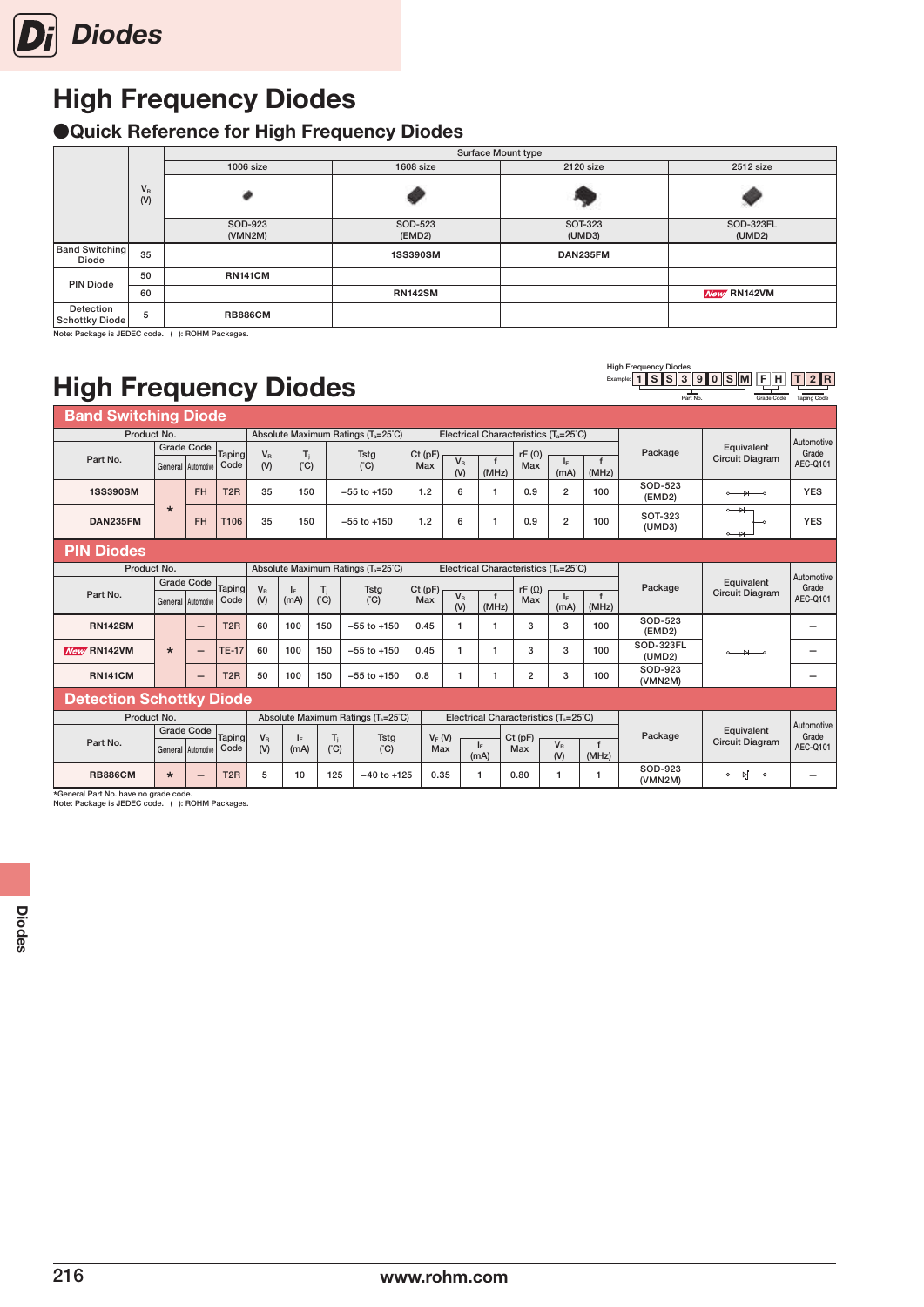# High Frequency Diodes

## ●Quick Reference for High Frequency Diodes

| | $V_R$ (V) | Surface Mount type | | | |
|---|---|---|---|---|---|
| | | 1006 size | 1608 size | 2120 size | 2512 size |
| | | SOD-923 (VMN2M) | SOD-523 (EMD2) | SOT-323 (UMD3) | SOD-323FL (UMD2) |
| Band Switching Diode | 35 | | 1SS390SM | DAN235FM | |
| PIN Diode | 50 | RN141CM | | | |
| | 60 | | RN142SM | | New RN142VM |
| Detection Schottky Diode | 5 | RB886CM | | | |

Note: Package is JEDEC code. ( ): ROHM Packages.

# High Frequency Diodes

High Frequency Diodes
Example: 1 S S 3 9 0 S M F H T 2 R (Part No. / Grade Code / Taping Code)

## Band Switching Diode

| Part No. | Grade Code General | Grade Code Automotive | Taping Code | $V_R$ (V) | $T_j$ (°C) | Tstg (°C) | Ct (pF) Max | $V_R$ (V) | f (MHz) | rF (Ω) Max | $I_F$ (mA) | f (MHz) | Package | Equivalent Circuit Diagram | Automotive Grade AEC-Q101 |
|---|---|---|---|---|---|---|---|---|---|---|---|---|---|---|---|
| 1SS390SM | * | FH | T2R | 35 | 150 | −55 to +150 | 1.2 | 6 | 1 | 0.9 | 2 | 100 | SOD-523 (EMD2) | | YES |
| DAN235FM | * | FH | T106 | 35 | 150 | −55 to +150 | 1.2 | 6 | 1 | 0.9 | 2 | 100 | SOT-323 (UMD3) | | YES |

Absolute Maximum Ratings ($T_a$=25°C): $V_R$, $T_j$, Tstg. Electrical Characteristics ($T_a$=25°C): Ct, rF.

## PIN Diodes

| Part No. | Grade Code General | Grade Code Automotive | Taping Code | $V_R$ (V) | $I_F$ (mA) | $T_j$ (°C) | Tstg (°C) | Ct (pF) Max | $V_R$ (V) | f (MHz) | rF (Ω) Max | $I_F$ (mA) | f (MHz) | Package | Equivalent Circuit Diagram | Automotive Grade AEC-Q101 |
|---|---|---|---|---|---|---|---|---|---|---|---|---|---|---|---|---|
| RN142SM | * | – | T2R | 60 | 100 | 150 | −55 to +150 | 0.45 | 1 | 1 | 3 | 3 | 100 | SOD-523 (EMD2) | | – |
| New RN142VM | * | – | TE-17 | 60 | 100 | 150 | −55 to +150 | 0.45 | 1 | 1 | 3 | 3 | 100 | SOD-323FL (UMD2) | | – |
| RN141CM | * | – | T2R | 50 | 100 | 150 | −55 to +150 | 0.8 | 1 | 1 | 2 | 3 | 100 | SOD-923 (VMN2M) | | – |

Absolute Maximum Ratings ($T_a$=25°C): $V_R$, $I_F$, $T_j$, Tstg. Electrical Characteristics ($T_a$=25°C): Ct, rF.

## Detection Schottky Diode

| Part No. | Grade Code General | Grade Code Automotive | Taping Code | $V_R$ (V) | $I_F$ (mA) | $T_j$ (°C) | Tstg (°C) | $V_F$ (V) Max | $I_F$ (mA) | Ct (pF) Max | $V_R$ (V) | f (MHz) | Package | Equivalent Circuit Diagram | Automotive Grade AEC-Q101 |
|---|---|---|---|---|---|---|---|---|---|---|---|---|---|---|---|
| RB886CM | * | – | T2R | 5 | 10 | 125 | −40 to +125 | 0.35 | 1 | 0.80 | 1 | 1 | SOD-923 (VMN2M) | | – |

Absolute Maximum Ratings ($T_a$=25°C): $V_R$, $I_F$, $T_j$, Tstg. Electrical Characteristics ($T_a$=25°C): $V_F$, Ct.

*General Part No. have no grade code.
Note: Package is JEDEC code. ( ): ROHM Packages.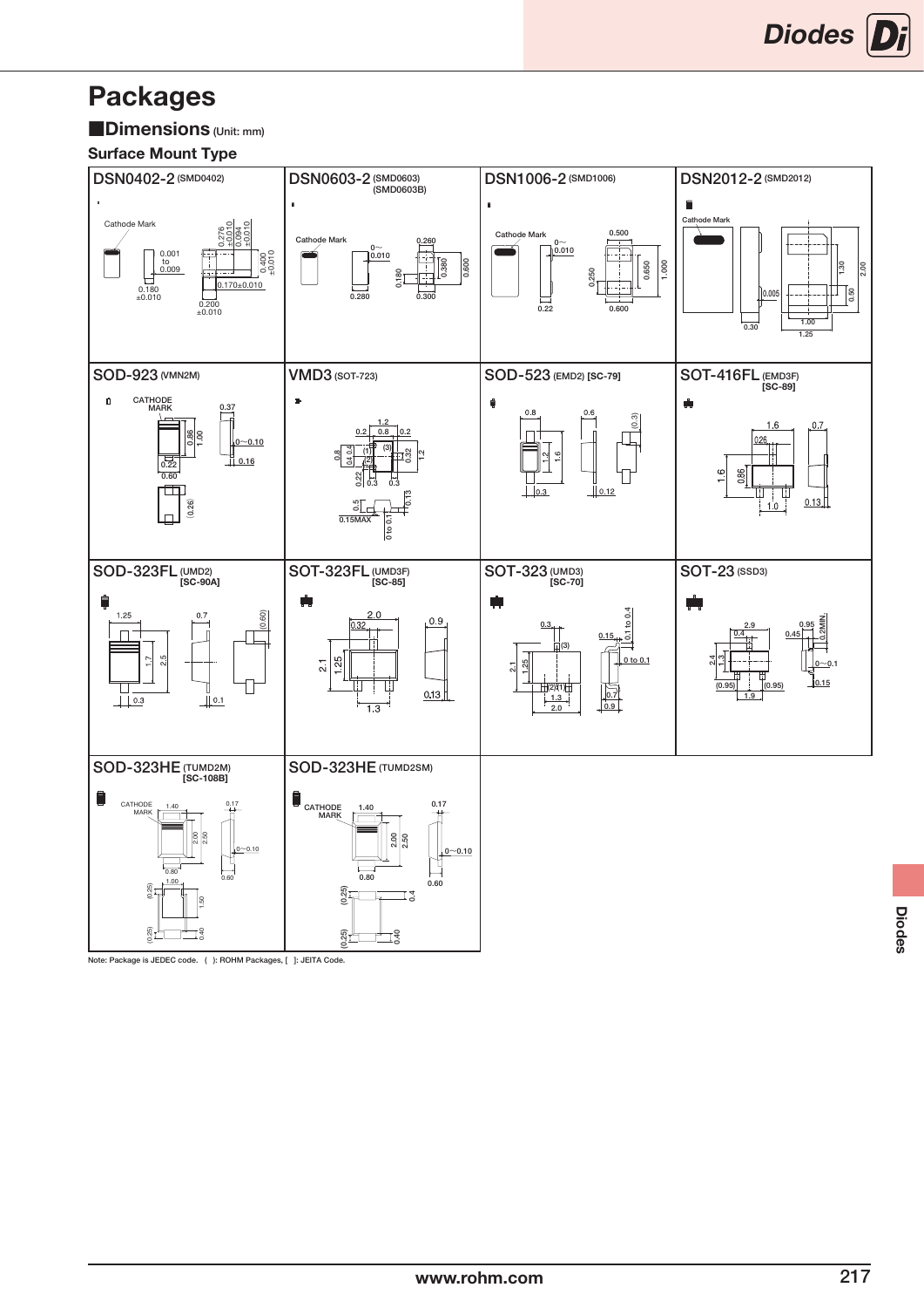# Packages

## ■Dimensions (Unit: mm)

### Surface Mount Type

**DSN0402-2** (SMD0402)

Cathode Mark

0.001 to 0.009

0.180 ±0.010

0.276 ±0.010

0.094 ±0.010

0.400 ±0.010

0.170±0.010

0.200 ±0.010

**DSN0603-2** (SMD0603) (SMD0603B)

Cathode Mark

0~ 0.010

0.280

0.260

0.180

0.380

0.600

0.300

**DSN1006-2** (SMD1006)

Cathode Mark

0~ 0.010

0.22

0.500

0.250

0.650

1.000

0.600

**DSN2012-2** (SMD2012)

Cathode Mark

0.30

0.005

1.30

2.00

0.50

1.00

1.25

**SOD-923** (VMN2M)

CATHODE MARK

0.37

0.86

1.00

0~0.10

0.16

0.22

0.60

(0.26)

**VMD3** (SOT-723)

1.2

0.2 0.8 0.2

(3)

0.8

0.4 0.4

0.32

1.2

(1) (2)

0.22

0.3 0.3

0.5

0.13

0.15MAX

0 to 0.1

**SOD-523** (EMD2) [SC-79]

0.8

0.6

(0.3)

1.2

1.6

0.3

0.12

**SOT-416FL** (EMD3F) [SC-89]

1.6

0.7

0.26

1.6

0.86

1.0

0.13

**SOD-323FL** (UMD2) [SC-90A]

1.25

0.7

(0.60)

1.7

2.5

0.3

0.1

**SOT-323FL** (UMD3F) [SC-85]

2.0

0.32

0.9

2.1

1.25

1.3

0.13

**SOT-323** (UMD3) [SC-70]

0.3

0.15

0.1 to 0.4

(3)

0 to 0.1

2.1

1.25

(2) (1)

1.3

2.0

0.7

0.9

**SOT-23** (SSD3)

2.9

0.4

0.95

0.45

0.2MIN.

2.4

1.3

0~0.1

(0.95)

(0.95)

0.15

1.9

**SOD-323HE** (TUMD2M) [SC-108B]

CATHODE MARK

1.40

0.17

2.00

2.50

0~0.10

0.80

0.60

1.00

(0.25)

1.50

(0.25)

0.40

**SOD-323HE** (TUMD2SM)

CATHODE MARK

1.40

0.17

2.00

2.50

0~0.10

0.80

0.60

(0.25)

0.4

(0.25)

0.40

Note: Package is JEDEC code. ( ): ROHM Packages, [ ]: JEITA Code.

www.rohm.com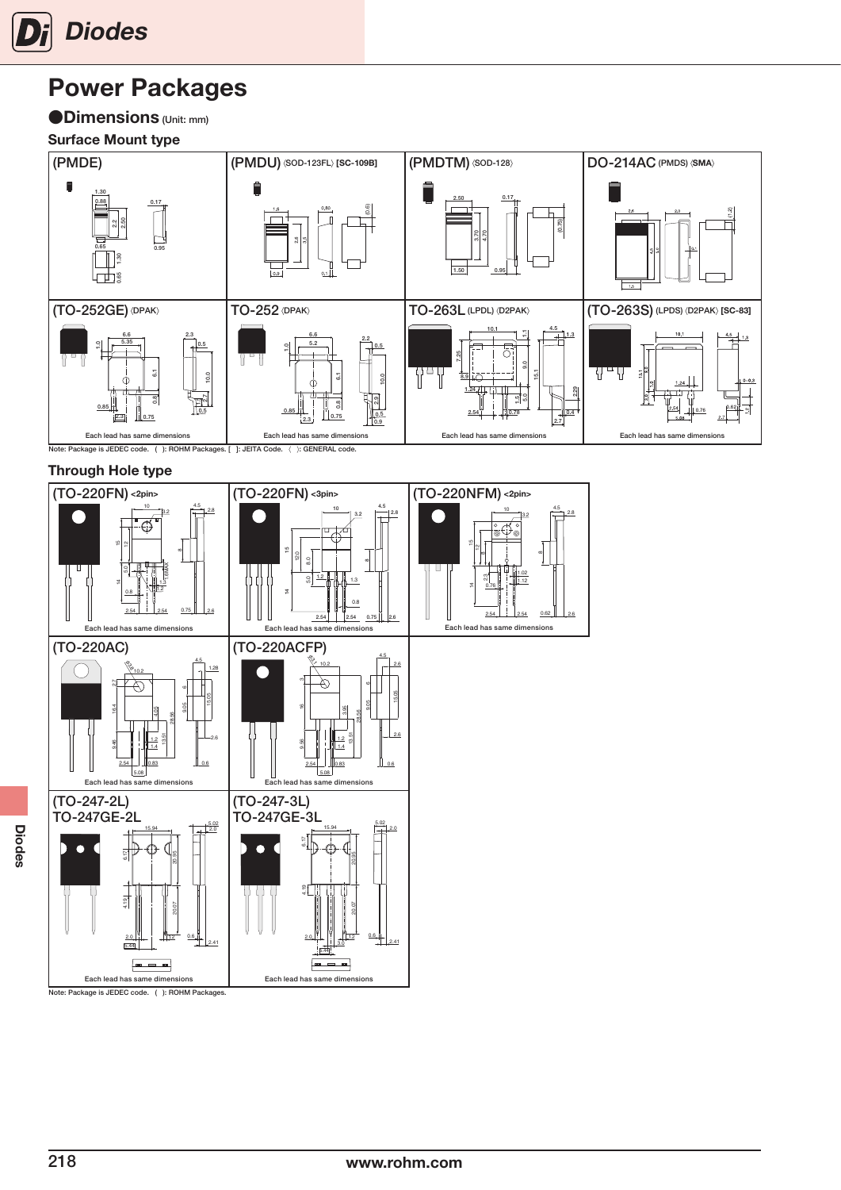# Power Packages

## ●Dimensions (Unit: mm)

### Surface Mount type

(PMDE)

(PMDU) 〈SOD-123FL〉 [SC-109B]

(PMDTM) 〈SOD-128〉

DO-214AC (PMDS) 〈SMA〉

(TO-252GE) 〈DPAK〉

Each lead has same dimensions

TO-252 〈DPAK〉

Each lead has same dimensions

TO-263L (LPDL) 〈D2PAK〉

Each lead has same dimensions

(TO-263S) (LPDS) 〈D2PAK〉 [SC-83]

Each lead has same dimensions

Note: Package is JEDEC code. ( ): ROHM Packages. [ ]: JEITA Code. 〈 〉: GENERAL code.

### Through Hole type

(TO-220FN) <2pin>

Each lead has same dimensions

(TO-220FN) <3pin>

Each lead has same dimensions

(TO-220NFM) <2pin>

Each lead has same dimensions

(TO-220AC)

Each lead has same dimensions

(TO-220ACFP)

Each lead has same dimensions

(TO-247-2L)
TO-247GE-2L

Each lead has same dimensions

(TO-247-3L)
TO-247GE-3L

Each lead has same dimensions

Note: Package is JEDEC code. ( ): ROHM Packages.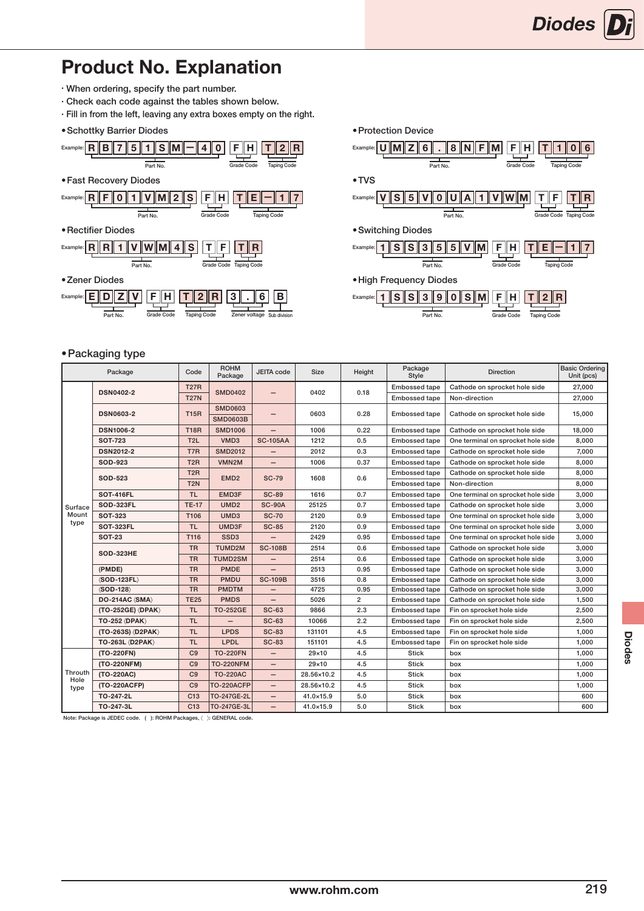# Product No. Explanation

- When ordering, specify the part number.
- Check each code against the tables shown below.
- Fill in from the left, leaving any extra boxes empty on the right.

• Schottky Barrier Diodes

Example: R B 7 5 1 S M − 4 0 | F H | T 2 R

Part No. | Grade Code | Taping Code

• Fast Recovery Diodes

Example: R F 0 1 V M 2 S | F H | T E − 1 7

Part No. | Grade Code | Taping Code

• Rectifier Diodes

Example: R R 1 V W M 4 S | T F | T R

Part No. | Grade Code | Taping Code

• Zener Diodes

Example: E D Z V | F H | T 2 R | 3 . 6 | B

Part No. | Grade Code | Taping Code | Zener voltage | Sub division

• Protection Device

Example: U M Z 6 . 8 N F M | F H | T 1 0 6

Part No. | Grade Code | Taping Code

• TVS

Example: V S 5 V 0 U A 1 V W M | T F | T R

Part No. | Grade Code | Taping Code

• Switching Diodes

Example: 1 S S 3 5 5 V M | F H | T E − 1 7

Part No. | Grade Code | Taping Code

• High Frequency Diodes

Example: 1 S S 3 9 0 S M | F H | T 2 R

Part No. | Grade Code | Taping Code

• Packaging type

| | Package | Code | ROHM Package | JEITA code | Size | Height | Package Style | Direction | Basic Ordering Unit (pcs) |
|---|---|---|---|---|---|---|---|---|---|
| Surface Mount type | DSN0402-2 | T27R | SMD0402 | – | 0402 | 0.18 | Embossed tape | Cathode on sprocket hole side | 27,000 |
| | | T27N | | | | | Embossed tape | Non-direction | 27,000 |
| | DSN0603-2 | T15R | SMD0603 / SMD0603B | – | 0603 | 0.28 | Embossed tape | Cathode on sprocket hole side | 15,000 |
| | DSN1006-2 | T18R | SMD1006 | – | 1006 | 0.22 | Embossed tape | Cathode on sprocket hole side | 18,000 |
| | SOT-723 | T2L | VMD3 | SC-105AA | 1212 | 0.5 | Embossed tape | One terminal on sprocket hole side | 8,000 |
| | DSN2012-2 | T7R | SMD2012 | – | 2012 | 0.3 | Embossed tape | Cathode on sprocket hole side | 7,000 |
| | SOD-923 | T2R | VMN2M | – | 1006 | 0.37 | Embossed tape | Cathode on sprocket hole side | 8,000 |
| | SOD-523 | T2R | EMD2 | SC-79 | 1608 | 0.6 | Embossed tape | Cathode on sprocket hole side | 8,000 |
| | | T2N | | | | | Embossed tape | Non-direction | 8,000 |
| | SOT-416FL | TL | EMD3F | SC-89 | 1616 | 0.7 | Embossed tape | One terminal on sprocket hole side | 3,000 |
| | SOD-323FL | TE-17 | UMD2 | SC-90A | 25125 | 0.7 | Embossed tape | Cathode on sprocket hole side | 3,000 |
| | SOT-323 | T106 | UMD3 | SC-70 | 2120 | 0.9 | Embossed tape | One terminal on sprocket hole side | 3,000 |
| | SOT-323FL | TL | UMD3F | SC-85 | 2120 | 0.9 | Embossed tape | One terminal on sprocket hole side | 3,000 |
| | SOT-23 | T116 | SSD3 | – | 2429 | 0.95 | Embossed tape | One terminal on sprocket hole side | 3,000 |
| | SOD-323HE | TR | TUMD2M | SC-108B | 2514 | 0.6 | Embossed tape | Cathode on sprocket hole side | 3,000 |
| | | TR | TUMD2SM | – | 2514 | 0.6 | Embossed tape | Cathode on sprocket hole side | 3,000 |
| | (PMDE) | TR | PMDE | – | 2513 | 0.95 | Embossed tape | Cathode on sprocket hole side | 3,000 |
| | 〈SOD-123FL〉 | TR | PMDU | SC-109B | 3516 | 0.8 | Embossed tape | Cathode on sprocket hole side | 3,000 |
| | 〈SOD-128〉 | TR | PMDTM | – | 4725 | 0.95 | Embossed tape | Cathode on sprocket hole side | 3,000 |
| | DO-214AC 〈SMA〉 | TE25 | PMDS | – | 5026 | 2 | Embossed tape | Cathode on sprocket hole side | 1,500 |
| | (TO-252GE) 〈DPAK〉 | TL | TO-252GE | SC-63 | 9866 | 2.3 | Embossed tape | Fin on sprocket hole side | 2,500 |
| | TO-252 〈DPAK〉 | TL | – | SC-63 | 10066 | 2.2 | Embossed tape | Fin on sprocket hole side | 2,500 |
| | (TO-263S) 〈D2PAK〉 | TL | LPDS | SC-83 | 131101 | 4.5 | Embossed tape | Fin on sprocket hole side | 1,000 |
| | TO-263L 〈D2PAK〉 | TL | LPDL | SC-83 | 151101 | 4.5 | Embossed tape | Fin on sprocket hole side | 1,000 |
| Throuth Hole type | (TO-220FN) | C9 | TO-220FN | – | 29×10 | 4.5 | Stick | box | 1,000 |
| | (TO-220NFM) | C9 | TO-220NFM | – | 29×10 | 4.5 | Stick | box | 1,000 |
| | (TO-220AC) | C9 | TO-220AC | – | 28.56×10.2 | 4.5 | Stick | box | 1,000 |
| | (TO-220ACFP) | C9 | TO-220ACFP | – | 28.56×10.2 | 4.5 | Stick | box | 1,000 |
| | TO-247-2L | C13 | TO-247GE-2L | – | 41.0×15.9 | 5.0 | Stick | box | 600 |
| | TO-247-3L | C13 | TO-247GE-3L | – | 41.0×15.9 | 5.0 | Stick | box | 600 |

Note: Package is JEDEC code. ( ): ROHM Packages, 〈 〉: GENERAL code.